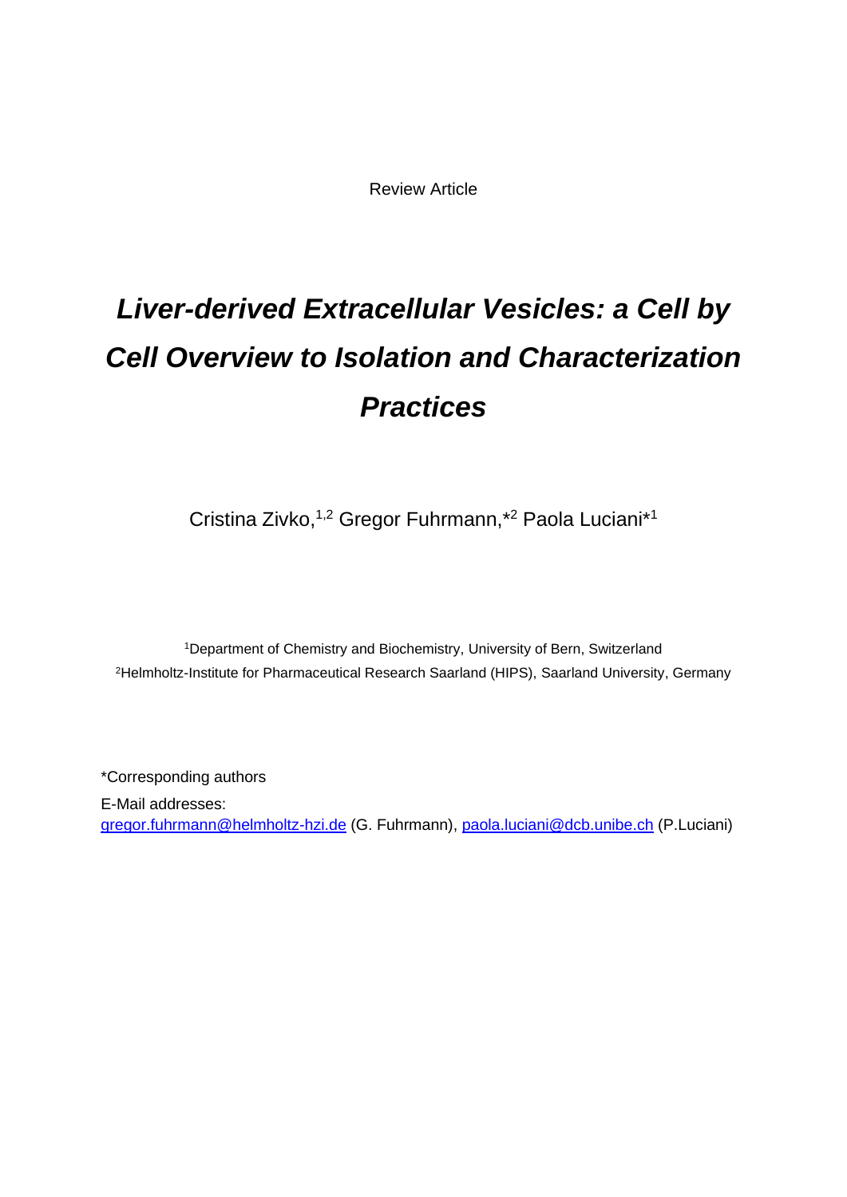Review Article

# *Liver-derived Extracellular Vesicles: a Cell by Cell Overview to Isolation and Characterization Practices*

Cristina Zivko,[1,2] Gregor Fuhrmann,*[2] Paola Luciani*[1]

[1]Department of Chemistry and Biochemistry, University of Bern, Switzerland
[2]Helmholtz-Institute for Pharmaceutical Research Saarland (HIPS), Saarland University, Germany

*Corresponding authors

E-Mail addresses:
gregor.fuhrmann@helmholtz-hzi.de (G. Fuhrmann), paola.luciani@dcb.unibe.ch (P.Luciani)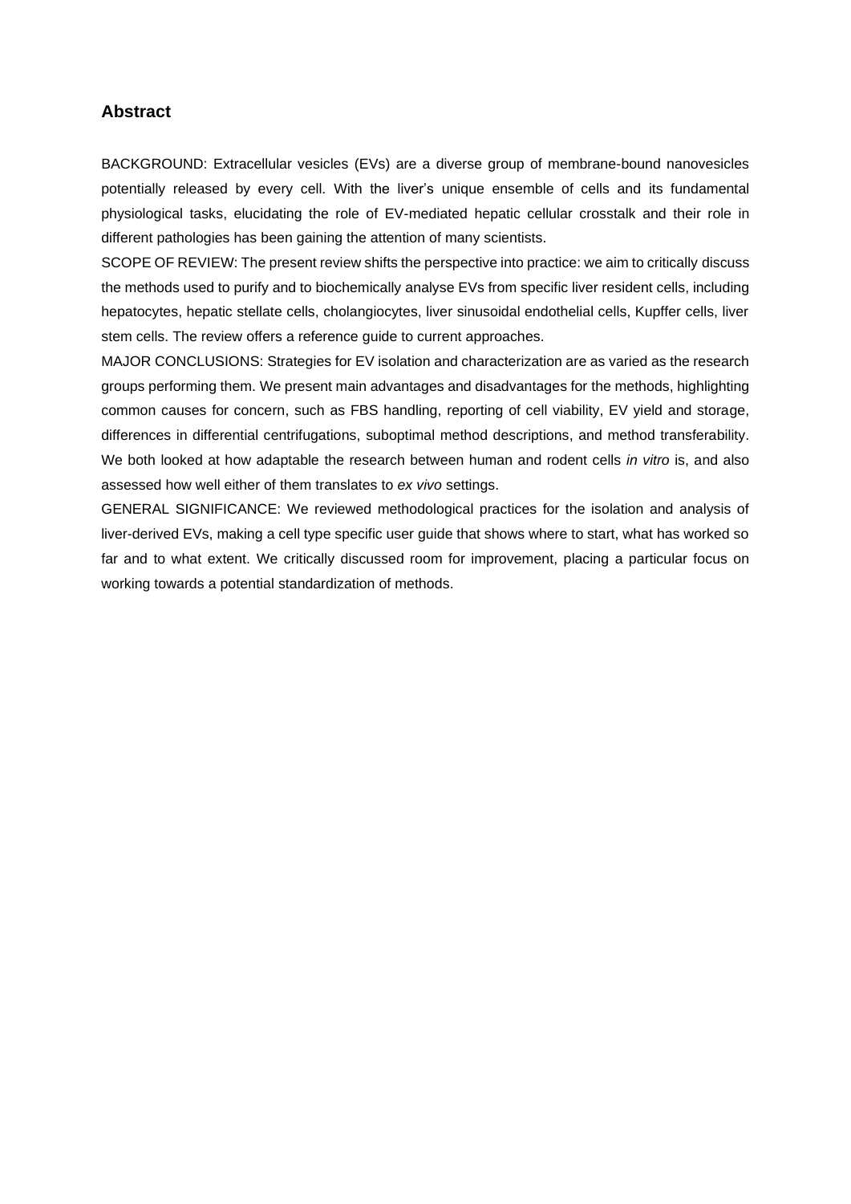## Abstract

BACKGROUND: Extracellular vesicles (EVs) are a diverse group of membrane-bound nanovesicles potentially released by every cell. With the liver's unique ensemble of cells and its fundamental physiological tasks, elucidating the role of EV-mediated hepatic cellular crosstalk and their role in different pathologies has been gaining the attention of many scientists.

SCOPE OF REVIEW: The present review shifts the perspective into practice: we aim to critically discuss the methods used to purify and to biochemically analyse EVs from specific liver resident cells, including hepatocytes, hepatic stellate cells, cholangiocytes, liver sinusoidal endothelial cells, Kupffer cells, liver stem cells. The review offers a reference guide to current approaches.

MAJOR CONCLUSIONS: Strategies for EV isolation and characterization are as varied as the research groups performing them. We present main advantages and disadvantages for the methods, highlighting common causes for concern, such as FBS handling, reporting of cell viability, EV yield and storage, differences in differential centrifugations, suboptimal method descriptions, and method transferability. We both looked at how adaptable the research between human and rodent cells *in vitro* is, and also assessed how well either of them translates to *ex vivo* settings.

GENERAL SIGNIFICANCE: We reviewed methodological practices for the isolation and analysis of liver-derived EVs, making a cell type specific user guide that shows where to start, what has worked so far and to what extent. We critically discussed room for improvement, placing a particular focus on working towards a potential standardization of methods.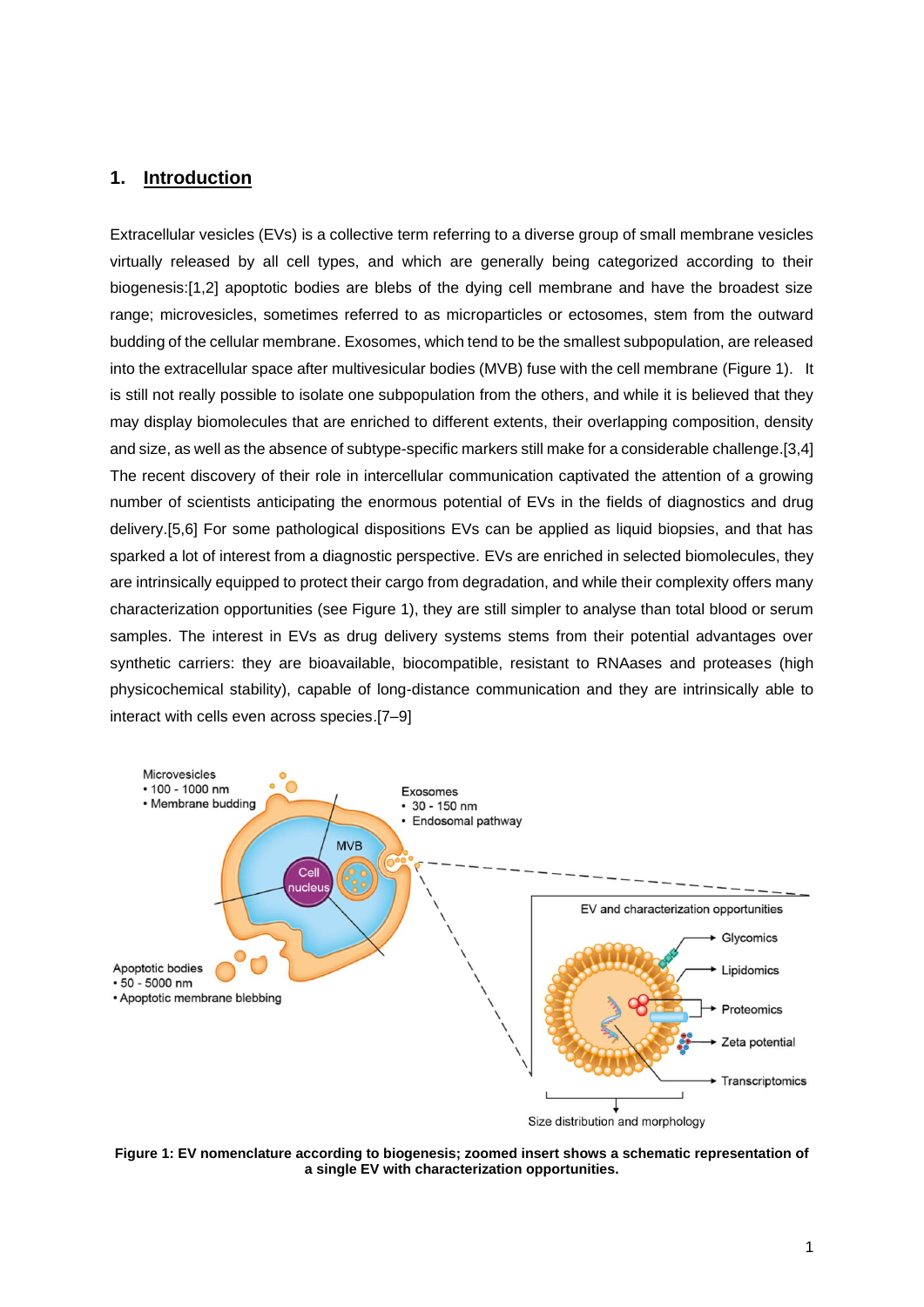# 1. Introduction

Extracellular vesicles (EVs) is a collective term referring to a diverse group of small membrane vesicles virtually released by all cell types, and which are generally being categorized according to their biogenesis:[1,2] apoptotic bodies are blebs of the dying cell membrane and have the broadest size range; microvesicles, sometimes referred to as microparticles or ectosomes, stem from the outward budding of the cellular membrane. Exosomes, which tend to be the smallest subpopulation, are released into the extracellular space after multivesicular bodies (MVB) fuse with the cell membrane (Figure 1). It is still not really possible to isolate one subpopulation from the others, and while it is believed that they may display biomolecules that are enriched to different extents, their overlapping composition, density and size, as well as the absence of subtype-specific markers still make for a considerable challenge.[3,4] The recent discovery of their role in intercellular communication captivated the attention of a growing number of scientists anticipating the enormous potential of EVs in the fields of diagnostics and drug delivery.[5,6] For some pathological dispositions EVs can be applied as liquid biopsies, and that has sparked a lot of interest from a diagnostic perspective. EVs are enriched in selected biomolecules, they are intrinsically equipped to protect their cargo from degradation, and while their complexity offers many characterization opportunities (see Figure 1), they are still simpler to analyse than total blood or serum samples. The interest in EVs as drug delivery systems stems from their potential advantages over synthetic carriers: they are bioavailable, biocompatible, resistant to RNAases and proteases (high physicochemical stability), capable of long-distance communication and they are intrinsically able to interact with cells even across species.[7–9]

Microvesicles
- 100 - 1000 nm
- Membrane budding

Exosomes
- 30 - 150 nm
- Endosomal pathway

MVB

Cell nucleus

Apoptotic bodies
- 50 - 5000 nm
- Apoptotic membrane blebbing

EV and characterization opportunities: Glycomics, Lipidomics, Proteomics, Zeta potential, Transcriptomics, Size distribution and morphology

**Figure 1: EV nomenclature according to biogenesis; zoomed insert shows a schematic representation of a single EV with characterization opportunities.**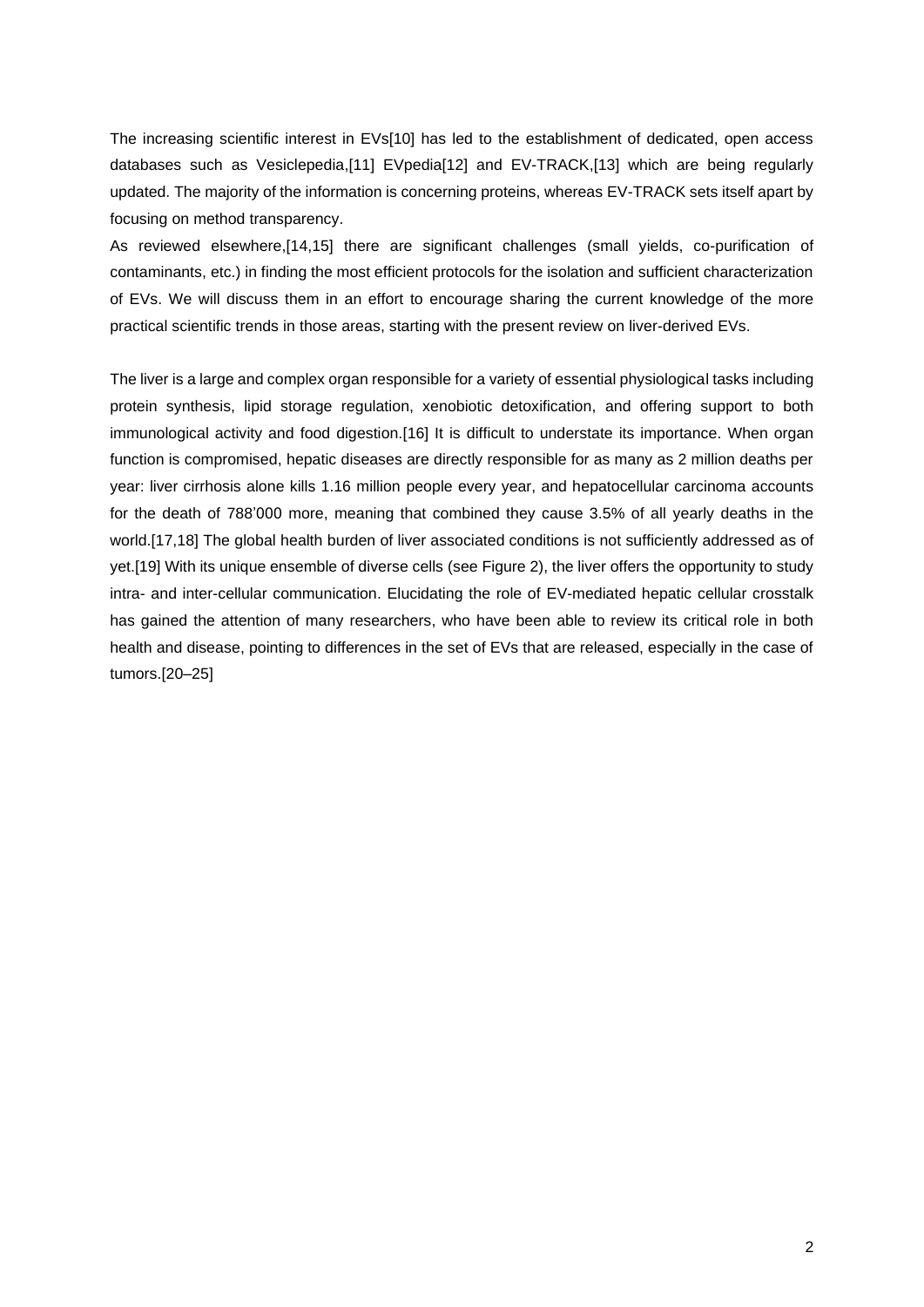The increasing scientific interest in EVs[10] has led to the establishment of dedicated, open access databases such as Vesiclepedia,[11] EVpedia[12] and EV-TRACK,[13] which are being regularly updated. The majority of the information is concerning proteins, whereas EV-TRACK sets itself apart by focusing on method transparency.

As reviewed elsewhere,[14,15] there are significant challenges (small yields, co-purification of contaminants, etc.) in finding the most efficient protocols for the isolation and sufficient characterization of EVs. We will discuss them in an effort to encourage sharing the current knowledge of the more practical scientific trends in those areas, starting with the present review on liver-derived EVs.

The liver is a large and complex organ responsible for a variety of essential physiological tasks including protein synthesis, lipid storage regulation, xenobiotic detoxification, and offering support to both immunological activity and food digestion.[16] It is difficult to understate its importance. When organ function is compromised, hepatic diseases are directly responsible for as many as 2 million deaths per year: liver cirrhosis alone kills 1.16 million people every year, and hepatocellular carcinoma accounts for the death of 788'000 more, meaning that combined they cause 3.5% of all yearly deaths in the world.[17,18] The global health burden of liver associated conditions is not sufficiently addressed as of yet.[19] With its unique ensemble of diverse cells (see Figure 2), the liver offers the opportunity to study intra- and inter-cellular communication. Elucidating the role of EV-mediated hepatic cellular crosstalk has gained the attention of many researchers, who have been able to review its critical role in both health and disease, pointing to differences in the set of EVs that are released, especially in the case of tumors.[20–25]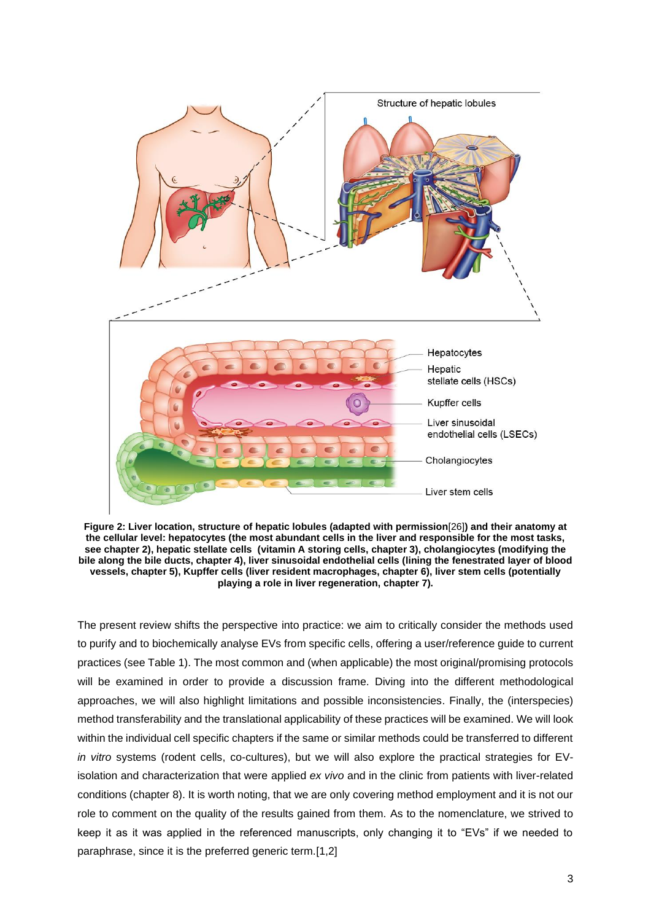**Figure 2: Liver location, structure of hepatic lobules (adapted with permission[26]) and their anatomy at the cellular level: hepatocytes (the most abundant cells in the liver and responsible for the most tasks, see chapter 2), hepatic stellate cells (vitamin A storing cells, chapter 3), cholangiocytes (modifying the bile along the bile ducts, chapter 4), liver sinusoidal endothelial cells (lining the fenestrated layer of blood vessels, chapter 5), Kupffer cells (liver resident macrophages, chapter 6), liver stem cells (potentially playing a role in liver regeneration, chapter 7).**

The present review shifts the perspective into practice: we aim to critically consider the methods used to purify and to biochemically analyse EVs from specific cells, offering a user/reference guide to current practices (see Table 1). The most common and (when applicable) the most original/promising protocols will be examined in order to provide a discussion frame. Diving into the different methodological approaches, we will also highlight limitations and possible inconsistencies. Finally, the (interspecies) method transferability and the translational applicability of these practices will be examined. We will look within the individual cell specific chapters if the same or similar methods could be transferred to different *in vitro* systems (rodent cells, co-cultures), but we will also explore the practical strategies for EV-isolation and characterization that were applied *ex vivo* and in the clinic from patients with liver-related conditions (chapter 8). It is worth noting, that we are only covering method employment and it is not our role to comment on the quality of the results gained from them. As to the nomenclature, we strived to keep it as it was applied in the referenced manuscripts, only changing it to "EVs" if we needed to paraphrase, since it is the preferred generic term.[1,2]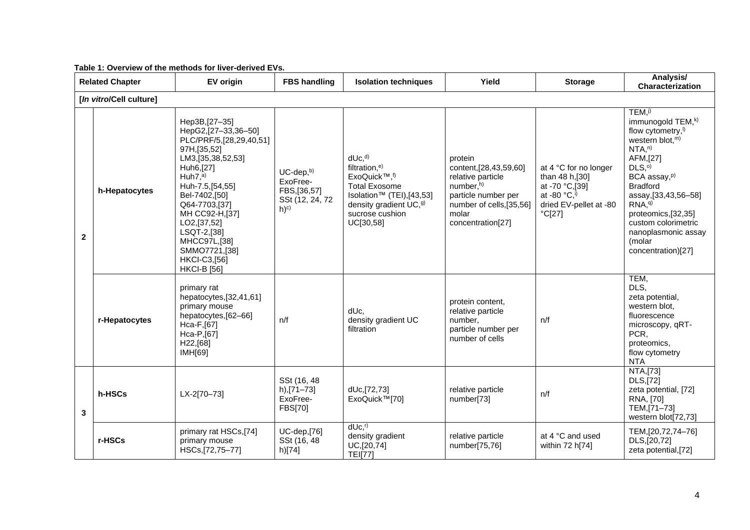**Table 1: Overview of the methods for liver-derived EVs.**

| Related Chapter | | EV origin | FBS handling | Isolation techniques | Yield | Storage | Analysis/ Characterization |
|---|---|---|---|---|---|---|---|
| [*In vitro*/Cell culture] | | | | | | | |
| 2 | h-Hepatocytes | Hep3B,[27–35] HepG2,[27–33,36–50] PLC/PRF/5,[28,29,40,51] 97H,[35,52] LM3,[35,38,52,53] Huh6,[27] Huh7,[a)] Huh-7.5,[54,55] Bel-7402,[50] Q64-7703,[37] MH CC92-H,[37] LO2,[37,52] LSQT-2,[38] MHCC97L,[38] SMMO7721,[38] HKCI-C3,[56] HKCI-B [56] | UC-dep,[b)] ExoFree-FBS,[36,57] SSt (12, 24, 72 h)[c)] | dUc,[d)] filtration,[e)] ExoQuick™,[f)] Total Exosome Isolation™ (TEI),[43,53] density gradient UC,[g)] sucrose cushion UC[30,58] | protein content,[28,43,59,60] relative particle number,[h)] particle number per number of cells,[35,56] molar concentration[27] | at 4 °C for no longer than 48 h,[30] at -70 °C,[39] at -80 °C,[i)] dried EV-pellet at -80 °C[27] | TEM,[j)] immunogold TEM,[k)] flow cytometry,[l)] western blot,[m)] NTA,[n)] AFM,[27] DLS,[o)] BCA assay,[p)] Bradford assay,[33,43,56–58] RNA,[q)] proteomics,[32,35] custom colorimetric nanoplasmonic assay (molar concentration)[27] |
| | r-Hepatocytes | primary rat hepatocytes,[32,41,61] primary mouse hepatocytes,[62–66] Hca-F,[67] Hca-P,[67] H22,[68] IMH[69] | n/f | dUc, density gradient UC filtration | protein content, relative particle number, particle number per number of cells | n/f | TEM, DLS, zeta potential, western blot, fluorescence microscopy, qRT-PCR, proteomics, flow cytometry NTA |
| 3 | h-HSCs | LX-2[70–73] | SSt (16, 48 h),[71–73] ExoFree-FBS[70] | dUc,[72,73] ExoQuick™[70] | relative particle number[73] | n/f | NTA,[73] DLS,[72] zeta potential, [72] RNA, [70] TEM,[71–73] western blot[72,73] |
| | r-HSCs | primary rat HSCs,[74] primary mouse HSCs,[72,75–77] | UC-dep,[76] SSt (16, 48 h)[74] | dUc,[r)] density gradient UC,[20,74] TEI[77] | relative particle number[75,76] | at 4 °C and used within 72 h[74] | TEM,[20,72,74–76] DLS,[20,72] zeta potential,[72] |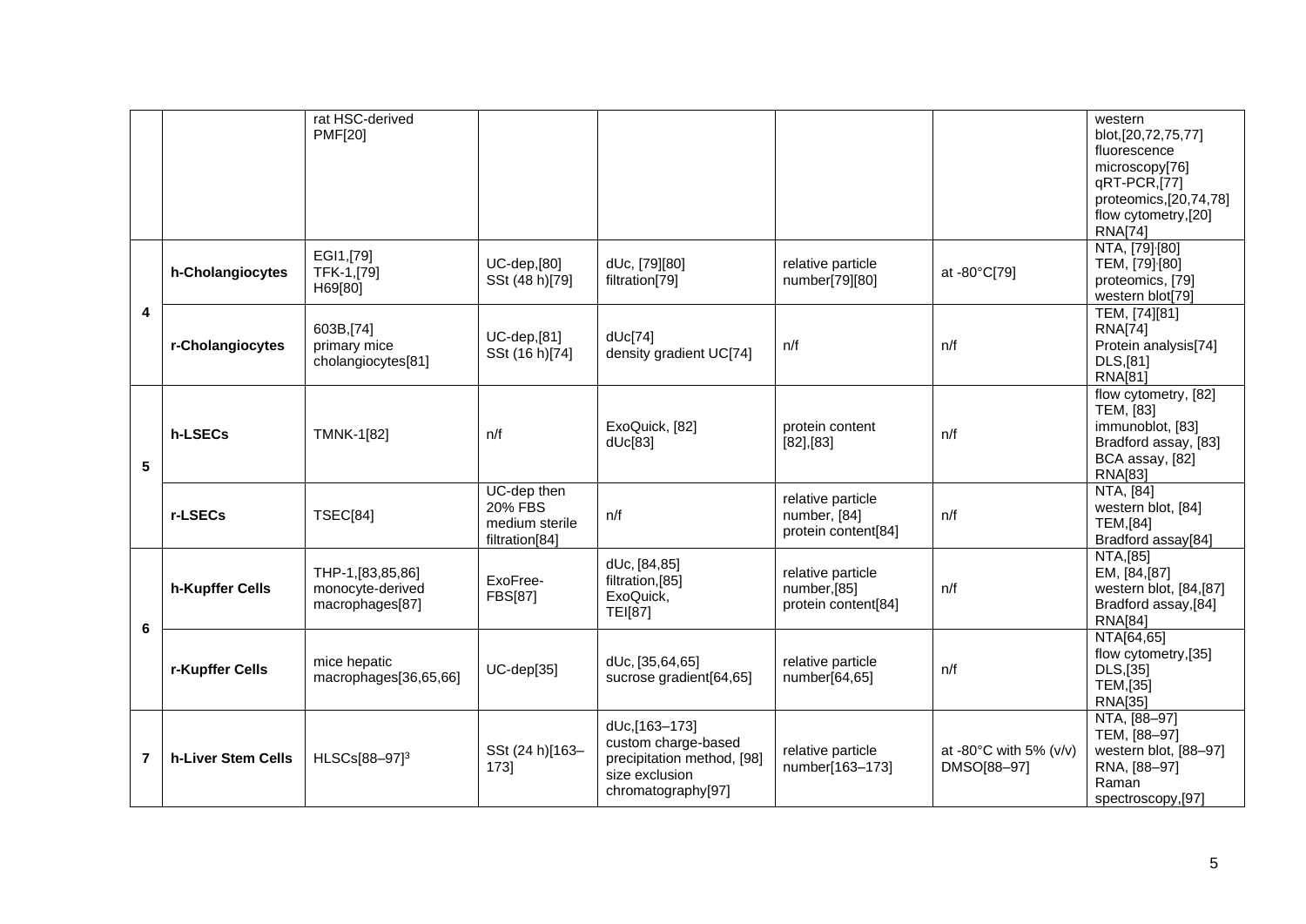|  |  | rat HSC-derived PMF[20] |  |  |  |  | western blot,[20,72,75,77] fluorescence microscopy[76] qRT-PCR,[77] proteomics,[20,74,78] flow cytometry,[20] RNA[74] |
|---|---|---|---|---|---|---|---|
| 4 | h-Cholangiocytes | EGI1,[79] TFK-1,[79] H69[80] | UC-dep,[80] SSt (48 h)[79] | dUc, [79][80] filtration[79] | relative particle number[79][80] | at -80°C[79] | NTA, [79]·[80] TEM, [79]·[80] proteomics, [79] western blot[79] |
|  | r-Cholangiocytes | 603B,[74] primary mice cholangiocytes[81] | UC-dep,[81] SSt (16 h)[74] | dUc[74] density gradient UC[74] | n/f | n/f | TEM, [74][81] RNA[74] Protein analysis[74] DLS,[81] RNA[81] |
| 5 | h-LSECs | TMNK-1[82] | n/f | ExoQuick, [82] dUc[83] | protein content [82],[83] | n/f | flow cytometry, [82] TEM, [83] immunoblot, [83] Bradford assay, [83] BCA assay, [82] RNA[83] |
|  | r-LSECs | TSEC[84] | UC-dep then 20% FBS medium sterile filtration[84] | n/f | relative particle number, [84] protein content[84] | n/f | NTA, [84] western blot, [84] TEM,[84] Bradford assay[84] |
| 6 | h-Kupffer Cells | THP-1,[83,85,86] monocyte-derived macrophages[87] | ExoFree-FBS[87] | dUc, [84,85] filtration,[85] ExoQuick, TEI[87] | relative particle number,[85] protein content[84] | n/f | NTA,[85] EM, [84,[87] western blot, [84,[87] Bradford assay,[84] RNA[84] |
|  | r-Kupffer Cells | mice hepatic macrophages[36,65,66] | UC-dep[35] | dUc, [35,64,65] sucrose gradient[64,65] | relative particle number[64,65] | n/f | NTA[64,65] flow cytometry,[35] DLS,[35] TEM,[35] RNA[35] |
| 7 | h-Liver Stem Cells | HLSCs[88–97][3] | SSt (24 h)[163–173] | dUc,[163–173] custom charge-based precipitation method, [98] size exclusion chromatography[97] | relative particle number[163–173] | at -80°C with 5% (v/v) DMSO[88–97] | NTA, [88–97] TEM, [88–97] western blot, [88–97] RNA, [88–97] Raman spectroscopy,[97] |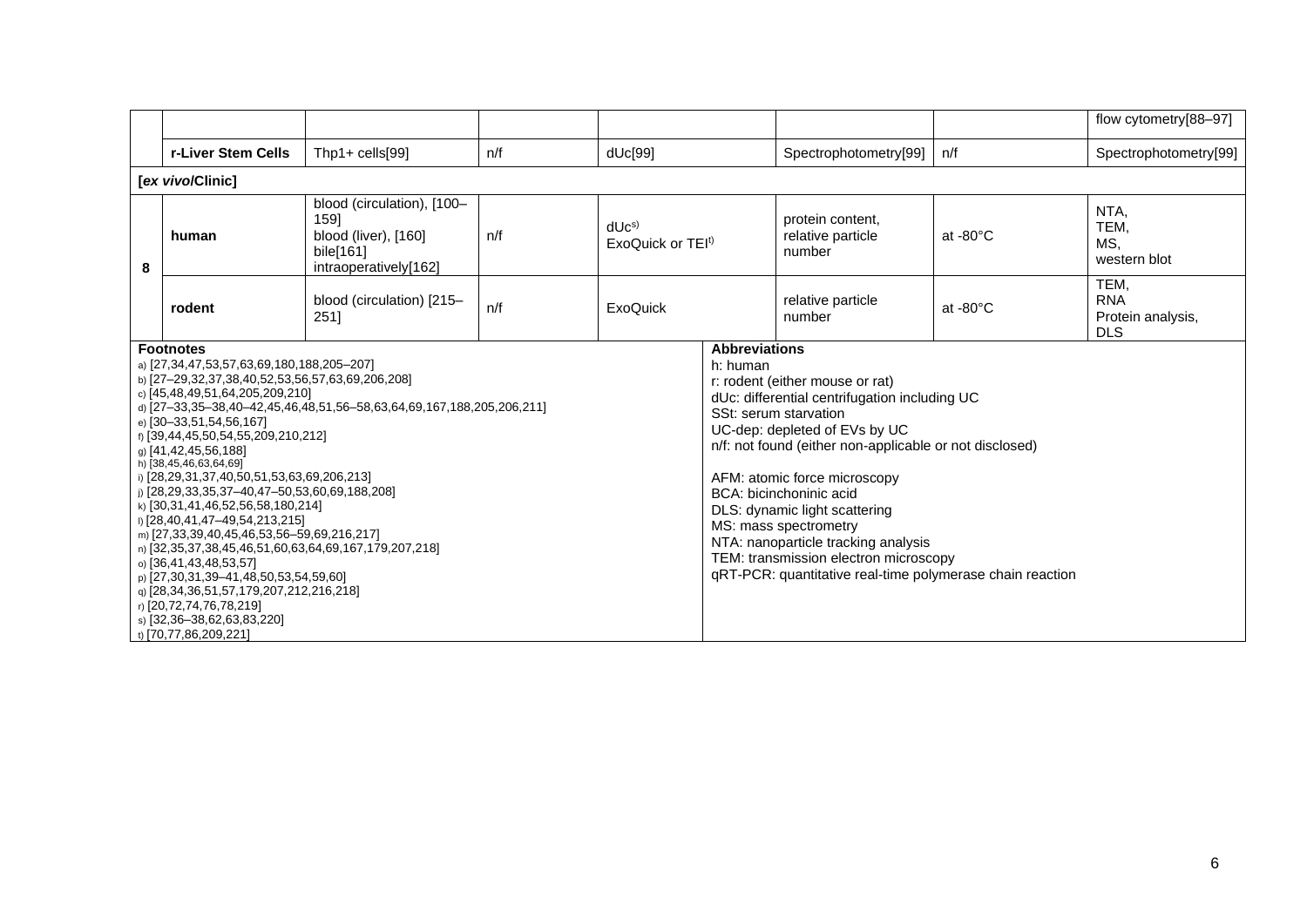| | | | | | | | |
|---|---|---|---|---|---|---|---|
| | | | | | | | flow cytometry[88–97] |
| | **r-Liver Stem Cells** | Thp1+ cells[99] | n/f | dUc[99] | Spectrophotometry[99] | n/f | Spectrophotometry[99] |
| **[*ex vivo*/Clinic]** | | | | | | | |
| **8** | **human** | blood (circulation), [100–159]<br>blood (liver), [160]<br>bile[161]<br>intraoperatively[162] | n/f | dUc[s)]<br>ExoQuick or TEI[t)] | protein content, relative particle number | at -80°C | NTA,<br>TEM,<br>MS,<br>western blot |
| | **rodent** | blood (circulation) [215–251] | n/f | ExoQuick | relative particle number | at -80°C | TEM,<br>RNA<br>Protein analysis,<br>DLS |

**Footnotes**

a) [27,34,47,53,57,63,69,180,188,205–207]
b) [27–29,32,37,38,40,52,53,56,57,63,69,206,208]
c) [45,48,49,51,64,205,209,210]
d) [27–33,35–38,40–42,45,46,48,51,56–58,63,64,69,167,188,205,206,211]
e) [30–33,51,54,56,167]
f) [39,44,45,50,54,55,209,210,212]
g) [41,42,45,56,188]
h) [38,45,46,63,64,69]
i) [28,29,31,37,40,50,51,53,63,69,206,213]
j) [28,29,33,35,37–40,47–50,53,60,69,188,208]
k) [30,31,41,46,52,56,58,180,214]
l) [28,40,41,47–49,54,213,215]
m) [27,33,39,40,45,46,53,56–59,69,216,217]
n) [32,35,37,38,45,46,51,60,63,64,69,167,179,207,218]
o) [36,41,43,48,53,57]
p) [27,30,31,39–41,48,50,53,54,59,60]
q) [28,34,36,51,57,179,207,212,216,218]
r) [20,72,74,76,78,219]
s) [32,36–38,62,63,83,220]
t) [70,77,86,209,221]

**Abbreviations**

h: human
r: rodent (either mouse or rat)
dUc: differential centrifugation including UC
SSt: serum starvation
UC-dep: depleted of EVs by UC
n/f: not found (either non-applicable or not disclosed)

AFM: atomic force microscopy
BCA: bicinchoninic acid
DLS: dynamic light scattering
MS: mass spectrometry
NTA: nanoparticle tracking analysis
TEM: transmission electron microscopy
qRT-PCR: quantitative real-time polymerase chain reaction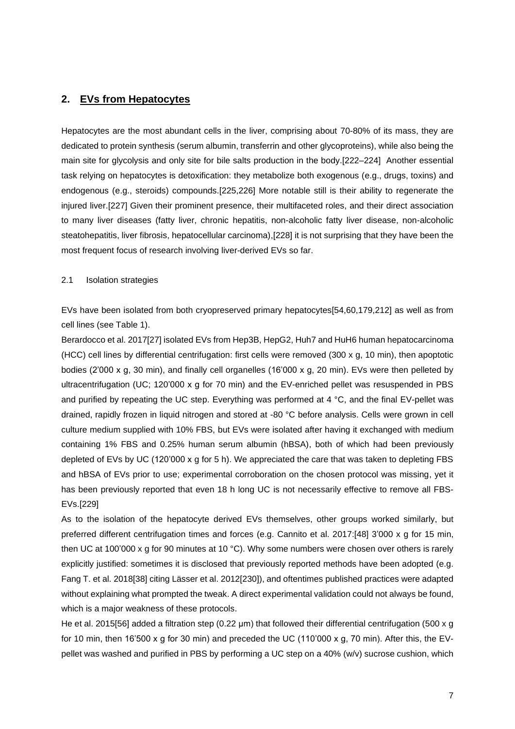## 2. EVs from Hepatocytes

Hepatocytes are the most abundant cells in the liver, comprising about 70-80% of its mass, they are dedicated to protein synthesis (serum albumin, transferrin and other glycoproteins), while also being the main site for glycolysis and only site for bile salts production in the body.[222–224] Another essential task relying on hepatocytes is detoxification: they metabolize both exogenous (e.g., drugs, toxins) and endogenous (e.g., steroids) compounds.[225,226] More notable still is their ability to regenerate the injured liver.[227] Given their prominent presence, their multifaceted roles, and their direct association to many liver diseases (fatty liver, chronic hepatitis, non-alcoholic fatty liver disease, non-alcoholic steatohepatitis, liver fibrosis, hepatocellular carcinoma),[228] it is not surprising that they have been the most frequent focus of research involving liver-derived EVs so far.

### 2.1 Isolation strategies

EVs have been isolated from both cryopreserved primary hepatocytes[54,60,179,212] as well as from cell lines (see Table 1).

Berardocco et al. 2017[27] isolated EVs from Hep3B, HepG2, Huh7 and HuH6 human hepatocarcinoma (HCC) cell lines by differential centrifugation: first cells were removed (300 x g, 10 min), then apoptotic bodies (2'000 x g, 30 min), and finally cell organelles (16'000 x g, 20 min). EVs were then pelleted by ultracentrifugation (UC; 120'000 x g for 70 min) and the EV-enriched pellet was resuspended in PBS and purified by repeating the UC step. Everything was performed at 4 °C, and the final EV-pellet was drained, rapidly frozen in liquid nitrogen and stored at -80 °C before analysis. Cells were grown in cell culture medium supplied with 10% FBS, but EVs were isolated after having it exchanged with medium containing 1% FBS and 0.25% human serum albumin (hBSA), both of which had been previously depleted of EVs by UC (120'000 x g for 5 h). We appreciated the care that was taken to depleting FBS and hBSA of EVs prior to use; experimental corroboration on the chosen protocol was missing, yet it has been previously reported that even 18 h long UC is not necessarily effective to remove all FBS-EVs.[229]

As to the isolation of the hepatocyte derived EVs themselves, other groups worked similarly, but preferred different centrifugation times and forces (e.g. Cannito et al. 2017:[48] 3'000 x g for 15 min, then UC at 100'000 x g for 90 minutes at 10 °C). Why some numbers were chosen over others is rarely explicitly justified: sometimes it is disclosed that previously reported methods have been adopted (e.g. Fang T. et al. 2018[38] citing Lässer et al. 2012[230]), and oftentimes published practices were adapted without explaining what prompted the tweak. A direct experimental validation could not always be found, which is a major weakness of these protocols.

He et al. 2015[56] added a filtration step (0.22 µm) that followed their differential centrifugation (500 x g for 10 min, then 16'500 x g for 30 min) and preceded the UC (110'000 x g, 70 min). After this, the EV-pellet was washed and purified in PBS by performing a UC step on a 40% (w/v) sucrose cushion, which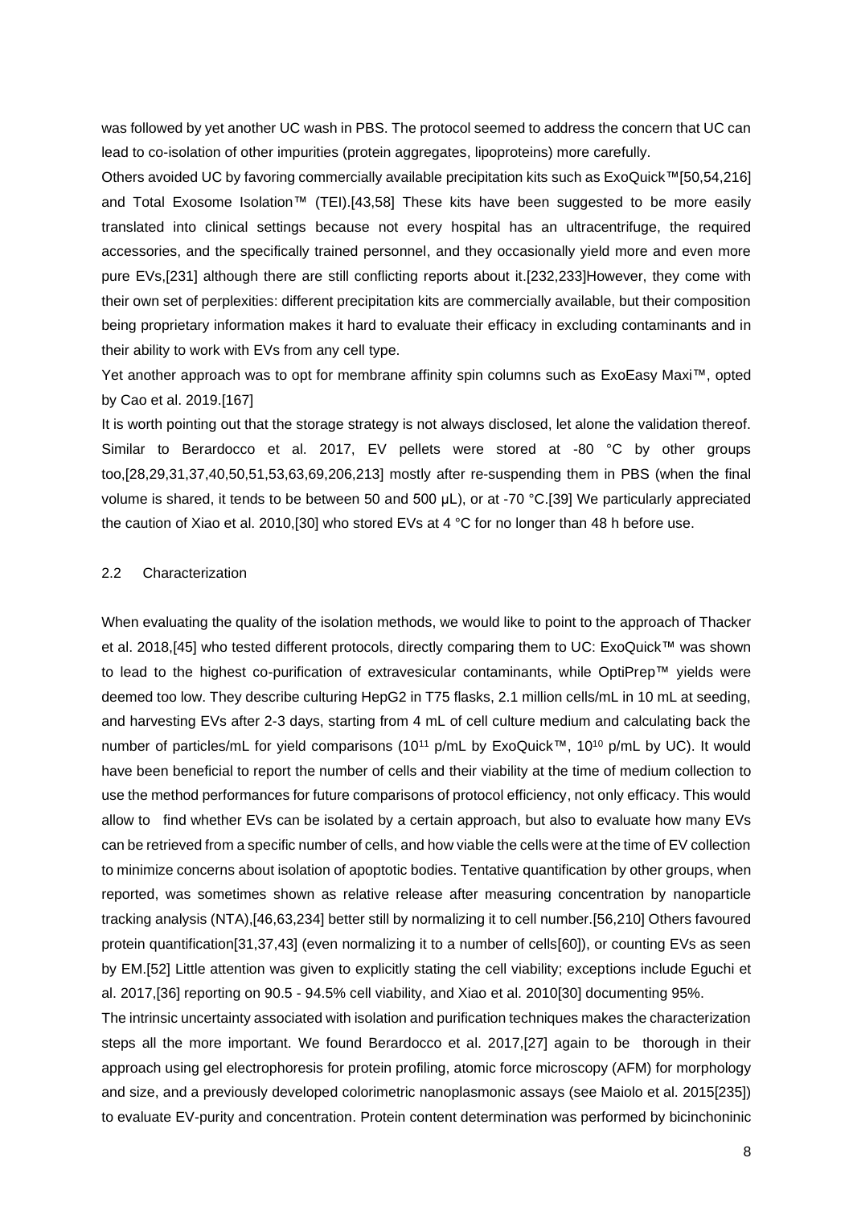was followed by yet another UC wash in PBS. The protocol seemed to address the concern that UC can lead to co-isolation of other impurities (protein aggregates, lipoproteins) more carefully.

Others avoided UC by favoring commercially available precipitation kits such as ExoQuick™[50,54,216] and Total Exosome Isolation™ (TEI).[43,58] These kits have been suggested to be more easily translated into clinical settings because not every hospital has an ultracentrifuge, the required accessories, and the specifically trained personnel, and they occasionally yield more and even more pure EVs,[231] although there are still conflicting reports about it.[232,233]However, they come with their own set of perplexities: different precipitation kits are commercially available, but their composition being proprietary information makes it hard to evaluate their efficacy in excluding contaminants and in their ability to work with EVs from any cell type.

Yet another approach was to opt for membrane affinity spin columns such as ExoEasy Maxi™, opted by Cao et al. 2019.[167]

It is worth pointing out that the storage strategy is not always disclosed, let alone the validation thereof. Similar to Berardocco et al. 2017, EV pellets were stored at -80 °C by other groups too,[28,29,31,37,40,50,51,53,63,69,206,213] mostly after re-suspending them in PBS (when the final volume is shared, it tends to be between 50 and 500 µL), or at -70 °C.[39] We particularly appreciated the caution of Xiao et al. 2010,[30] who stored EVs at 4 °C for no longer than 48 h before use.

## 2.2 Characterization

When evaluating the quality of the isolation methods, we would like to point to the approach of Thacker et al. 2018,[45] who tested different protocols, directly comparing them to UC: ExoQuick™ was shown to lead to the highest co-purification of extravesicular contaminants, while OptiPrep™ yields were deemed too low. They describe culturing HepG2 in T75 flasks, 2.1 million cells/mL in 10 mL at seeding, and harvesting EVs after 2-3 days, starting from 4 mL of cell culture medium and calculating back the number of particles/mL for yield comparisons ($10^{11}$ p/mL by ExoQuick™, $10^{10}$ p/mL by UC). It would have been beneficial to report the number of cells and their viability at the time of medium collection to use the method performances for future comparisons of protocol efficiency, not only efficacy. This would allow to find whether EVs can be isolated by a certain approach, but also to evaluate how many EVs can be retrieved from a specific number of cells, and how viable the cells were at the time of EV collection to minimize concerns about isolation of apoptotic bodies. Tentative quantification by other groups, when reported, was sometimes shown as relative release after measuring concentration by nanoparticle tracking analysis (NTA),[46,63,234] better still by normalizing it to cell number.[56,210] Others favoured protein quantification[31,37,43] (even normalizing it to a number of cells[60]), or counting EVs as seen by EM.[52] Little attention was given to explicitly stating the cell viability; exceptions include Eguchi et al. 2017,[36] reporting on 90.5 - 94.5% cell viability, and Xiao et al. 2010[30] documenting 95%.

The intrinsic uncertainty associated with isolation and purification techniques makes the characterization steps all the more important. We found Berardocco et al. 2017,[27] again to be thorough in their approach using gel electrophoresis for protein profiling, atomic force microscopy (AFM) for morphology and size, and a previously developed colorimetric nanoplasmonic assays (see Maiolo et al. 2015[235]) to evaluate EV-purity and concentration. Protein content determination was performed by bicinchoninic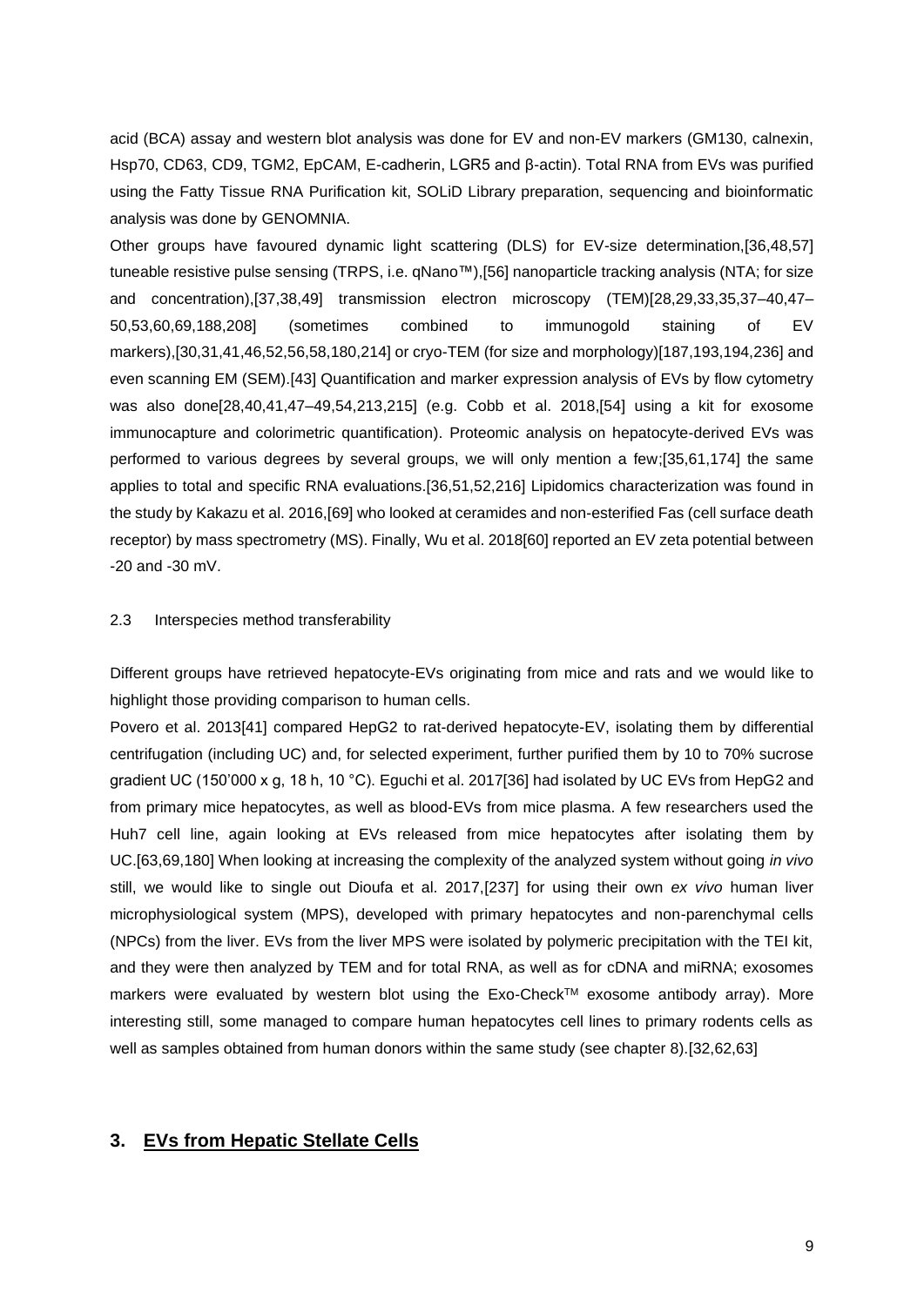acid (BCA) assay and western blot analysis was done for EV and non-EV markers (GM130, calnexin, Hsp70, CD63, CD9, TGM2, EpCAM, E-cadherin, LGR5 and β-actin). Total RNA from EVs was purified using the Fatty Tissue RNA Purification kit, SOLiD Library preparation, sequencing and bioinformatic analysis was done by GENOMNIA.

Other groups have favoured dynamic light scattering (DLS) for EV-size determination,[36,48,57] tuneable resistive pulse sensing (TRPS, i.e. qNano™),[56] nanoparticle tracking analysis (NTA; for size and concentration),[37,38,49] transmission electron microscopy (TEM)[28,29,33,35,37–40,47–50,53,60,69,188,208] (sometimes combined to immunogold staining of EV markers),[30,31,41,46,52,56,58,180,214] or cryo-TEM (for size and morphology)[187,193,194,236] and even scanning EM (SEM).[43] Quantification and marker expression analysis of EVs by flow cytometry was also done[28,40,41,47–49,54,213,215] (e.g. Cobb et al. 2018,[54] using a kit for exosome immunocapture and colorimetric quantification). Proteomic analysis on hepatocyte-derived EVs was performed to various degrees by several groups, we will only mention a few;[35,61,174] the same applies to total and specific RNA evaluations.[36,51,52,216] Lipidomics characterization was found in the study by Kakazu et al. 2016,[69] who looked at ceramides and non-esterified Fas (cell surface death receptor) by mass spectrometry (MS). Finally, Wu et al. 2018[60] reported an EV zeta potential between -20 and -30 mV.

### 2.3 Interspecies method transferability

Different groups have retrieved hepatocyte-EVs originating from mice and rats and we would like to highlight those providing comparison to human cells.

Povero et al. 2013[41] compared HepG2 to rat-derived hepatocyte-EV, isolating them by differential centrifugation (including UC) and, for selected experiment, further purified them by 10 to 70% sucrose gradient UC (150'000 x g, 18 h, 10 °C). Eguchi et al. 2017[36] had isolated by UC EVs from HepG2 and from primary mice hepatocytes, as well as blood-EVs from mice plasma. A few researchers used the Huh7 cell line, again looking at EVs released from mice hepatocytes after isolating them by UC.[63,69,180] When looking at increasing the complexity of the analyzed system without going *in vivo* still, we would like to single out Dioufa et al. 2017,[237] for using their own *ex vivo* human liver microphysiological system (MPS), developed with primary hepatocytes and non-parenchymal cells (NPCs) from the liver. EVs from the liver MPS were isolated by polymeric precipitation with the TEI kit, and they were then analyzed by TEM and for total RNA, as well as for cDNA and miRNA; exosomes markers were evaluated by western blot using the Exo-Check™ exosome antibody array). More interesting still, some managed to compare human hepatocytes cell lines to primary rodents cells as well as samples obtained from human donors within the same study (see chapter 8).[32,62,63]

## 3. <u>EVs from Hepatic Stellate Cells</u>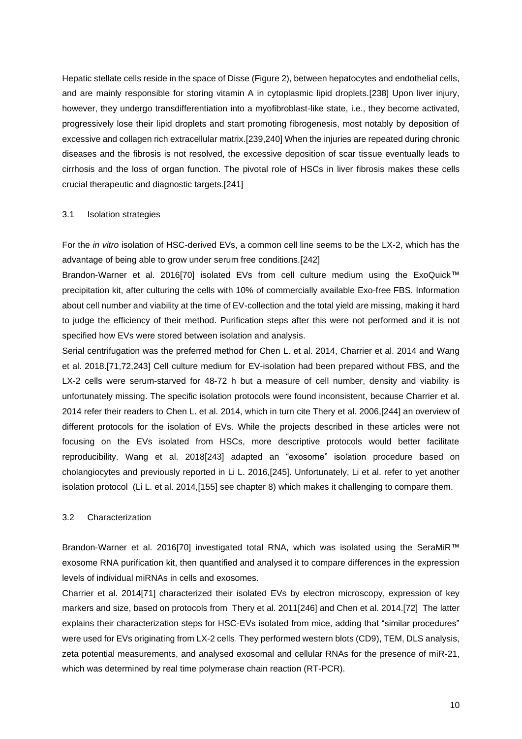Hepatic stellate cells reside in the space of Disse (Figure 2), between hepatocytes and endothelial cells, and are mainly responsible for storing vitamin A in cytoplasmic lipid droplets.[238] Upon liver injury, however, they undergo transdifferentiation into a myofibroblast-like state, i.e., they become activated, progressively lose their lipid droplets and start promoting fibrogenesis, most notably by deposition of excessive and collagen rich extracellular matrix.[239,240] When the injuries are repeated during chronic diseases and the fibrosis is not resolved, the excessive deposition of scar tissue eventually leads to cirrhosis and the loss of organ function. The pivotal role of HSCs in liver fibrosis makes these cells crucial therapeutic and diagnostic targets.[241]

### 3.1 Isolation strategies

For the *in vitro* isolation of HSC-derived EVs, a common cell line seems to be the LX-2, which has the advantage of being able to grow under serum free conditions.[242]

Brandon-Warner et al. 2016[70] isolated EVs from cell culture medium using the ExoQuick™ precipitation kit, after culturing the cells with 10% of commercially available Exo-free FBS. Information about cell number and viability at the time of EV-collection and the total yield are missing, making it hard to judge the efficiency of their method. Purification steps after this were not performed and it is not specified how EVs were stored between isolation and analysis.

Serial centrifugation was the preferred method for Chen L. et al. 2014, Charrier et al. 2014 and Wang et al. 2018.[71,72,243] Cell culture medium for EV-isolation had been prepared without FBS, and the LX-2 cells were serum-starved for 48-72 h but a measure of cell number, density and viability is unfortunately missing. The specific isolation protocols were found inconsistent, because Charrier et al. 2014 refer their readers to Chen L. et al. 2014, which in turn cite Thery et al. 2006,[244] an overview of different protocols for the isolation of EVs. While the projects described in these articles were not focusing on the EVs isolated from HSCs, more descriptive protocols would better facilitate reproducibility. Wang et al. 2018[243] adapted an "exosome" isolation procedure based on cholangiocytes and previously reported in Li L. 2016,[245]. Unfortunately, Li et al. refer to yet another isolation protocol (Li L. et al. 2014,[155] see chapter 8) which makes it challenging to compare them.

### 3.2 Characterization

Brandon-Warner et al. 2016[70] investigated total RNA, which was isolated using the SeraMiR™ exosome RNA purification kit, then quantified and analysed it to compare differences in the expression levels of individual miRNAs in cells and exosomes.

Charrier et al. 2014[71] characterized their isolated EVs by electron microscopy, expression of key markers and size, based on protocols from Thery et al. 2011[246] and Chen et al. 2014.[72] The latter explains their characterization steps for HSC-EVs isolated from mice, adding that "similar procedures" were used for EVs originating from LX-2 cells. They performed western blots (CD9), TEM, DLS analysis, zeta potential measurements, and analysed exosomal and cellular RNAs for the presence of miR-21, which was determined by real time polymerase chain reaction (RT-PCR).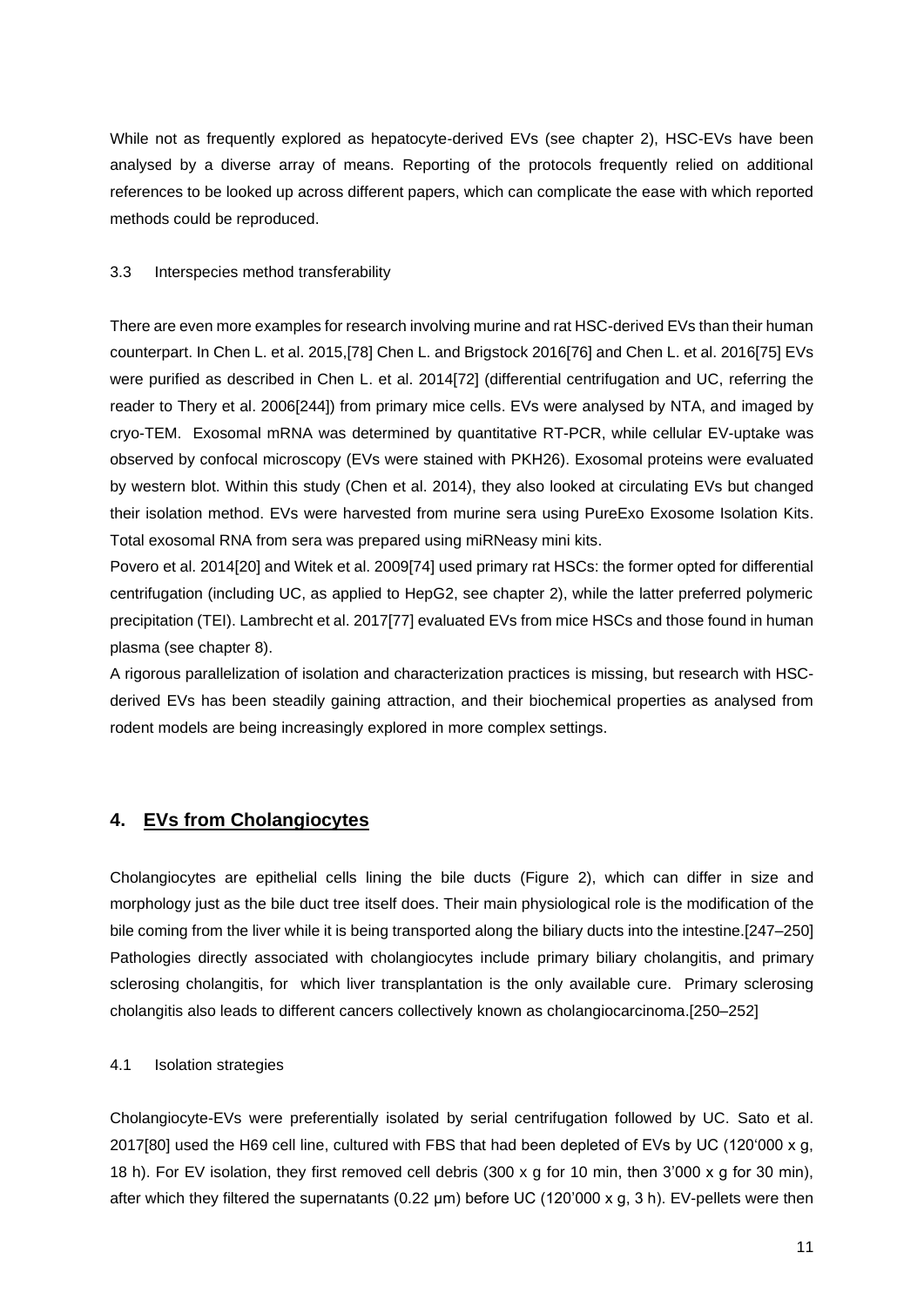While not as frequently explored as hepatocyte-derived EVs (see chapter 2), HSC-EVs have been analysed by a diverse array of means. Reporting of the protocols frequently relied on additional references to be looked up across different papers, which can complicate the ease with which reported methods could be reproduced.

### 3.3 Interspecies method transferability

There are even more examples for research involving murine and rat HSC-derived EVs than their human counterpart. In Chen L. et al. 2015,[78] Chen L. and Brigstock 2016[76] and Chen L. et al. 2016[75] EVs were purified as described in Chen L. et al. 2014[72] (differential centrifugation and UC, referring the reader to Thery et al. 2006[244]) from primary mice cells. EVs were analysed by NTA, and imaged by cryo-TEM. Exosomal mRNA was determined by quantitative RT-PCR, while cellular EV-uptake was observed by confocal microscopy (EVs were stained with PKH26). Exosomal proteins were evaluated by western blot. Within this study (Chen et al. 2014), they also looked at circulating EVs but changed their isolation method. EVs were harvested from murine sera using PureExo Exosome Isolation Kits. Total exosomal RNA from sera was prepared using miRNeasy mini kits.

Povero et al. 2014[20] and Witek et al. 2009[74] used primary rat HSCs: the former opted for differential centrifugation (including UC, as applied to HepG2, see chapter 2), while the latter preferred polymeric precipitation (TEI). Lambrecht et al. 2017[77] evaluated EVs from mice HSCs and those found in human plasma (see chapter 8).

A rigorous parallelization of isolation and characterization practices is missing, but research with HSC-derived EVs has been steadily gaining attraction, and their biochemical properties as analysed from rodent models are being increasingly explored in more complex settings.

## 4. EVs from Cholangiocytes

Cholangiocytes are epithelial cells lining the bile ducts (Figure 2), which can differ in size and morphology just as the bile duct tree itself does. Their main physiological role is the modification of the bile coming from the liver while it is being transported along the biliary ducts into the intestine.[247–250] Pathologies directly associated with cholangiocytes include primary biliary cholangitis, and primary sclerosing cholangitis, for which liver transplantation is the only available cure. Primary sclerosing cholangitis also leads to different cancers collectively known as cholangiocarcinoma.[250–252]

### 4.1 Isolation strategies

Cholangiocyte-EVs were preferentially isolated by serial centrifugation followed by UC. Sato et al. 2017[80] used the H69 cell line, cultured with FBS that had been depleted of EVs by UC (120'000 x g, 18 h). For EV isolation, they first removed cell debris (300 x g for 10 min, then 3'000 x g for 30 min), after which they filtered the supernatants (0.22 µm) before UC (120'000 x g, 3 h). EV-pellets were then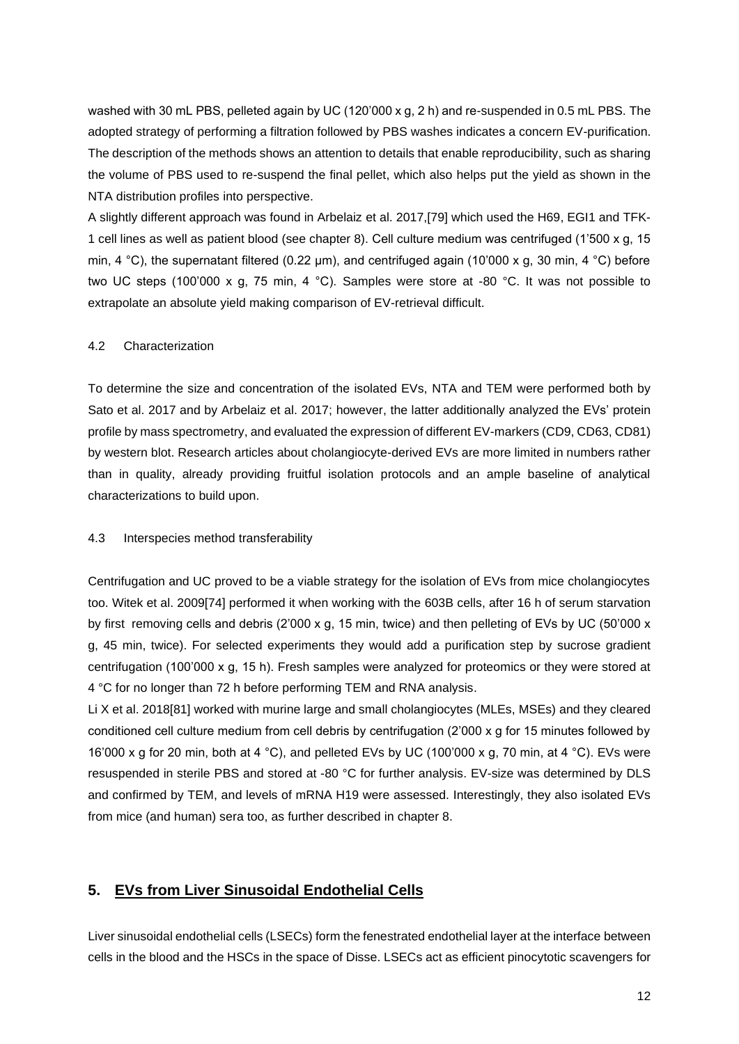washed with 30 mL PBS, pelleted again by UC (120'000 x g, 2 h) and re-suspended in 0.5 mL PBS. The adopted strategy of performing a filtration followed by PBS washes indicates a concern EV-purification. The description of the methods shows an attention to details that enable reproducibility, such as sharing the volume of PBS used to re-suspend the final pellet, which also helps put the yield as shown in the NTA distribution profiles into perspective.

A slightly different approach was found in Arbelaiz et al. 2017,[79] which used the H69, EGI1 and TFK-1 cell lines as well as patient blood (see chapter 8). Cell culture medium was centrifuged (1'500 x g, 15 min, 4 °C), the supernatant filtered (0.22 µm), and centrifuged again (10'000 x g, 30 min, 4 °C) before two UC steps (100'000 x g, 75 min, 4 °C). Samples were store at -80 °C. It was not possible to extrapolate an absolute yield making comparison of EV-retrieval difficult.

### 4.2 Characterization

To determine the size and concentration of the isolated EVs, NTA and TEM were performed both by Sato et al. 2017 and by Arbelaiz et al. 2017; however, the latter additionally analyzed the EVs' protein profile by mass spectrometry, and evaluated the expression of different EV-markers (CD9, CD63, CD81) by western blot. Research articles about cholangiocyte-derived EVs are more limited in numbers rather than in quality, already providing fruitful isolation protocols and an ample baseline of analytical characterizations to build upon.

### 4.3 Interspecies method transferability

Centrifugation and UC proved to be a viable strategy for the isolation of EVs from mice cholangiocytes too. Witek et al. 2009[74] performed it when working with the 603B cells, after 16 h of serum starvation by first removing cells and debris (2'000 x g, 15 min, twice) and then pelleting of EVs by UC (50'000 x g, 45 min, twice). For selected experiments they would add a purification step by sucrose gradient centrifugation (100'000 x g, 15 h). Fresh samples were analyzed for proteomics or they were stored at 4 °C for no longer than 72 h before performing TEM and RNA analysis.

Li X et al. 2018[81] worked with murine large and small cholangiocytes (MLEs, MSEs) and they cleared conditioned cell culture medium from cell debris by centrifugation (2'000 x g for 15 minutes followed by 16'000 x g for 20 min, both at 4 °C), and pelleted EVs by UC (100'000 x g, 70 min, at 4 °C). EVs were resuspended in sterile PBS and stored at -80 °C for further analysis. EV-size was determined by DLS and confirmed by TEM, and levels of mRNA H19 were assessed. Interestingly, they also isolated EVs from mice (and human) sera too, as further described in chapter 8.

## 5. EVs from Liver Sinusoidal Endothelial Cells

Liver sinusoidal endothelial cells (LSECs) form the fenestrated endothelial layer at the interface between cells in the blood and the HSCs in the space of Disse. LSECs act as efficient pinocytotic scavengers for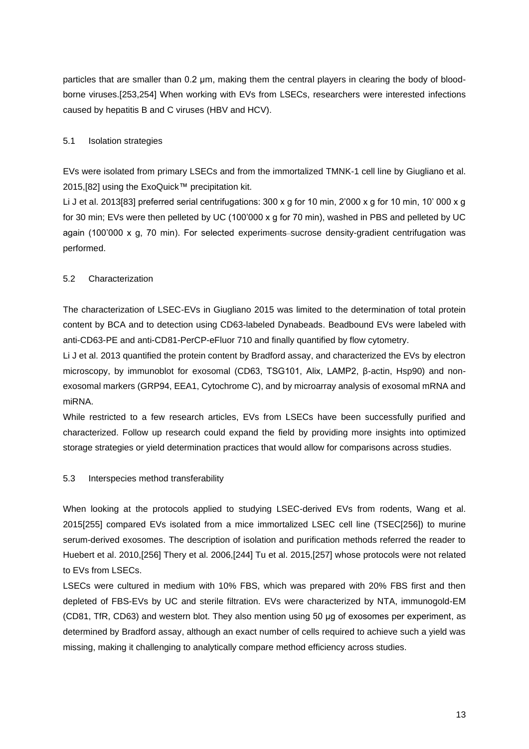particles that are smaller than 0.2 µm, making them the central players in clearing the body of blood-borne viruses.[253,254] When working with EVs from LSECs, researchers were interested infections caused by hepatitis B and C viruses (HBV and HCV).

### 5.1 Isolation strategies

EVs were isolated from primary LSECs and from the immortalized TMNK-1 cell line by Giugliano et al. 2015,[82] using the ExoQuick™ precipitation kit.

Li J et al. 2013[83] preferred serial centrifugations: 300 x g for 10 min, 2'000 x g for 10 min, 10' 000 x g for 30 min; EVs were then pelleted by UC (100'000 x g for 70 min), washed in PBS and pelleted by UC again (100'000 x g, 70 min). For selected experiments sucrose density-gradient centrifugation was performed.

### 5.2 Characterization

The characterization of LSEC-EVs in Giugliano 2015 was limited to the determination of total protein content by BCA and to detection using CD63-labeled Dynabeads. Beadbound EVs were labeled with anti-CD63-PE and anti-CD81-PerCP-eFluor 710 and finally quantified by flow cytometry.

Li J et al. 2013 quantified the protein content by Bradford assay, and characterized the EVs by electron microscopy, by immunoblot for exosomal (CD63, TSG101, Alix, LAMP2, β-actin, Hsp90) and non-exosomal markers (GRP94, EEA1, Cytochrome C), and by microarray analysis of exosomal mRNA and miRNA.

While restricted to a few research articles, EVs from LSECs have been successfully purified and characterized. Follow up research could expand the field by providing more insights into optimized storage strategies or yield determination practices that would allow for comparisons across studies.

### 5.3 Interspecies method transferability

When looking at the protocols applied to studying LSEC-derived EVs from rodents, Wang et al. 2015[255] compared EVs isolated from a mice immortalized LSEC cell line (TSEC[256]) to murine serum-derived exosomes. The description of isolation and purification methods referred the reader to Huebert et al. 2010,[256] Thery et al. 2006,[244] Tu et al. 2015,[257] whose protocols were not related to EVs from LSECs.

LSECs were cultured in medium with 10% FBS, which was prepared with 20% FBS first and then depleted of FBS-EVs by UC and sterile filtration. EVs were characterized by NTA, immunogold-EM (CD81, TfR, CD63) and western blot. They also mention using 50 µg of exosomes per experiment, as determined by Bradford assay, although an exact number of cells required to achieve such a yield was missing, making it challenging to analytically compare method efficiency across studies.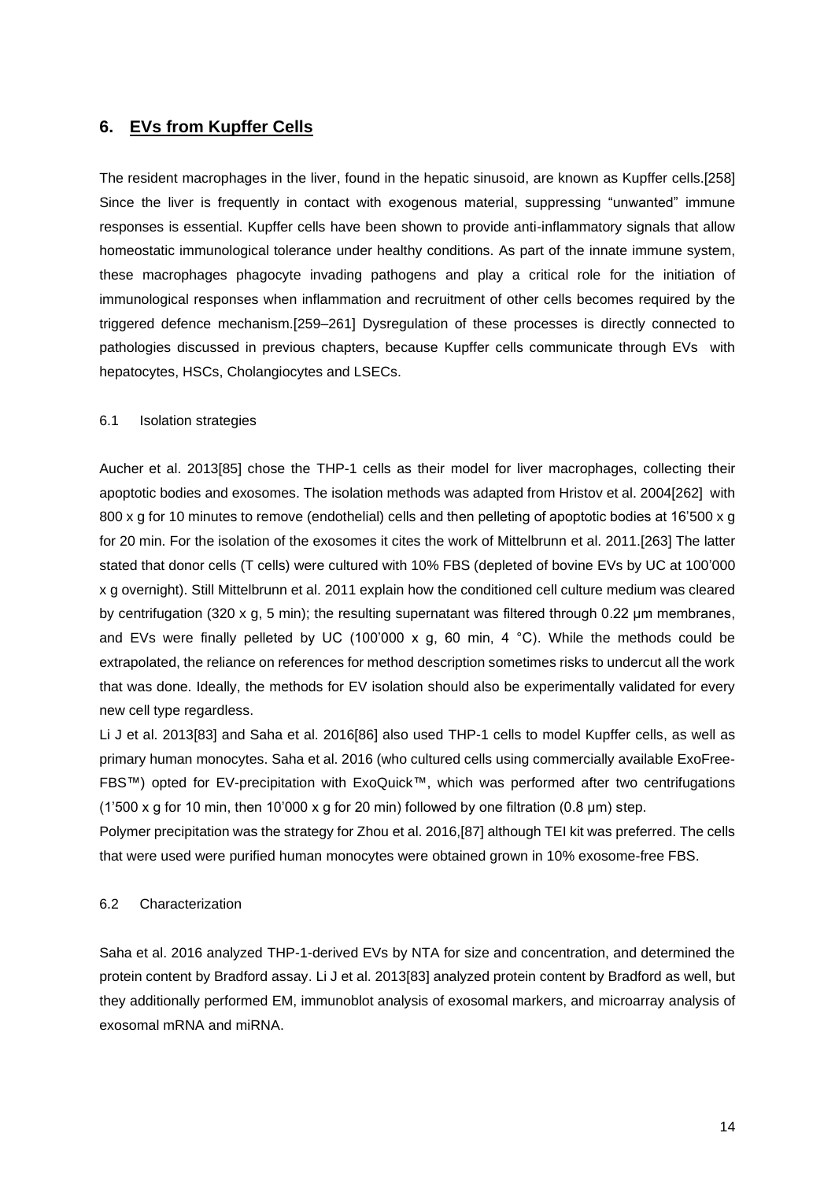## 6. EVs from Kupffer Cells

The resident macrophages in the liver, found in the hepatic sinusoid, are known as Kupffer cells.[258] Since the liver is frequently in contact with exogenous material, suppressing "unwanted" immune responses is essential. Kupffer cells have been shown to provide anti-inflammatory signals that allow homeostatic immunological tolerance under healthy conditions. As part of the innate immune system, these macrophages phagocyte invading pathogens and play a critical role for the initiation of immunological responses when inflammation and recruitment of other cells becomes required by the triggered defence mechanism.[259–261] Dysregulation of these processes is directly connected to pathologies discussed in previous chapters, because Kupffer cells communicate through EVs with hepatocytes, HSCs, Cholangiocytes and LSECs.

### 6.1 Isolation strategies

Aucher et al. 2013[85] chose the THP-1 cells as their model for liver macrophages, collecting their apoptotic bodies and exosomes. The isolation methods was adapted from Hristov et al. 2004[262] with 800 x g for 10 minutes to remove (endothelial) cells and then pelleting of apoptotic bodies at 16'500 x g for 20 min. For the isolation of the exosomes it cites the work of Mittelbrunn et al. 2011.[263] The latter stated that donor cells (T cells) were cultured with 10% FBS (depleted of bovine EVs by UC at 100'000 x g overnight). Still Mittelbrunn et al. 2011 explain how the conditioned cell culture medium was cleared by centrifugation (320 x g, 5 min); the resulting supernatant was filtered through 0.22 µm membranes, and EVs were finally pelleted by UC (100'000 x g, 60 min, 4 °C). While the methods could be extrapolated, the reliance on references for method description sometimes risks to undercut all the work that was done. Ideally, the methods for EV isolation should also be experimentally validated for every new cell type regardless.

Li J et al. 2013[83] and Saha et al. 2016[86] also used THP-1 cells to model Kupffer cells, as well as primary human monocytes. Saha et al. 2016 (who cultured cells using commercially available ExoFree-FBS™) opted for EV-precipitation with ExoQuick™, which was performed after two centrifugations (1'500 x g for 10 min, then 10'000 x g for 20 min) followed by one filtration (0.8 µm) step.

Polymer precipitation was the strategy for Zhou et al. 2016,[87] although TEI kit was preferred. The cells that were used were purified human monocytes were obtained grown in 10% exosome-free FBS.

### 6.2 Characterization

Saha et al. 2016 analyzed THP-1-derived EVs by NTA for size and concentration, and determined the protein content by Bradford assay. Li J et al. 2013[83] analyzed protein content by Bradford as well, but they additionally performed EM, immunoblot analysis of exosomal markers, and microarray analysis of exosomal mRNA and miRNA.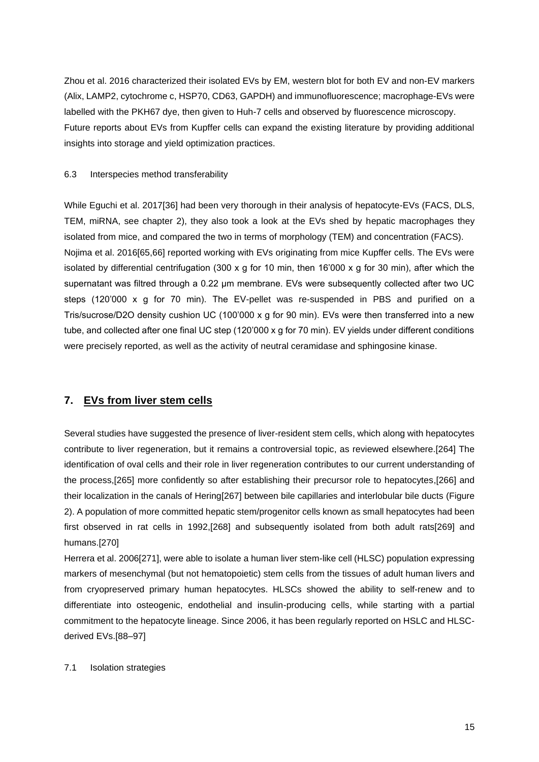Zhou et al. 2016 characterized their isolated EVs by EM, western blot for both EV and non-EV markers (Alix, LAMP2, cytochrome c, HSP70, CD63, GAPDH) and immunofluorescence; macrophage-EVs were labelled with the PKH67 dye, then given to Huh-7 cells and observed by fluorescence microscopy. Future reports about EVs from Kupffer cells can expand the existing literature by providing additional insights into storage and yield optimization practices.

6.3 Interspecies method transferability

While Eguchi et al. 2017[36] had been very thorough in their analysis of hepatocyte-EVs (FACS, DLS, TEM, miRNA, see chapter 2), they also took a look at the EVs shed by hepatic macrophages they isolated from mice, and compared the two in terms of morphology (TEM) and concentration (FACS). Nojima et al. 2016[65,66] reported working with EVs originating from mice Kupffer cells. The EVs were isolated by differential centrifugation (300 x g for 10 min, then 16'000 x g for 30 min), after which the supernatant was filtred through a 0.22 μm membrane. EVs were subsequently collected after two UC steps (120'000 x g for 70 min). The EV-pellet was re-suspended in PBS and purified on a Tris/sucrose/D2O density cushion UC (100'000 x g for 90 min). EVs were then transferred into a new tube, and collected after one final UC step (120'000 x g for 70 min). EV yields under different conditions were precisely reported, as well as the activity of neutral ceramidase and sphingosine kinase.

## 7. EVs from liver stem cells

Several studies have suggested the presence of liver-resident stem cells, which along with hepatocytes contribute to liver regeneration, but it remains a controversial topic, as reviewed elsewhere.[264] The identification of oval cells and their role in liver regeneration contributes to our current understanding of the process,[265] more confidently so after establishing their precursor role to hepatocytes,[266] and their localization in the canals of Hering[267] between bile capillaries and interlobular bile ducts (Figure 2). A population of more committed hepatic stem/progenitor cells known as small hepatocytes had been first observed in rat cells in 1992,[268] and subsequently isolated from both adult rats[269] and humans.[270]

Herrera et al. 2006[271], were able to isolate a human liver stem-like cell (HLSC) population expressing markers of mesenchymal (but not hematopoietic) stem cells from the tissues of adult human livers and from cryopreserved primary human hepatocytes. HLSCs showed the ability to self-renew and to differentiate into osteogenic, endothelial and insulin-producing cells, while starting with a partial commitment to the hepatocyte lineage. Since 2006, it has been regularly reported on HSLC and HLSC-derived EVs.[88–97]

7.1 Isolation strategies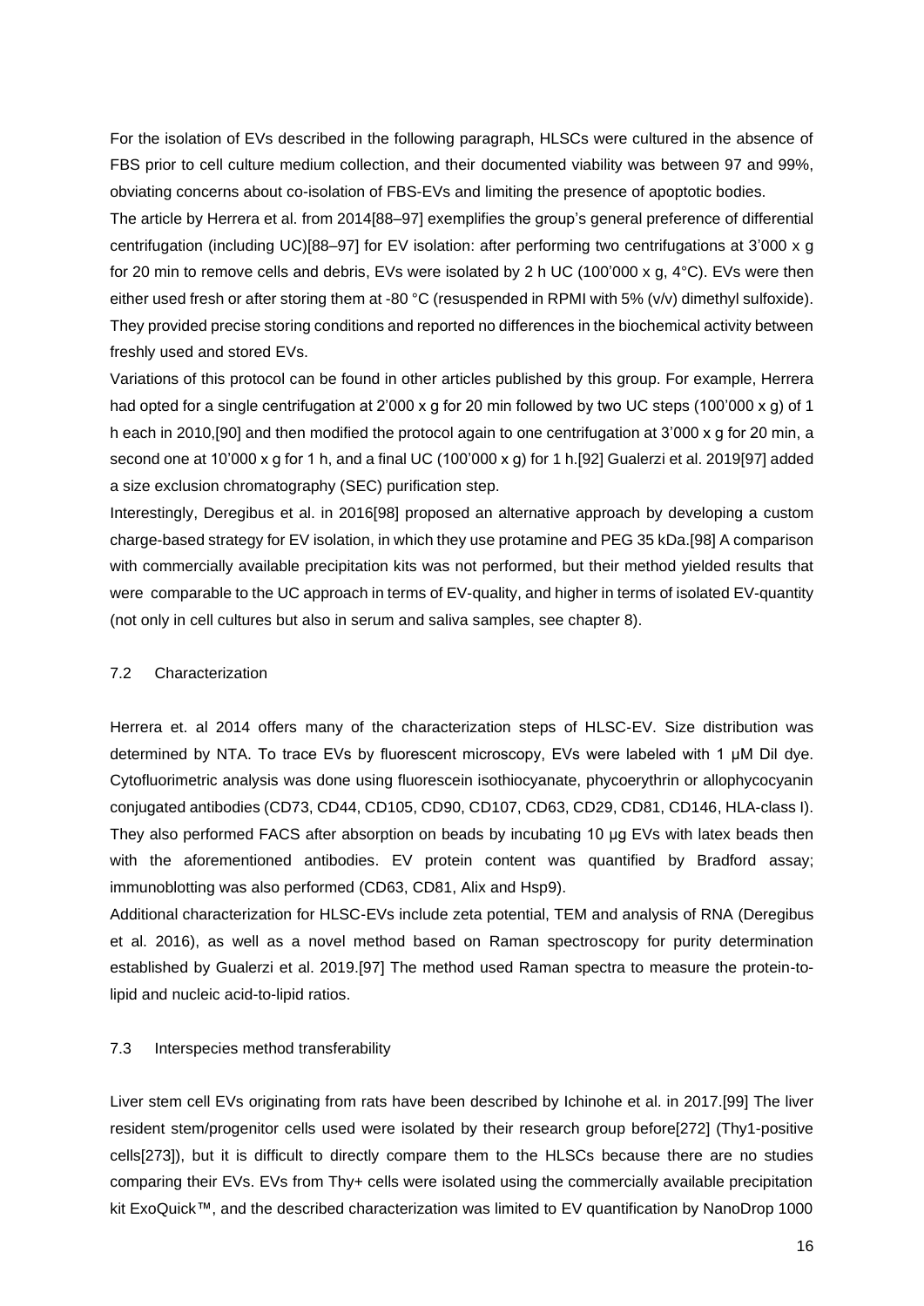For the isolation of EVs described in the following paragraph, HLSCs were cultured in the absence of FBS prior to cell culture medium collection, and their documented viability was between 97 and 99%, obviating concerns about co-isolation of FBS-EVs and limiting the presence of apoptotic bodies.

The article by Herrera et al. from 2014[88–97] exemplifies the group's general preference of differential centrifugation (including UC)[88–97] for EV isolation: after performing two centrifugations at 3'000 x g for 20 min to remove cells and debris, EVs were isolated by 2 h UC (100'000 x g, 4°C). EVs were then either used fresh or after storing them at -80 °C (resuspended in RPMI with 5% (v/v) dimethyl sulfoxide). They provided precise storing conditions and reported no differences in the biochemical activity between freshly used and stored EVs.

Variations of this protocol can be found in other articles published by this group. For example, Herrera had opted for a single centrifugation at 2'000 x g for 20 min followed by two UC steps (100'000 x g) of 1 h each in 2010,[90] and then modified the protocol again to one centrifugation at 3'000 x g for 20 min, a second one at 10'000 x g for 1 h, and a final UC (100'000 x g) for 1 h.[92] Gualerzi et al. 2019[97] added a size exclusion chromatography (SEC) purification step.

Interestingly, Deregibus et al. in 2016[98] proposed an alternative approach by developing a custom charge-based strategy for EV isolation, in which they use protamine and PEG 35 kDa.[98] A comparison with commercially available precipitation kits was not performed, but their method yielded results that were comparable to the UC approach in terms of EV-quality, and higher in terms of isolated EV-quantity (not only in cell cultures but also in serum and saliva samples, see chapter 8).

### 7.2 Characterization

Herrera et. al 2014 offers many of the characterization steps of HLSC-EV. Size distribution was determined by NTA. To trace EVs by fluorescent microscopy, EVs were labeled with 1 µM Dil dye. Cytofluorimetric analysis was done using fluorescein isothiocyanate, phycoerythrin or allophycocyanin conjugated antibodies (CD73, CD44, CD105, CD90, CD107, CD63, CD29, CD81, CD146, HLA-class I). They also performed FACS after absorption on beads by incubating 10 µg EVs with latex beads then with the aforementioned antibodies. EV protein content was quantified by Bradford assay; immunoblotting was also performed (CD63, CD81, Alix and Hsp9).

Additional characterization for HLSC-EVs include zeta potential, TEM and analysis of RNA (Deregibus et al. 2016), as well as a novel method based on Raman spectroscopy for purity determination established by Gualerzi et al. 2019.[97] The method used Raman spectra to measure the protein-to-lipid and nucleic acid-to-lipid ratios.

### 7.3 Interspecies method transferability

Liver stem cell EVs originating from rats have been described by Ichinohe et al. in 2017.[99] The liver resident stem/progenitor cells used were isolated by their research group before[272] (Thy1-positive cells[273]), but it is difficult to directly compare them to the HLSCs because there are no studies comparing their EVs. EVs from Thy+ cells were isolated using the commercially available precipitation kit ExoQuick™, and the described characterization was limited to EV quantification by NanoDrop 1000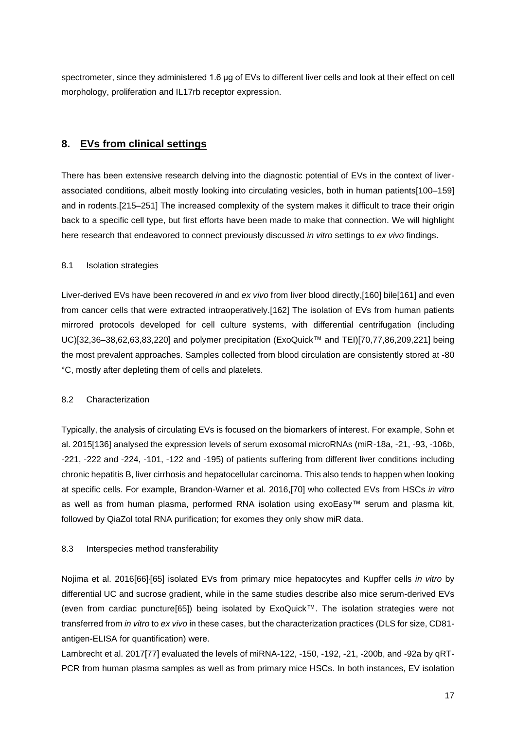spectrometer, since they administered 1.6 µg of EVs to different liver cells and look at their effect on cell morphology, proliferation and IL17rb receptor expression.

## 8. EVs from clinical settings

There has been extensive research delving into the diagnostic potential of EVs in the context of liver-associated conditions, albeit mostly looking into circulating vesicles, both in human patients[100–159] and in rodents.[215–251] The increased complexity of the system makes it difficult to trace their origin back to a specific cell type, but first efforts have been made to make that connection. We will highlight here research that endeavored to connect previously discussed *in vitro* settings to *ex vivo* findings.

### 8.1 Isolation strategies

Liver-derived EVs have been recovered *in* and *ex vivo* from liver blood directly,[160] bile[161] and even from cancer cells that were extracted intraoperatively.[162] The isolation of EVs from human patients mirrored protocols developed for cell culture systems, with differential centrifugation (including UC)[32,36–38,62,63,83,220] and polymer precipitation (ExoQuick™ and TEI)[70,77,86,209,221] being the most prevalent approaches. Samples collected from blood circulation are consistently stored at -80 °C, mostly after depleting them of cells and platelets.

### 8.2 Characterization

Typically, the analysis of circulating EVs is focused on the biomarkers of interest. For example, Sohn et al. 2015[136] analysed the expression levels of serum exosomal microRNAs (miR-18a, -21, -93, -106b, -221, -222 and -224, -101, -122 and -195) of patients suffering from different liver conditions including chronic hepatitis B, liver cirrhosis and hepatocellular carcinoma. This also tends to happen when looking at specific cells. For example, Brandon-Warner et al. 2016,[70] who collected EVs from HSCs *in vitro* as well as from human plasma, performed RNA isolation using exoEasy™ serum and plasma kit, followed by QiaZol total RNA purification; for exomes they only show miR data.

### 8.3 Interspecies method transferability

Nojima et al. 2016[66],[65] isolated EVs from primary mice hepatocytes and Kupffer cells *in vitro* by differential UC and sucrose gradient, while in the same studies describe also mice serum-derived EVs (even from cardiac puncture[65]) being isolated by ExoQuick™. The isolation strategies were not transferred from *in vitro* to *ex vivo* in these cases, but the characterization practices (DLS for size, CD81-antigen-ELISA for quantification) were.

Lambrecht et al. 2017[77] evaluated the levels of miRNA-122, -150, -192, -21, -200b, and -92a by qRT-PCR from human plasma samples as well as from primary mice HSCs. In both instances, EV isolation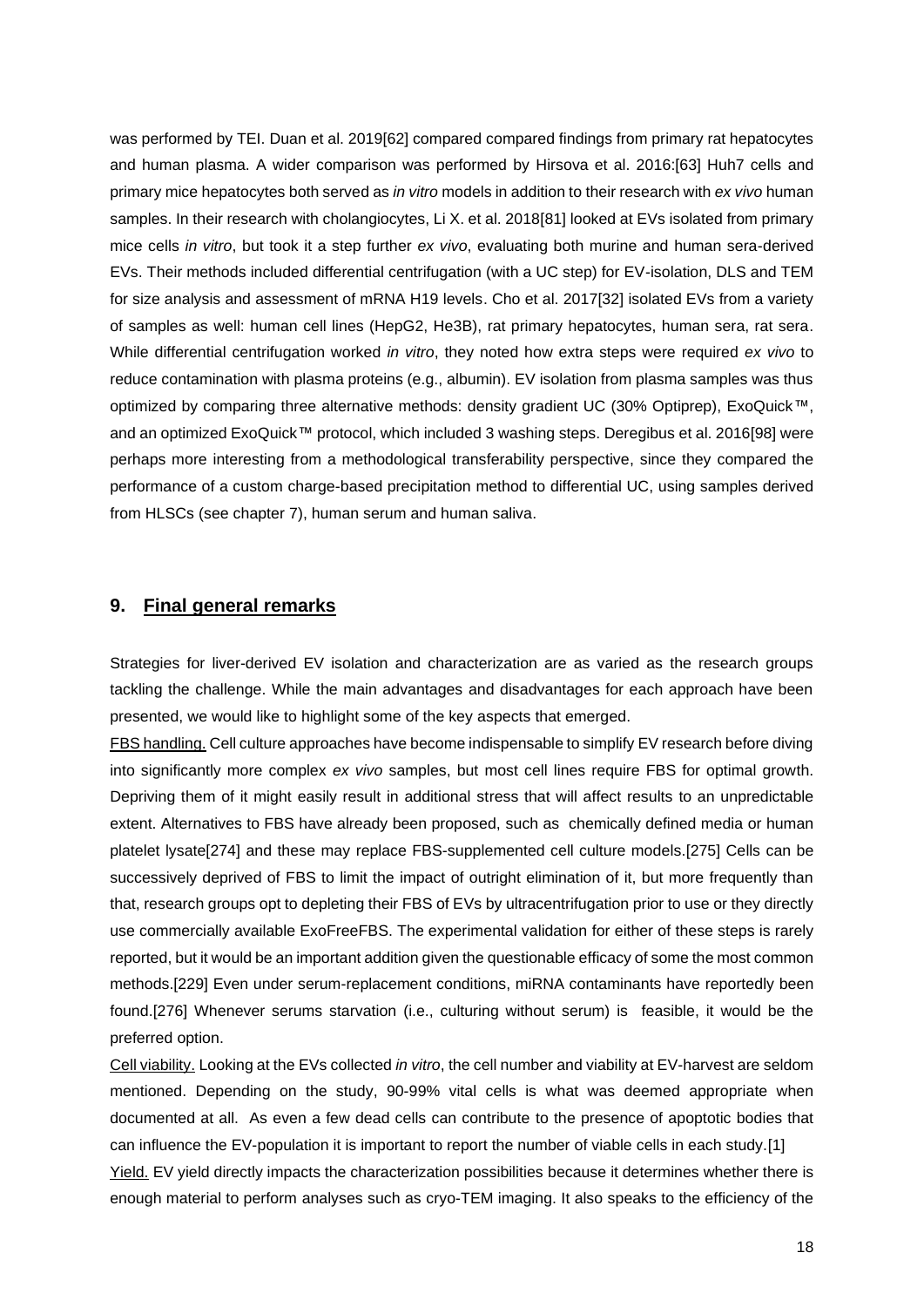was performed by TEI. Duan et al. 2019[62] compared compared findings from primary rat hepatocytes and human plasma. A wider comparison was performed by Hirsova et al. 2016:[63] Huh7 cells and primary mice hepatocytes both served as *in vitro* models in addition to their research with *ex vivo* human samples. In their research with cholangiocytes, Li X. et al. 2018[81] looked at EVs isolated from primary mice cells *in vitro*, but took it a step further *ex vivo*, evaluating both murine and human sera-derived EVs. Their methods included differential centrifugation (with a UC step) for EV-isolation, DLS and TEM for size analysis and assessment of mRNA H19 levels. Cho et al. 2017[32] isolated EVs from a variety of samples as well: human cell lines (HepG2, He3B), rat primary hepatocytes, human sera, rat sera. While differential centrifugation worked *in vitro*, they noted how extra steps were required *ex vivo* to reduce contamination with plasma proteins (e.g., albumin). EV isolation from plasma samples was thus optimized by comparing three alternative methods: density gradient UC (30% Optiprep), ExoQuick™, and an optimized ExoQuick™ protocol, which included 3 washing steps. Deregibus et al. 2016[98] were perhaps more interesting from a methodological transferability perspective, since they compared the performance of a custom charge-based precipitation method to differential UC, using samples derived from HLSCs (see chapter 7), human serum and human saliva.

## 9. Final general remarks

Strategies for liver-derived EV isolation and characterization are as varied as the research groups tackling the challenge. While the main advantages and disadvantages for each approach have been presented, we would like to highlight some of the key aspects that emerged.

FBS handling. Cell culture approaches have become indispensable to simplify EV research before diving into significantly more complex *ex vivo* samples, but most cell lines require FBS for optimal growth. Depriving them of it might easily result in additional stress that will affect results to an unpredictable extent. Alternatives to FBS have already been proposed, such as chemically defined media or human platelet lysate[274] and these may replace FBS-supplemented cell culture models.[275] Cells can be successively deprived of FBS to limit the impact of outright elimination of it, but more frequently than that, research groups opt to depleting their FBS of EVs by ultracentrifugation prior to use or they directly use commercially available ExoFreeFBS. The experimental validation for either of these steps is rarely reported, but it would be an important addition given the questionable efficacy of some the most common methods.[229] Even under serum-replacement conditions, miRNA contaminants have reportedly been found.[276] Whenever serums starvation (i.e., culturing without serum) is feasible, it would be the preferred option.

Cell viability. Looking at the EVs collected *in vitro*, the cell number and viability at EV-harvest are seldom mentioned. Depending on the study, 90-99% vital cells is what was deemed appropriate when documented at all. As even a few dead cells can contribute to the presence of apoptotic bodies that can influence the EV-population it is important to report the number of viable cells in each study.[1]

Yield. EV yield directly impacts the characterization possibilities because it determines whether there is enough material to perform analyses such as cryo-TEM imaging. It also speaks to the efficiency of the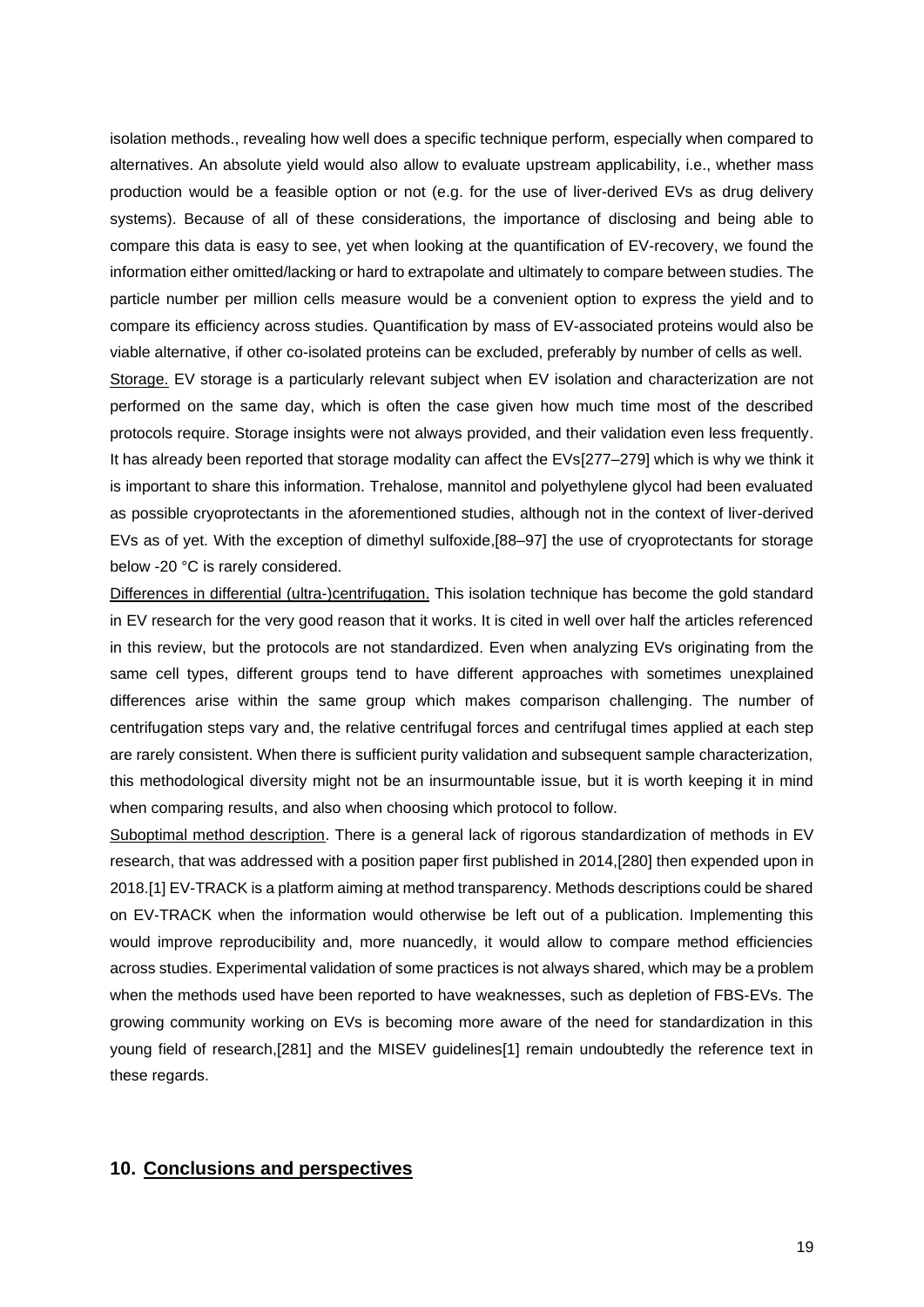isolation methods., revealing how well does a specific technique perform, especially when compared to alternatives. An absolute yield would also allow to evaluate upstream applicability, i.e., whether mass production would be a feasible option or not (e.g. for the use of liver-derived EVs as drug delivery systems). Because of all of these considerations, the importance of disclosing and being able to compare this data is easy to see, yet when looking at the quantification of EV-recovery, we found the information either omitted/lacking or hard to extrapolate and ultimately to compare between studies. The particle number per million cells measure would be a convenient option to express the yield and to compare its efficiency across studies. Quantification by mass of EV-associated proteins would also be viable alternative, if other co-isolated proteins can be excluded, preferably by number of cells as well.

Storage. EV storage is a particularly relevant subject when EV isolation and characterization are not performed on the same day, which is often the case given how much time most of the described protocols require. Storage insights were not always provided, and their validation even less frequently. It has already been reported that storage modality can affect the EVs[277–279] which is why we think it is important to share this information. Trehalose, mannitol and polyethylene glycol had been evaluated as possible cryoprotectants in the aforementioned studies, although not in the context of liver-derived EVs as of yet. With the exception of dimethyl sulfoxide,[88–97] the use of cryoprotectants for storage below -20 °C is rarely considered.

Differences in differential (ultra-)centrifugation. This isolation technique has become the gold standard in EV research for the very good reason that it works. It is cited in well over half the articles referenced in this review, but the protocols are not standardized. Even when analyzing EVs originating from the same cell types, different groups tend to have different approaches with sometimes unexplained differences arise within the same group which makes comparison challenging. The number of centrifugation steps vary and, the relative centrifugal forces and centrifugal times applied at each step are rarely consistent. When there is sufficient purity validation and subsequent sample characterization, this methodological diversity might not be an insurmountable issue, but it is worth keeping it in mind when comparing results, and also when choosing which protocol to follow.

Suboptimal method description. There is a general lack of rigorous standardization of methods in EV research, that was addressed with a position paper first published in 2014,[280] then expended upon in 2018.[1] EV-TRACK is a platform aiming at method transparency. Methods descriptions could be shared on EV-TRACK when the information would otherwise be left out of a publication. Implementing this would improve reproducibility and, more nuancedly, it would allow to compare method efficiencies across studies. Experimental validation of some practices is not always shared, which may be a problem when the methods used have been reported to have weaknesses, such as depletion of FBS-EVs. The growing community working on EVs is becoming more aware of the need for standardization in this young field of research,[281] and the MISEV guidelines[1] remain undoubtedly the reference text in these regards.

## 10. Conclusions and perspectives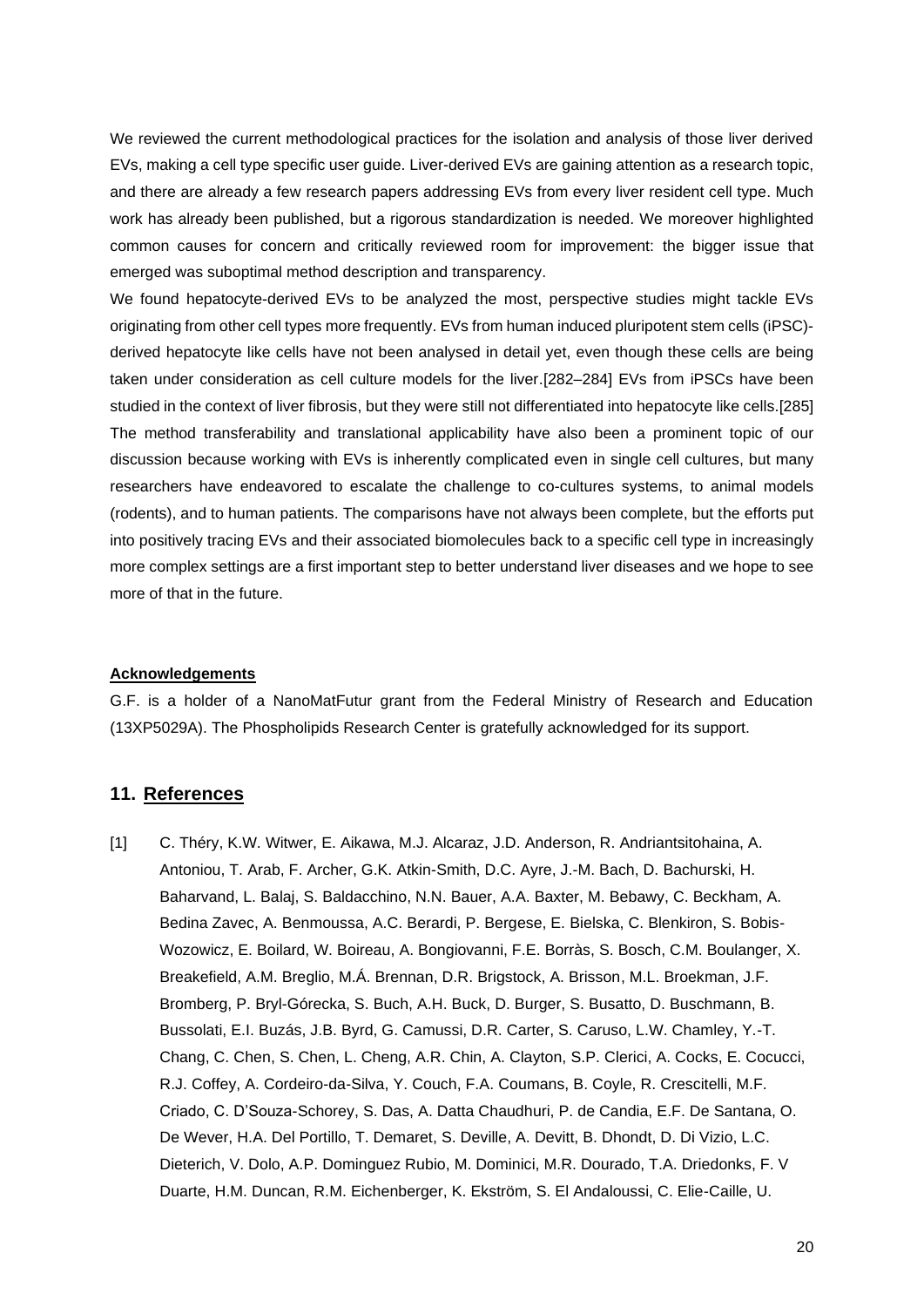We reviewed the current methodological practices for the isolation and analysis of those liver derived EVs, making a cell type specific user guide. Liver-derived EVs are gaining attention as a research topic, and there are already a few research papers addressing EVs from every liver resident cell type. Much work has already been published, but a rigorous standardization is needed. We moreover highlighted common causes for concern and critically reviewed room for improvement: the bigger issue that emerged was suboptimal method description and transparency.

We found hepatocyte-derived EVs to be analyzed the most, perspective studies might tackle EVs originating from other cell types more frequently. EVs from human induced pluripotent stem cells (iPSC)-derived hepatocyte like cells have not been analysed in detail yet, even though these cells are being taken under consideration as cell culture models for the liver.[282–284] EVs from iPSCs have been studied in the context of liver fibrosis, but they were still not differentiated into hepatocyte like cells.[285] The method transferability and translational applicability have also been a prominent topic of our discussion because working with EVs is inherently complicated even in single cell cultures, but many researchers have endeavored to escalate the challenge to co-cultures systems, to animal models (rodents), and to human patients. The comparisons have not always been complete, but the efforts put into positively tracing EVs and their associated biomolecules back to a specific cell type in increasingly more complex settings are a first important step to better understand liver diseases and we hope to see more of that in the future.

**Acknowledgements**

G.F. is a holder of a NanoMatFutur grant from the Federal Ministry of Research and Education (13XP5029A). The Phospholipids Research Center is gratefully acknowledged for its support.

## 11. References

[1] C. Théry, K.W. Witwer, E. Aikawa, M.J. Alcaraz, J.D. Anderson, R. Andriantsitohaina, A. Antoniou, T. Arab, F. Archer, G.K. Atkin-Smith, D.C. Ayre, J.-M. Bach, D. Bachurski, H. Baharvand, L. Balaj, S. Baldacchino, N.N. Bauer, A.A. Baxter, M. Bebawy, C. Beckham, A. Bedina Zavec, A. Benmoussa, A.C. Berardi, P. Bergese, E. Bielska, C. Blenkiron, S. Bobis-Wozowicz, E. Boilard, W. Boireau, A. Bongiovanni, F.E. Borràs, S. Bosch, C.M. Boulanger, X. Breakefield, A.M. Breglio, M.Á. Brennan, D.R. Brigstock, A. Brisson, M.L. Broekman, J.F. Bromberg, P. Bryl-Górecka, S. Buch, A.H. Buck, D. Burger, S. Busatto, D. Buschmann, B. Bussolati, E.I. Buzás, J.B. Byrd, G. Camussi, D.R. Carter, S. Caruso, L.W. Chamley, Y.-T. Chang, C. Chen, S. Chen, L. Cheng, A.R. Chin, A. Clayton, S.P. Clerici, A. Cocks, E. Cocucci, R.J. Coffey, A. Cordeiro-da-Silva, Y. Couch, F.A. Coumans, B. Coyle, R. Crescitelli, M.F. Criado, C. D'Souza-Schorey, S. Das, A. Datta Chaudhuri, P. de Candia, E.F. De Santana, O. De Wever, H.A. Del Portillo, T. Demaret, S. Deville, A. Devitt, B. Dhondt, D. Di Vizio, L.C. Dieterich, V. Dolo, A.P. Dominguez Rubio, M. Dominici, M.R. Dourado, T.A. Driedonks, F. V Duarte, H.M. Duncan, R.M. Eichenberger, K. Ekström, S. El Andaloussi, C. Elie-Caille, U.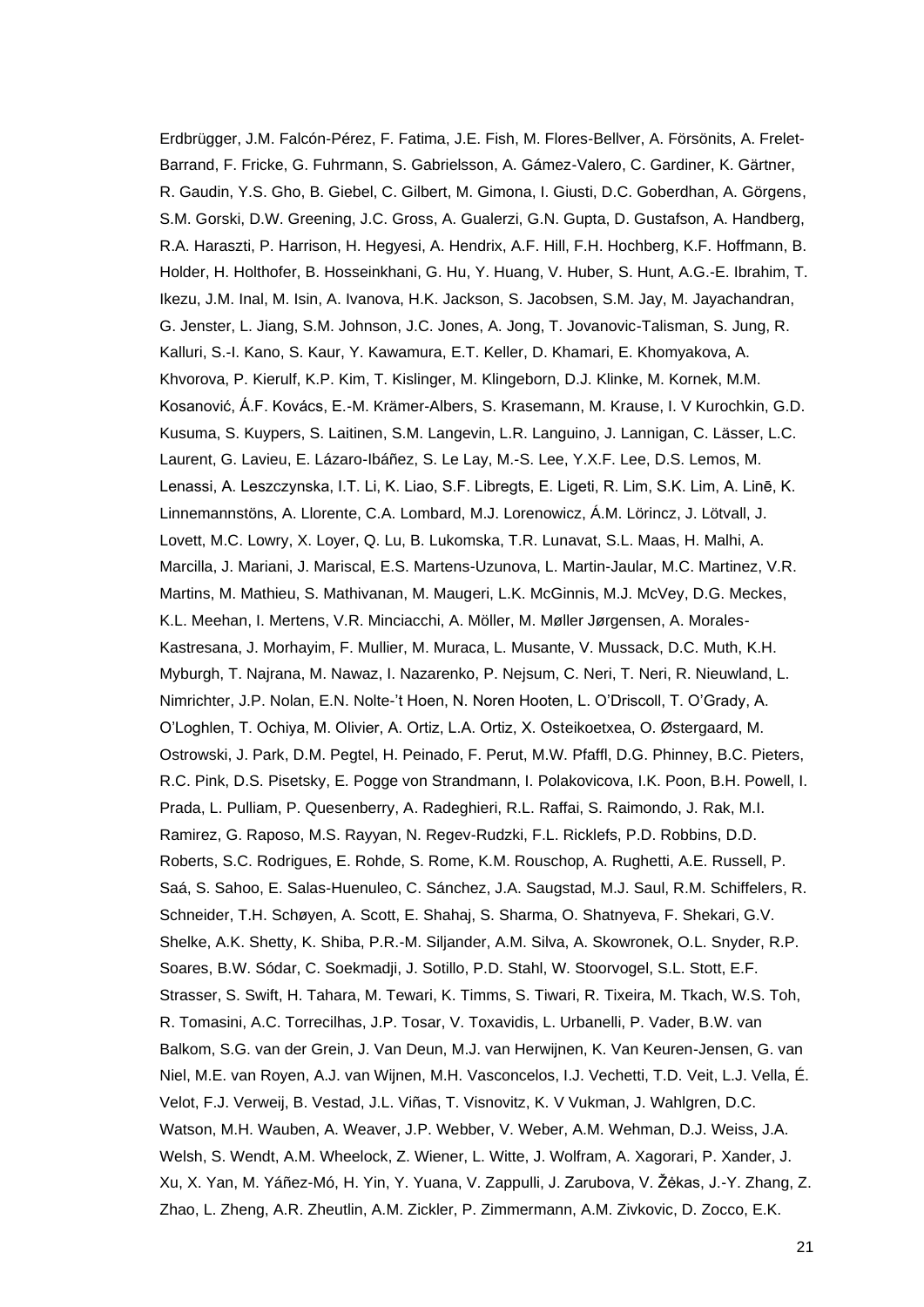Erdbrügger, J.M. Falcón-Pérez, F. Fatima, J.E. Fish, M. Flores-Bellver, A. Försönits, A. Frelet-Barrand, F. Fricke, G. Fuhrmann, S. Gabrielsson, A. Gámez-Valero, C. Gardiner, K. Gärtner, R. Gaudin, Y.S. Gho, B. Giebel, C. Gilbert, M. Gimona, I. Giusti, D.C. Goberdhan, A. Görgens, S.M. Gorski, D.W. Greening, J.C. Gross, A. Gualerzi, G.N. Gupta, D. Gustafson, A. Handberg, R.A. Haraszti, P. Harrison, H. Hegyesi, A. Hendrix, A.F. Hill, F.H. Hochberg, K.F. Hoffmann, B. Holder, H. Holthofer, B. Hosseinkhani, G. Hu, Y. Huang, V. Huber, S. Hunt, A.G.-E. Ibrahim, T. Ikezu, J.M. Inal, M. Isin, A. Ivanova, H.K. Jackson, S. Jacobsen, S.M. Jay, M. Jayachandran, G. Jenster, L. Jiang, S.M. Johnson, J.C. Jones, A. Jong, T. Jovanovic-Talisman, S. Jung, R. Kalluri, S.-I. Kano, S. Kaur, Y. Kawamura, E.T. Keller, D. Khamari, E. Khomyakova, A. Khvorova, P. Kierulf, K.P. Kim, T. Kislinger, M. Klingeborn, D.J. Klinke, M. Kornek, M.M. Kosanović, Á.F. Kovács, E.-M. Krämer-Albers, S. Krasemann, M. Krause, I. V Kurochkin, G.D. Kusuma, S. Kuypers, S. Laitinen, S.M. Langevin, L.R. Languino, J. Lannigan, C. Lässer, L.C. Laurent, G. Lavieu, E. Lázaro-Ibáñez, S. Le Lay, M.-S. Lee, Y.X.F. Lee, D.S. Lemos, M. Lenassi, A. Leszczynska, I.T. Li, K. Liao, S.F. Libregts, E. Ligeti, R. Lim, S.K. Lim, A. Linē, K. Linnemannstöns, A. Llorente, C.A. Lombard, M.J. Lorenowicz, Á.M. Lörincz, J. Lötvall, J. Lovett, M.C. Lowry, X. Loyer, Q. Lu, B. Lukomska, T.R. Lunavat, S.L. Maas, H. Malhi, A. Marcilla, J. Mariani, J. Mariscal, E.S. Martens-Uzunova, L. Martin-Jaular, M.C. Martinez, V.R. Martins, M. Mathieu, S. Mathivanan, M. Maugeri, L.K. McGinnis, M.J. McVey, D.G. Meckes, K.L. Meehan, I. Mertens, V.R. Minciacchi, A. Möller, M. Møller Jørgensen, A. Morales-Kastresana, J. Morhayim, F. Mullier, M. Muraca, L. Musante, V. Mussack, D.C. Muth, K.H. Myburgh, T. Najrana, M. Nawaz, I. Nazarenko, P. Nejsum, C. Neri, T. Neri, R. Nieuwland, L. Nimrichter, J.P. Nolan, E.N. Nolte-'t Hoen, N. Noren Hooten, L. O'Driscoll, T. O'Grady, A. O'Loghlen, T. Ochiya, M. Olivier, A. Ortiz, L.A. Ortiz, X. Osteikoetxea, O. Østergaard, M. Ostrowski, J. Park, D.M. Pegtel, H. Peinado, F. Perut, M.W. Pfaffl, D.G. Phinney, B.C. Pieters, R.C. Pink, D.S. Pisetsky, E. Pogge von Strandmann, I. Polakovicova, I.K. Poon, B.H. Powell, I. Prada, L. Pulliam, P. Quesenberry, A. Radeghieri, R.L. Raffai, S. Raimondo, J. Rak, M.I. Ramirez, G. Raposo, M.S. Rayyan, N. Regev-Rudzki, F.L. Ricklefs, P.D. Robbins, D.D. Roberts, S.C. Rodrigues, E. Rohde, S. Rome, K.M. Rouschop, A. Rughetti, A.E. Russell, P. Saá, S. Sahoo, E. Salas-Huenuleo, C. Sánchez, J.A. Saugstad, M.J. Saul, R.M. Schiffelers, R. Schneider, T.H. Schøyen, A. Scott, E. Shahaj, S. Sharma, O. Shatnyeva, F. Shekari, G.V. Shelke, A.K. Shetty, K. Shiba, P.R.-M. Siljander, A.M. Silva, A. Skowronek, O.L. Snyder, R.P. Soares, B.W. Sódar, C. Soekmadji, J. Sotillo, P.D. Stahl, W. Stoorvogel, S.L. Stott, E.F. Strasser, S. Swift, H. Tahara, M. Tewari, K. Timms, S. Tiwari, R. Tixeira, M. Tkach, W.S. Toh, R. Tomasini, A.C. Torrecilhas, J.P. Tosar, V. Toxavidis, L. Urbanelli, P. Vader, B.W. van Balkom, S.G. van der Grein, J. Van Deun, M.J. van Herwijnen, K. Van Keuren-Jensen, G. van Niel, M.E. van Royen, A.J. van Wijnen, M.H. Vasconcelos, I.J. Vechetti, T.D. Veit, L.J. Vella, É. Velot, F.J. Verweij, B. Vestad, J.L. Viñas, T. Visnovitz, K. V Vukman, J. Wahlgren, D.C. Watson, M.H. Wauben, A. Weaver, J.P. Webber, V. Weber, A.M. Wehman, D.J. Weiss, J.A. Welsh, S. Wendt, A.M. Wheelock, Z. Wiener, L. Witte, J. Wolfram, A. Xagorari, P. Xander, J. Xu, X. Yan, M. Yáñez-Mó, H. Yin, Y. Yuana, V. Zappulli, J. Zarubova, V. Žėkas, J.-Y. Zhang, Z. Zhao, L. Zheng, A.R. Zheutlin, A.M. Zickler, P. Zimmermann, A.M. Zivkovic, D. Zocco, E.K.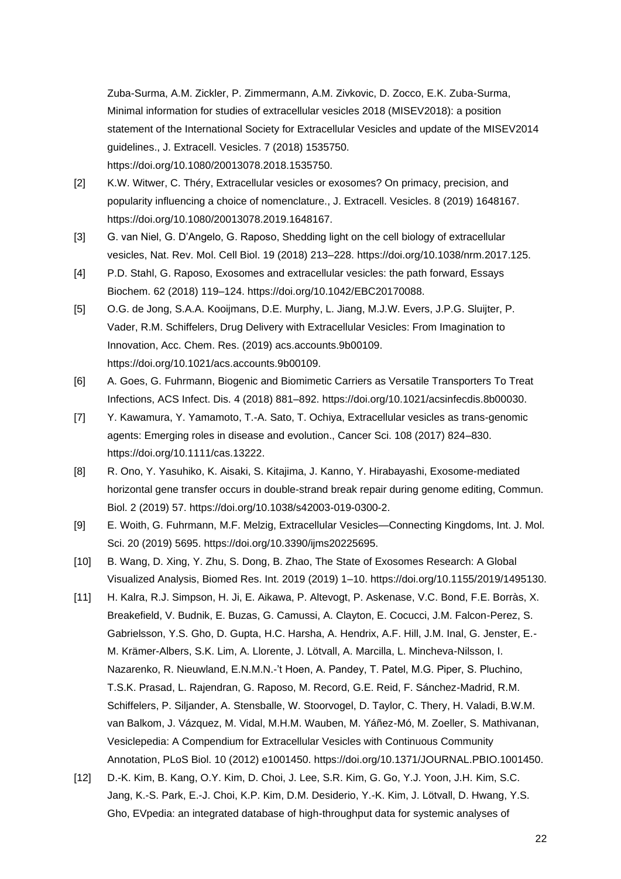Zuba-Surma, A.M. Zickler, P. Zimmermann, A.M. Zivkovic, D. Zocco, E.K. Zuba-Surma, Minimal information for studies of extracellular vesicles 2018 (MISEV2018): a position statement of the International Society for Extracellular Vesicles and update of the MISEV2014 guidelines., J. Extracell. Vesicles. 7 (2018) 1535750. https://doi.org/10.1080/20013078.2018.1535750.

[2] K.W. Witwer, C. Théry, Extracellular vesicles or exosomes? On primacy, precision, and popularity influencing a choice of nomenclature., J. Extracell. Vesicles. 8 (2019) 1648167. https://doi.org/10.1080/20013078.2019.1648167.

[3] G. van Niel, G. D'Angelo, G. Raposo, Shedding light on the cell biology of extracellular vesicles, Nat. Rev. Mol. Cell Biol. 19 (2018) 213–228. https://doi.org/10.1038/nrm.2017.125.

[4] P.D. Stahl, G. Raposo, Exosomes and extracellular vesicles: the path forward, Essays Biochem. 62 (2018) 119–124. https://doi.org/10.1042/EBC20170088.

[5] O.G. de Jong, S.A.A. Kooijmans, D.E. Murphy, L. Jiang, M.J.W. Evers, J.P.G. Sluijter, P. Vader, R.M. Schiffelers, Drug Delivery with Extracellular Vesicles: From Imagination to Innovation, Acc. Chem. Res. (2019) acs.accounts.9b00109. https://doi.org/10.1021/acs.accounts.9b00109.

[6] A. Goes, G. Fuhrmann, Biogenic and Biomimetic Carriers as Versatile Transporters To Treat Infections, ACS Infect. Dis. 4 (2018) 881–892. https://doi.org/10.1021/acsinfecdis.8b00030.

[7] Y. Kawamura, Y. Yamamoto, T.-A. Sato, T. Ochiya, Extracellular vesicles as trans-genomic agents: Emerging roles in disease and evolution., Cancer Sci. 108 (2017) 824–830. https://doi.org/10.1111/cas.13222.

[8] R. Ono, Y. Yasuhiko, K. Aisaki, S. Kitajima, J. Kanno, Y. Hirabayashi, Exosome-mediated horizontal gene transfer occurs in double-strand break repair during genome editing, Commun. Biol. 2 (2019) 57. https://doi.org/10.1038/s42003-019-0300-2.

[9] E. Woith, G. Fuhrmann, M.F. Melzig, Extracellular Vesicles—Connecting Kingdoms, Int. J. Mol. Sci. 20 (2019) 5695. https://doi.org/10.3390/ijms20225695.

[10] B. Wang, D. Xing, Y. Zhu, S. Dong, B. Zhao, The State of Exosomes Research: A Global Visualized Analysis, Biomed Res. Int. 2019 (2019) 1–10. https://doi.org/10.1155/2019/1495130.

[11] H. Kalra, R.J. Simpson, H. Ji, E. Aikawa, P. Altevogt, P. Askenase, V.C. Bond, F.E. Borràs, X. Breakefield, V. Budnik, E. Buzas, G. Camussi, A. Clayton, E. Cocucci, J.M. Falcon-Perez, S. Gabrielsson, Y.S. Gho, D. Gupta, H.C. Harsha, A. Hendrix, A.F. Hill, J.M. Inal, G. Jenster, E.-M. Krämer-Albers, S.K. Lim, A. Llorente, J. Lötvall, A. Marcilla, L. Mincheva-Nilsson, I. Nazarenko, R. Nieuwland, E.N.M.N.-'t Hoen, A. Pandey, T. Patel, M.G. Piper, S. Pluchino, T.S.K. Prasad, L. Rajendran, G. Raposo, M. Record, G.E. Reid, F. Sánchez-Madrid, R.M. Schiffelers, P. Siljander, A. Stensballe, W. Stoorvogel, D. Taylor, C. Thery, H. Valadi, B.W.M. van Balkom, J. Vázquez, M. Vidal, M.H.M. Wauben, M. Yáñez-Mó, M. Zoeller, S. Mathivanan, Vesiclepedia: A Compendium for Extracellular Vesicles with Continuous Community Annotation, PLoS Biol. 10 (2012) e1001450. https://doi.org/10.1371/JOURNAL.PBIO.1001450.

[12] D.-K. Kim, B. Kang, O.Y. Kim, D. Choi, J. Lee, S.R. Kim, G. Go, Y.J. Yoon, J.H. Kim, S.C. Jang, K.-S. Park, E.-J. Choi, K.P. Kim, D.M. Desiderio, Y.-K. Kim, J. Lötvall, D. Hwang, Y.S. Gho, EVpedia: an integrated database of high-throughput data for systemic analyses of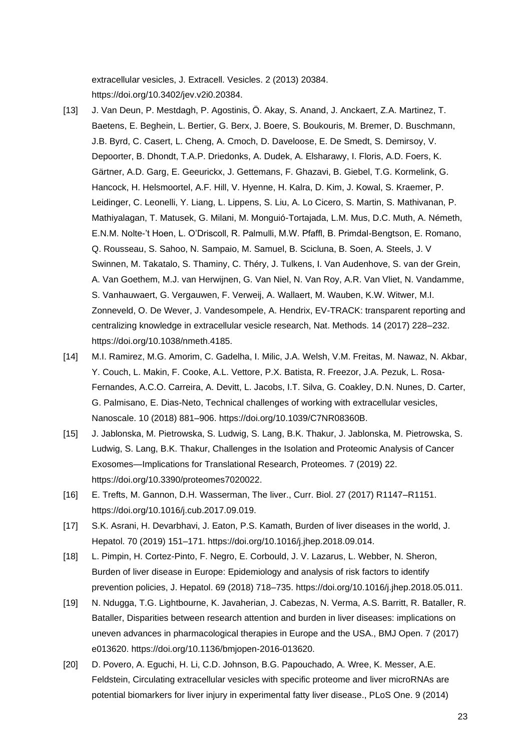extracellular vesicles, J. Extracell. Vesicles. 2 (2013) 20384. https://doi.org/10.3402/jev.v2i0.20384.

[13] J. Van Deun, P. Mestdagh, P. Agostinis, Ö. Akay, S. Anand, J. Anckaert, Z.A. Martinez, T. Baetens, E. Beghein, L. Bertier, G. Berx, J. Boere, S. Boukouris, M. Bremer, D. Buschmann, J.B. Byrd, C. Casert, L. Cheng, A. Cmoch, D. Daveloose, E. De Smedt, S. Demirsoy, V. Depoorter, B. Dhondt, T.A.P. Driedonks, A. Dudek, A. Elsharawy, I. Floris, A.D. Foers, K. Gärtner, A.D. Garg, E. Geeurickx, J. Gettemans, F. Ghazavi, B. Giebel, T.G. Kormelink, G. Hancock, H. Helsmoortel, A.F. Hill, V. Hyenne, H. Kalra, D. Kim, J. Kowal, S. Kraemer, P. Leidinger, C. Leonelli, Y. Liang, L. Lippens, S. Liu, A. Lo Cicero, S. Martin, S. Mathivanan, P. Mathiyalagan, T. Matusek, G. Milani, M. Monguió-Tortajada, L.M. Mus, D.C. Muth, A. Németh, E.N.M. Nolte-'t Hoen, L. O'Driscoll, R. Palmulli, M.W. Pfaffl, B. Primdal-Bengtson, E. Romano, Q. Rousseau, S. Sahoo, N. Sampaio, M. Samuel, B. Scicluna, B. Soen, A. Steels, J. V Swinnen, M. Takatalo, S. Thaminy, C. Théry, J. Tulkens, I. Van Audenhove, S. van der Grein, A. Van Goethem, M.J. van Herwijnen, G. Van Niel, N. Van Roy, A.R. Van Vliet, N. Vandamme, S. Vanhauwaert, G. Vergauwen, F. Verweij, A. Wallaert, M. Wauben, K.W. Witwer, M.I. Zonneveld, O. De Wever, J. Vandesompele, A. Hendrix, EV-TRACK: transparent reporting and centralizing knowledge in extracellular vesicle research, Nat. Methods. 14 (2017) 228–232. https://doi.org/10.1038/nmeth.4185.

[14] M.I. Ramirez, M.G. Amorim, C. Gadelha, I. Milic, J.A. Welsh, V.M. Freitas, M. Nawaz, N. Akbar, Y. Couch, L. Makin, F. Cooke, A.L. Vettore, P.X. Batista, R. Freezor, J.A. Pezuk, L. Rosa-Fernandes, A.C.O. Carreira, A. Devitt, L. Jacobs, I.T. Silva, G. Coakley, D.N. Nunes, D. Carter, G. Palmisano, E. Dias-Neto, Technical challenges of working with extracellular vesicles, Nanoscale. 10 (2018) 881–906. https://doi.org/10.1039/C7NR08360B.

[15] J. Jablonska, M. Pietrowska, S. Ludwig, S. Lang, B.K. Thakur, J. Jablonska, M. Pietrowska, S. Ludwig, S. Lang, B.K. Thakur, Challenges in the Isolation and Proteomic Analysis of Cancer Exosomes—Implications for Translational Research, Proteomes. 7 (2019) 22. https://doi.org/10.3390/proteomes7020022.

[16] E. Trefts, M. Gannon, D.H. Wasserman, The liver., Curr. Biol. 27 (2017) R1147–R1151. https://doi.org/10.1016/j.cub.2017.09.019.

[17] S.K. Asrani, H. Devarbhavi, J. Eaton, P.S. Kamath, Burden of liver diseases in the world, J. Hepatol. 70 (2019) 151–171. https://doi.org/10.1016/j.jhep.2018.09.014.

[18] L. Pimpin, H. Cortez-Pinto, F. Negro, E. Corbould, J. V. Lazarus, L. Webber, N. Sheron, Burden of liver disease in Europe: Epidemiology and analysis of risk factors to identify prevention policies, J. Hepatol. 69 (2018) 718–735. https://doi.org/10.1016/j.jhep.2018.05.011.

[19] N. Ndugga, T.G. Lightbourne, K. Javaherian, J. Cabezas, N. Verma, A.S. Barritt, R. Bataller, R. Bataller, Disparities between research attention and burden in liver diseases: implications on uneven advances in pharmacological therapies in Europe and the USA., BMJ Open. 7 (2017) e013620. https://doi.org/10.1136/bmjopen-2016-013620.

[20] D. Povero, A. Eguchi, H. Li, C.D. Johnson, B.G. Papouchado, A. Wree, K. Messer, A.E. Feldstein, Circulating extracellular vesicles with specific proteome and liver microRNAs are potential biomarkers for liver injury in experimental fatty liver disease., PLoS One. 9 (2014)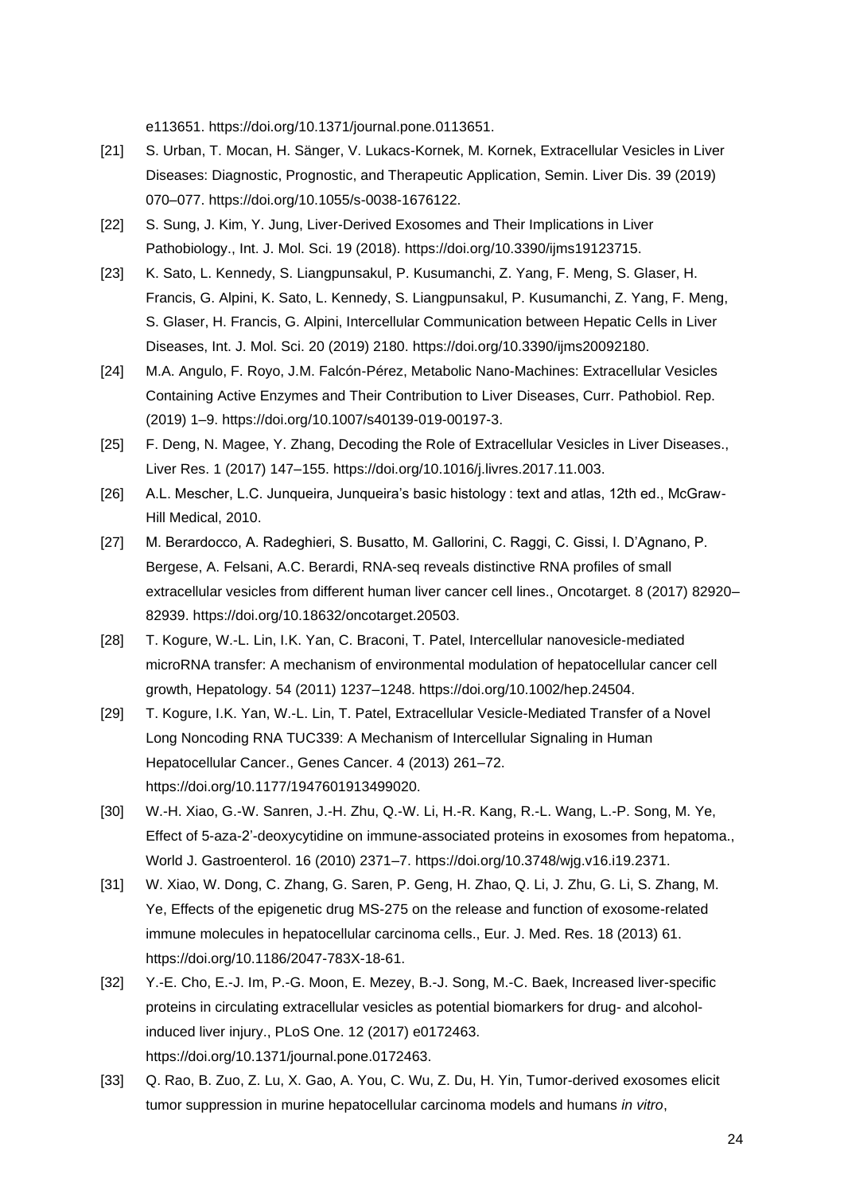e113651. https://doi.org/10.1371/journal.pone.0113651.

[21] S. Urban, T. Mocan, H. Sänger, V. Lukacs-Kornek, M. Kornek, Extracellular Vesicles in Liver Diseases: Diagnostic, Prognostic, and Therapeutic Application, Semin. Liver Dis. 39 (2019) 070–077. https://doi.org/10.1055/s-0038-1676122.

[22] S. Sung, J. Kim, Y. Jung, Liver-Derived Exosomes and Their Implications in Liver Pathobiology., Int. J. Mol. Sci. 19 (2018). https://doi.org/10.3390/ijms19123715.

[23] K. Sato, L. Kennedy, S. Liangpunsakul, P. Kusumanchi, Z. Yang, F. Meng, S. Glaser, H. Francis, G. Alpini, K. Sato, L. Kennedy, S. Liangpunsakul, P. Kusumanchi, Z. Yang, F. Meng, S. Glaser, H. Francis, G. Alpini, Intercellular Communication between Hepatic Cells in Liver Diseases, Int. J. Mol. Sci. 20 (2019) 2180. https://doi.org/10.3390/ijms20092180.

[24] M.A. Angulo, F. Royo, J.M. Falcón-Pérez, Metabolic Nano-Machines: Extracellular Vesicles Containing Active Enzymes and Their Contribution to Liver Diseases, Curr. Pathobiol. Rep. (2019) 1–9. https://doi.org/10.1007/s40139-019-00197-3.

[25] F. Deng, N. Magee, Y. Zhang, Decoding the Role of Extracellular Vesicles in Liver Diseases., Liver Res. 1 (2017) 147–155. https://doi.org/10.1016/j.livres.2017.11.003.

[26] A.L. Mescher, L.C. Junqueira, Junqueira's basic histology : text and atlas, 12th ed., McGraw-Hill Medical, 2010.

[27] M. Berardocco, A. Radeghieri, S. Busatto, M. Gallorini, C. Raggi, C. Gissi, I. D'Agnano, P. Bergese, A. Felsani, A.C. Berardi, RNA-seq reveals distinctive RNA profiles of small extracellular vesicles from different human liver cancer cell lines., Oncotarget. 8 (2017) 82920–82939. https://doi.org/10.18632/oncotarget.20503.

[28] T. Kogure, W.-L. Lin, I.K. Yan, C. Braconi, T. Patel, Intercellular nanovesicle-mediated microRNA transfer: A mechanism of environmental modulation of hepatocellular cancer cell growth, Hepatology. 54 (2011) 1237–1248. https://doi.org/10.1002/hep.24504.

[29] T. Kogure, I.K. Yan, W.-L. Lin, T. Patel, Extracellular Vesicle-Mediated Transfer of a Novel Long Noncoding RNA TUC339: A Mechanism of Intercellular Signaling in Human Hepatocellular Cancer., Genes Cancer. 4 (2013) 261–72. https://doi.org/10.1177/1947601913499020.

[30] W.-H. Xiao, G.-W. Sanren, J.-H. Zhu, Q.-W. Li, H.-R. Kang, R.-L. Wang, L.-P. Song, M. Ye, Effect of 5-aza-2'-deoxycytidine on immune-associated proteins in exosomes from hepatoma., World J. Gastroenterol. 16 (2010) 2371–7. https://doi.org/10.3748/wjg.v16.i19.2371.

[31] W. Xiao, W. Dong, C. Zhang, G. Saren, P. Geng, H. Zhao, Q. Li, J. Zhu, G. Li, S. Zhang, M. Ye, Effects of the epigenetic drug MS-275 on the release and function of exosome-related immune molecules in hepatocellular carcinoma cells., Eur. J. Med. Res. 18 (2013) 61. https://doi.org/10.1186/2047-783X-18-61.

[32] Y.-E. Cho, E.-J. Im, P.-G. Moon, E. Mezey, B.-J. Song, M.-C. Baek, Increased liver-specific proteins in circulating extracellular vesicles as potential biomarkers for drug- and alcohol-induced liver injury., PLoS One. 12 (2017) e0172463. https://doi.org/10.1371/journal.pone.0172463.

[33] Q. Rao, B. Zuo, Z. Lu, X. Gao, A. You, C. Wu, Z. Du, H. Yin, Tumor-derived exosomes elicit tumor suppression in murine hepatocellular carcinoma models and humans *in vitro*,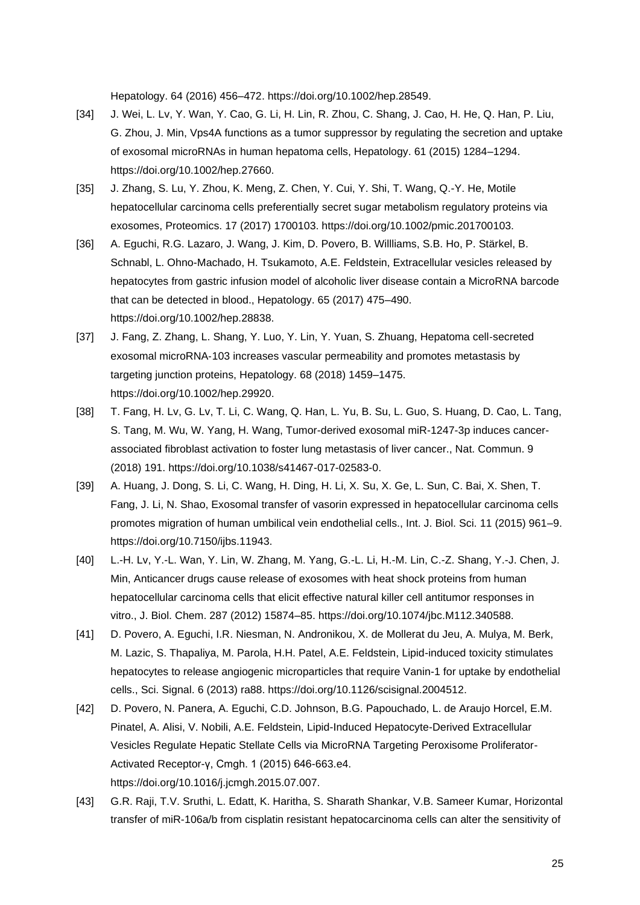Hepatology. 64 (2016) 456–472. https://doi.org/10.1002/hep.28549.

[34] J. Wei, L. Lv, Y. Wan, Y. Cao, G. Li, H. Lin, R. Zhou, C. Shang, J. Cao, H. He, Q. Han, P. Liu, G. Zhou, J. Min, Vps4A functions as a tumor suppressor by regulating the secretion and uptake of exosomal microRNAs in human hepatoma cells, Hepatology. 61 (2015) 1284–1294. https://doi.org/10.1002/hep.27660.

[35] J. Zhang, S. Lu, Y. Zhou, K. Meng, Z. Chen, Y. Cui, Y. Shi, T. Wang, Q.-Y. He, Motile hepatocellular carcinoma cells preferentially secret sugar metabolism regulatory proteins via exosomes, Proteomics. 17 (2017) 1700103. https://doi.org/10.1002/pmic.201700103.

[36] A. Eguchi, R.G. Lazaro, J. Wang, J. Kim, D. Povero, B. Willliams, S.B. Ho, P. Stärkel, B. Schnabl, L. Ohno-Machado, H. Tsukamoto, A.E. Feldstein, Extracellular vesicles released by hepatocytes from gastric infusion model of alcoholic liver disease contain a MicroRNA barcode that can be detected in blood., Hepatology. 65 (2017) 475–490. https://doi.org/10.1002/hep.28838.

[37] J. Fang, Z. Zhang, L. Shang, Y. Luo, Y. Lin, Y. Yuan, S. Zhuang, Hepatoma cell-secreted exosomal microRNA-103 increases vascular permeability and promotes metastasis by targeting junction proteins, Hepatology. 68 (2018) 1459–1475. https://doi.org/10.1002/hep.29920.

[38] T. Fang, H. Lv, G. Lv, T. Li, C. Wang, Q. Han, L. Yu, B. Su, L. Guo, S. Huang, D. Cao, L. Tang, S. Tang, M. Wu, W. Yang, H. Wang, Tumor-derived exosomal miR-1247-3p induces cancer-associated fibroblast activation to foster lung metastasis of liver cancer., Nat. Commun. 9 (2018) 191. https://doi.org/10.1038/s41467-017-02583-0.

[39] A. Huang, J. Dong, S. Li, C. Wang, H. Ding, H. Li, X. Su, X. Ge, L. Sun, C. Bai, X. Shen, T. Fang, J. Li, N. Shao, Exosomal transfer of vasorin expressed in hepatocellular carcinoma cells promotes migration of human umbilical vein endothelial cells., Int. J. Biol. Sci. 11 (2015) 961–9. https://doi.org/10.7150/ijbs.11943.

[40] L.-H. Lv, Y.-L. Wan, Y. Lin, W. Zhang, M. Yang, G.-L. Li, H.-M. Lin, C.-Z. Shang, Y.-J. Chen, J. Min, Anticancer drugs cause release of exosomes with heat shock proteins from human hepatocellular carcinoma cells that elicit effective natural killer cell antitumor responses in vitro., J. Biol. Chem. 287 (2012) 15874–85. https://doi.org/10.1074/jbc.M112.340588.

[41] D. Povero, A. Eguchi, I.R. Niesman, N. Andronikou, X. de Mollerat du Jeu, A. Mulya, M. Berk, M. Lazic, S. Thapaliya, M. Parola, H.H. Patel, A.E. Feldstein, Lipid-induced toxicity stimulates hepatocytes to release angiogenic microparticles that require Vanin-1 for uptake by endothelial cells., Sci. Signal. 6 (2013) ra88. https://doi.org/10.1126/scisignal.2004512.

[42] D. Povero, N. Panera, A. Eguchi, C.D. Johnson, B.G. Papouchado, L. de Araujo Horcel, E.M. Pinatel, A. Alisi, V. Nobili, A.E. Feldstein, Lipid-Induced Hepatocyte-Derived Extracellular Vesicles Regulate Hepatic Stellate Cells via MicroRNA Targeting Peroxisome Proliferator-Activated Receptor-γ, Cmgh. 1 (2015) 646-663.e4. https://doi.org/10.1016/j.jcmgh.2015.07.007.

[43] G.R. Raji, T.V. Sruthi, L. Edatt, K. Haritha, S. Sharath Shankar, V.B. Sameer Kumar, Horizontal transfer of miR-106a/b from cisplatin resistant hepatocarcinoma cells can alter the sensitivity of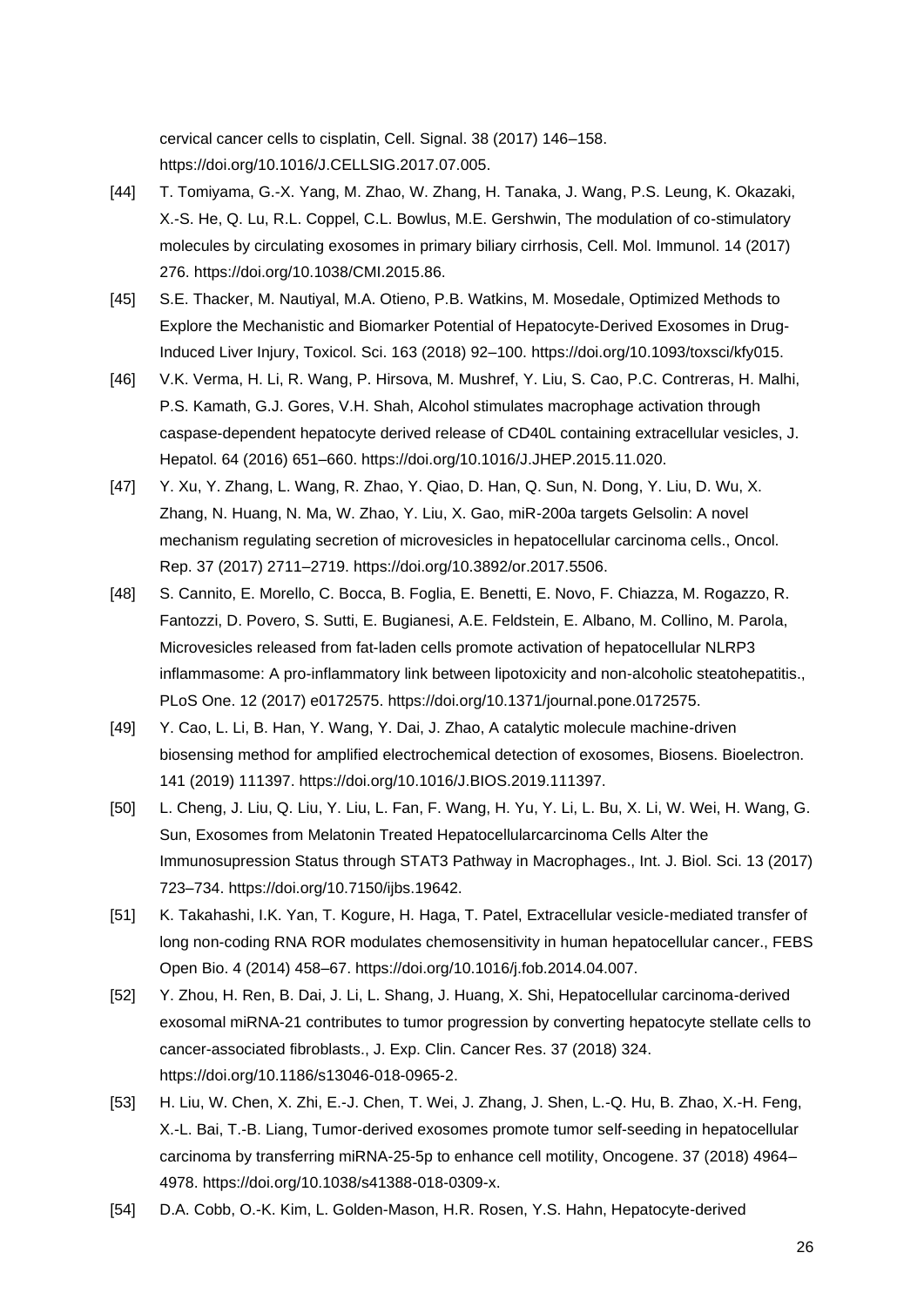cervical cancer cells to cisplatin, Cell. Signal. 38 (2017) 146–158. https://doi.org/10.1016/J.CELLSIG.2017.07.005.

[44] T. Tomiyama, G.-X. Yang, M. Zhao, W. Zhang, H. Tanaka, J. Wang, P.S. Leung, K. Okazaki, X.-S. He, Q. Lu, R.L. Coppel, C.L. Bowlus, M.E. Gershwin, The modulation of co-stimulatory molecules by circulating exosomes in primary biliary cirrhosis, Cell. Mol. Immunol. 14 (2017) 276. https://doi.org/10.1038/CMI.2015.86.

[45] S.E. Thacker, M. Nautiyal, M.A. Otieno, P.B. Watkins, M. Mosedale, Optimized Methods to Explore the Mechanistic and Biomarker Potential of Hepatocyte-Derived Exosomes in Drug-Induced Liver Injury, Toxicol. Sci. 163 (2018) 92–100. https://doi.org/10.1093/toxsci/kfy015.

[46] V.K. Verma, H. Li, R. Wang, P. Hirsova, M. Mushref, Y. Liu, S. Cao, P.C. Contreras, H. Malhi, P.S. Kamath, G.J. Gores, V.H. Shah, Alcohol stimulates macrophage activation through caspase-dependent hepatocyte derived release of CD40L containing extracellular vesicles, J. Hepatol. 64 (2016) 651–660. https://doi.org/10.1016/J.JHEP.2015.11.020.

[47] Y. Xu, Y. Zhang, L. Wang, R. Zhao, Y. Qiao, D. Han, Q. Sun, N. Dong, Y. Liu, D. Wu, X. Zhang, N. Huang, N. Ma, W. Zhao, Y. Liu, X. Gao, miR-200a targets Gelsolin: A novel mechanism regulating secretion of microvesicles in hepatocellular carcinoma cells., Oncol. Rep. 37 (2017) 2711–2719. https://doi.org/10.3892/or.2017.5506.

[48] S. Cannito, E. Morello, C. Bocca, B. Foglia, E. Benetti, E. Novo, F. Chiazza, M. Rogazzo, R. Fantozzi, D. Povero, S. Sutti, E. Bugianesi, A.E. Feldstein, E. Albano, M. Collino, M. Parola, Microvesicles released from fat-laden cells promote activation of hepatocellular NLRP3 inflammasome: A pro-inflammatory link between lipotoxicity and non-alcoholic steatohepatitis., PLoS One. 12 (2017) e0172575. https://doi.org/10.1371/journal.pone.0172575.

[49] Y. Cao, L. Li, B. Han, Y. Wang, Y. Dai, J. Zhao, A catalytic molecule machine-driven biosensing method for amplified electrochemical detection of exosomes, Biosens. Bioelectron. 141 (2019) 111397. https://doi.org/10.1016/J.BIOS.2019.111397.

[50] L. Cheng, J. Liu, Q. Liu, Y. Liu, L. Fan, F. Wang, H. Yu, Y. Li, L. Bu, X. Li, W. Wei, H. Wang, G. Sun, Exosomes from Melatonin Treated Hepatocellularcarcinoma Cells Alter the Immunosupression Status through STAT3 Pathway in Macrophages., Int. J. Biol. Sci. 13 (2017) 723–734. https://doi.org/10.7150/ijbs.19642.

[51] K. Takahashi, I.K. Yan, T. Kogure, H. Haga, T. Patel, Extracellular vesicle-mediated transfer of long non-coding RNA ROR modulates chemosensitivity in human hepatocellular cancer., FEBS Open Bio. 4 (2014) 458–67. https://doi.org/10.1016/j.fob.2014.04.007.

[52] Y. Zhou, H. Ren, B. Dai, J. Li, L. Shang, J. Huang, X. Shi, Hepatocellular carcinoma-derived exosomal miRNA-21 contributes to tumor progression by converting hepatocyte stellate cells to cancer-associated fibroblasts., J. Exp. Clin. Cancer Res. 37 (2018) 324. https://doi.org/10.1186/s13046-018-0965-2.

[53] H. Liu, W. Chen, X. Zhi, E.-J. Chen, T. Wei, J. Zhang, J. Shen, L.-Q. Hu, B. Zhao, X.-H. Feng, X.-L. Bai, T.-B. Liang, Tumor-derived exosomes promote tumor self-seeding in hepatocellular carcinoma by transferring miRNA-25-5p to enhance cell motility, Oncogene. 37 (2018) 4964–4978. https://doi.org/10.1038/s41388-018-0309-x.

[54] D.A. Cobb, O.-K. Kim, L. Golden-Mason, H.R. Rosen, Y.S. Hahn, Hepatocyte-derived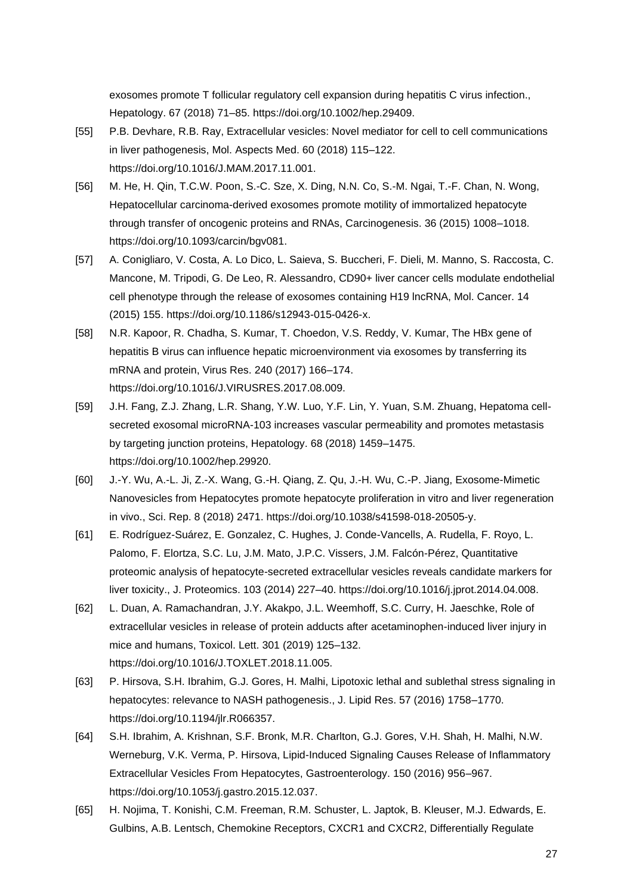exosomes promote T follicular regulatory cell expansion during hepatitis C virus infection., Hepatology. 67 (2018) 71–85. https://doi.org/10.1002/hep.29409.

[55] P.B. Devhare, R.B. Ray, Extracellular vesicles: Novel mediator for cell to cell communications in liver pathogenesis, Mol. Aspects Med. 60 (2018) 115–122. https://doi.org/10.1016/J.MAM.2017.11.001.

[56] M. He, H. Qin, T.C.W. Poon, S.-C. Sze, X. Ding, N.N. Co, S.-M. Ngai, T.-F. Chan, N. Wong, Hepatocellular carcinoma-derived exosomes promote motility of immortalized hepatocyte through transfer of oncogenic proteins and RNAs, Carcinogenesis. 36 (2015) 1008–1018. https://doi.org/10.1093/carcin/bgv081.

[57] A. Conigliaro, V. Costa, A. Lo Dico, L. Saieva, S. Buccheri, F. Dieli, M. Manno, S. Raccosta, C. Mancone, M. Tripodi, G. De Leo, R. Alessandro, CD90+ liver cancer cells modulate endothelial cell phenotype through the release of exosomes containing H19 lncRNA, Mol. Cancer. 14 (2015) 155. https://doi.org/10.1186/s12943-015-0426-x.

[58] N.R. Kapoor, R. Chadha, S. Kumar, T. Choedon, V.S. Reddy, V. Kumar, The HBx gene of hepatitis B virus can influence hepatic microenvironment via exosomes by transferring its mRNA and protein, Virus Res. 240 (2017) 166–174. https://doi.org/10.1016/J.VIRUSRES.2017.08.009.

[59] J.H. Fang, Z.J. Zhang, L.R. Shang, Y.W. Luo, Y.F. Lin, Y. Yuan, S.M. Zhuang, Hepatoma cell-secreted exosomal microRNA-103 increases vascular permeability and promotes metastasis by targeting junction proteins, Hepatology. 68 (2018) 1459–1475. https://doi.org/10.1002/hep.29920.

[60] J.-Y. Wu, A.-L. Ji, Z.-X. Wang, G.-H. Qiang, Z. Qu, J.-H. Wu, C.-P. Jiang, Exosome-Mimetic Nanovesicles from Hepatocytes promote hepatocyte proliferation in vitro and liver regeneration in vivo., Sci. Rep. 8 (2018) 2471. https://doi.org/10.1038/s41598-018-20505-y.

[61] E. Rodríguez-Suárez, E. Gonzalez, C. Hughes, J. Conde-Vancells, A. Rudella, F. Royo, L. Palomo, F. Elortza, S.C. Lu, J.M. Mato, J.P.C. Vissers, J.M. Falcón-Pérez, Quantitative proteomic analysis of hepatocyte-secreted extracellular vesicles reveals candidate markers for liver toxicity., J. Proteomics. 103 (2014) 227–40. https://doi.org/10.1016/j.jprot.2014.04.008.

[62] L. Duan, A. Ramachandran, J.Y. Akakpo, J.L. Weemhoff, S.C. Curry, H. Jaeschke, Role of extracellular vesicles in release of protein adducts after acetaminophen-induced liver injury in mice and humans, Toxicol. Lett. 301 (2019) 125–132. https://doi.org/10.1016/J.TOXLET.2018.11.005.

[63] P. Hirsova, S.H. Ibrahim, G.J. Gores, H. Malhi, Lipotoxic lethal and sublethal stress signaling in hepatocytes: relevance to NASH pathogenesis., J. Lipid Res. 57 (2016) 1758–1770. https://doi.org/10.1194/jlr.R066357.

[64] S.H. Ibrahim, A. Krishnan, S.F. Bronk, M.R. Charlton, G.J. Gores, V.H. Shah, H. Malhi, N.W. Werneburg, V.K. Verma, P. Hirsova, Lipid-Induced Signaling Causes Release of Inflammatory Extracellular Vesicles From Hepatocytes, Gastroenterology. 150 (2016) 956–967. https://doi.org/10.1053/j.gastro.2015.12.037.

[65] H. Nojima, T. Konishi, C.M. Freeman, R.M. Schuster, L. Japtok, B. Kleuser, M.J. Edwards, E. Gulbins, A.B. Lentsch, Chemokine Receptors, CXCR1 and CXCR2, Differentially Regulate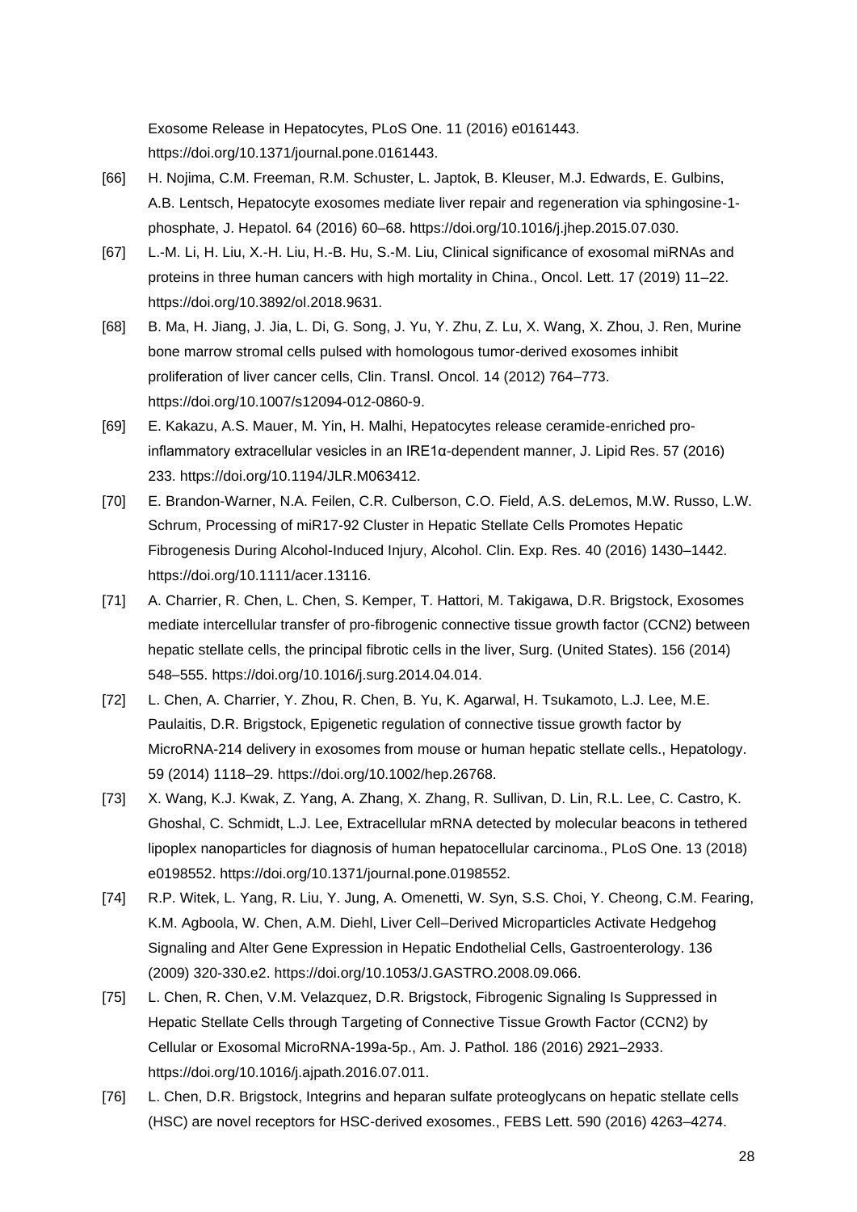Exosome Release in Hepatocytes, PLoS One. 11 (2016) e0161443. https://doi.org/10.1371/journal.pone.0161443.

[66] H. Nojima, C.M. Freeman, R.M. Schuster, L. Japtok, B. Kleuser, M.J. Edwards, E. Gulbins, A.B. Lentsch, Hepatocyte exosomes mediate liver repair and regeneration via sphingosine-1-phosphate, J. Hepatol. 64 (2016) 60–68. https://doi.org/10.1016/j.jhep.2015.07.030.

[67] L.-M. Li, H. Liu, X.-H. Liu, H.-B. Hu, S.-M. Liu, Clinical significance of exosomal miRNAs and proteins in three human cancers with high mortality in China., Oncol. Lett. 17 (2019) 11–22. https://doi.org/10.3892/ol.2018.9631.

[68] B. Ma, H. Jiang, J. Jia, L. Di, G. Song, J. Yu, Y. Zhu, Z. Lu, X. Wang, X. Zhou, J. Ren, Murine bone marrow stromal cells pulsed with homologous tumor-derived exosomes inhibit proliferation of liver cancer cells, Clin. Transl. Oncol. 14 (2012) 764–773. https://doi.org/10.1007/s12094-012-0860-9.

[69] E. Kakazu, A.S. Mauer, M. Yin, H. Malhi, Hepatocytes release ceramide-enriched pro-inflammatory extracellular vesicles in an IRE1α-dependent manner, J. Lipid Res. 57 (2016) 233. https://doi.org/10.1194/JLR.M063412.

[70] E. Brandon-Warner, N.A. Feilen, C.R. Culberson, C.O. Field, A.S. deLemos, M.W. Russo, L.W. Schrum, Processing of miR17-92 Cluster in Hepatic Stellate Cells Promotes Hepatic Fibrogenesis During Alcohol-Induced Injury, Alcohol. Clin. Exp. Res. 40 (2016) 1430–1442. https://doi.org/10.1111/acer.13116.

[71] A. Charrier, R. Chen, L. Chen, S. Kemper, T. Hattori, M. Takigawa, D.R. Brigstock, Exosomes mediate intercellular transfer of pro-fibrogenic connective tissue growth factor (CCN2) between hepatic stellate cells, the principal fibrotic cells in the liver, Surg. (United States). 156 (2014) 548–555. https://doi.org/10.1016/j.surg.2014.04.014.

[72] L. Chen, A. Charrier, Y. Zhou, R. Chen, B. Yu, K. Agarwal, H. Tsukamoto, L.J. Lee, M.E. Paulaitis, D.R. Brigstock, Epigenetic regulation of connective tissue growth factor by MicroRNA-214 delivery in exosomes from mouse or human hepatic stellate cells., Hepatology. 59 (2014) 1118–29. https://doi.org/10.1002/hep.26768.

[73] X. Wang, K.J. Kwak, Z. Yang, A. Zhang, X. Zhang, R. Sullivan, D. Lin, R.L. Lee, C. Castro, K. Ghoshal, C. Schmidt, L.J. Lee, Extracellular mRNA detected by molecular beacons in tethered lipoplex nanoparticles for diagnosis of human hepatocellular carcinoma., PLoS One. 13 (2018) e0198552. https://doi.org/10.1371/journal.pone.0198552.

[74] R.P. Witek, L. Yang, R. Liu, Y. Jung, A. Omenetti, W. Syn, S.S. Choi, Y. Cheong, C.M. Fearing, K.M. Agboola, W. Chen, A.M. Diehl, Liver Cell–Derived Microparticles Activate Hedgehog Signaling and Alter Gene Expression in Hepatic Endothelial Cells, Gastroenterology. 136 (2009) 320-330.e2. https://doi.org/10.1053/J.GASTRO.2008.09.066.

[75] L. Chen, R. Chen, V.M. Velazquez, D.R. Brigstock, Fibrogenic Signaling Is Suppressed in Hepatic Stellate Cells through Targeting of Connective Tissue Growth Factor (CCN2) by Cellular or Exosomal MicroRNA-199a-5p., Am. J. Pathol. 186 (2016) 2921–2933. https://doi.org/10.1016/j.ajpath.2016.07.011.

[76] L. Chen, D.R. Brigstock, Integrins and heparan sulfate proteoglycans on hepatic stellate cells (HSC) are novel receptors for HSC-derived exosomes., FEBS Lett. 590 (2016) 4263–4274.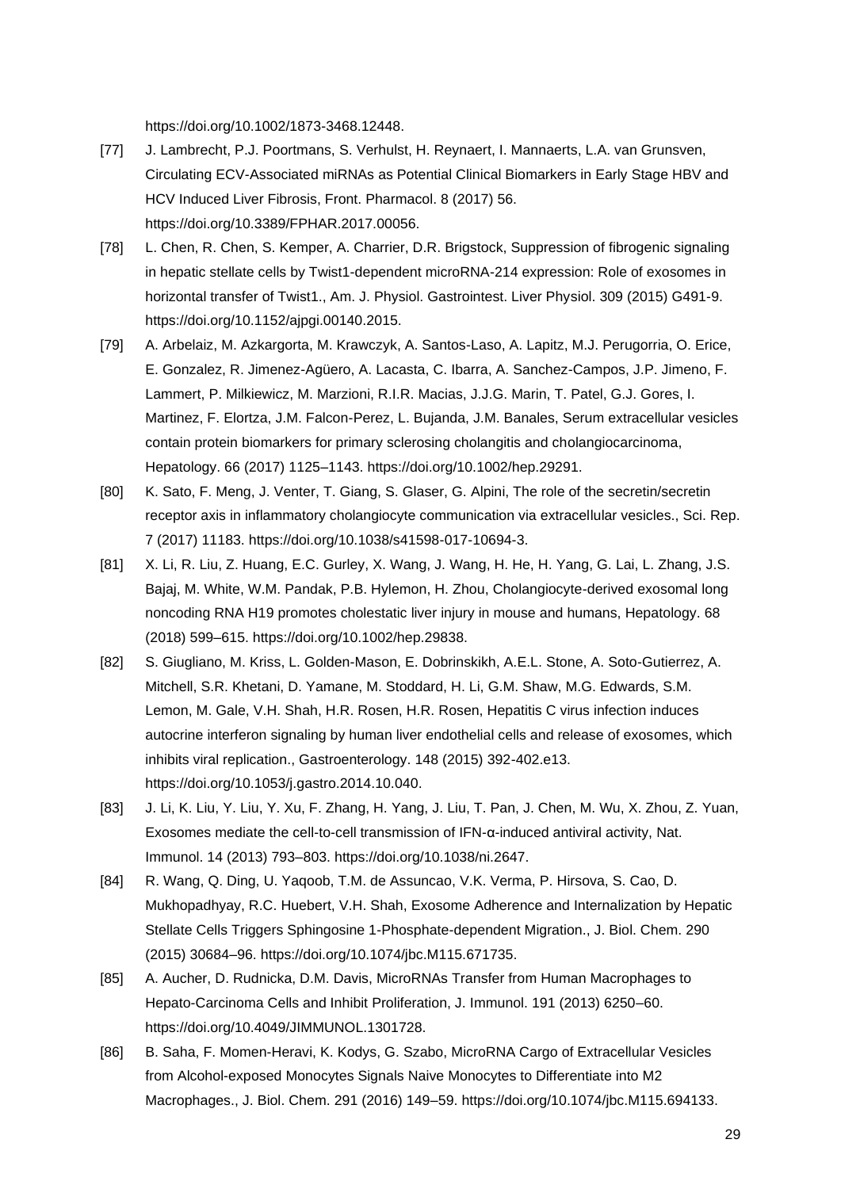https://doi.org/10.1002/1873-3468.12448.

[77] J. Lambrecht, P.J. Poortmans, S. Verhulst, H. Reynaert, I. Mannaerts, L.A. van Grunsven, Circulating ECV-Associated miRNAs as Potential Clinical Biomarkers in Early Stage HBV and HCV Induced Liver Fibrosis, Front. Pharmacol. 8 (2017) 56. https://doi.org/10.3389/FPHAR.2017.00056.

[78] L. Chen, R. Chen, S. Kemper, A. Charrier, D.R. Brigstock, Suppression of fibrogenic signaling in hepatic stellate cells by Twist1-dependent microRNA-214 expression: Role of exosomes in horizontal transfer of Twist1., Am. J. Physiol. Gastrointest. Liver Physiol. 309 (2015) G491-9. https://doi.org/10.1152/ajpgi.00140.2015.

[79] A. Arbelaiz, M. Azkargorta, M. Krawczyk, A. Santos-Laso, A. Lapitz, M.J. Perugorria, O. Erice, E. Gonzalez, R. Jimenez-Agüero, A. Lacasta, C. Ibarra, A. Sanchez-Campos, J.P. Jimeno, F. Lammert, P. Milkiewicz, M. Marzioni, R.I.R. Macias, J.J.G. Marin, T. Patel, G.J. Gores, I. Martinez, F. Elortza, J.M. Falcon-Perez, L. Bujanda, J.M. Banales, Serum extracellular vesicles contain protein biomarkers for primary sclerosing cholangitis and cholangiocarcinoma, Hepatology. 66 (2017) 1125–1143. https://doi.org/10.1002/hep.29291.

[80] K. Sato, F. Meng, J. Venter, T. Giang, S. Glaser, G. Alpini, The role of the secretin/secretin receptor axis in inflammatory cholangiocyte communication via extracellular vesicles., Sci. Rep. 7 (2017) 11183. https://doi.org/10.1038/s41598-017-10694-3.

[81] X. Li, R. Liu, Z. Huang, E.C. Gurley, X. Wang, J. Wang, H. He, H. Yang, G. Lai, L. Zhang, J.S. Bajaj, M. White, W.M. Pandak, P.B. Hylemon, H. Zhou, Cholangiocyte-derived exosomal long noncoding RNA H19 promotes cholestatic liver injury in mouse and humans, Hepatology. 68 (2018) 599–615. https://doi.org/10.1002/hep.29838.

[82] S. Giugliano, M. Kriss, L. Golden-Mason, E. Dobrinskikh, A.E.L. Stone, A. Soto-Gutierrez, A. Mitchell, S.R. Khetani, D. Yamane, M. Stoddard, H. Li, G.M. Shaw, M.G. Edwards, S.M. Lemon, M. Gale, V.H. Shah, H.R. Rosen, H.R. Rosen, Hepatitis C virus infection induces autocrine interferon signaling by human liver endothelial cells and release of exosomes, which inhibits viral replication., Gastroenterology. 148 (2015) 392-402.e13. https://doi.org/10.1053/j.gastro.2014.10.040.

[83] J. Li, K. Liu, Y. Liu, Y. Xu, F. Zhang, H. Yang, J. Liu, T. Pan, J. Chen, M. Wu, X. Zhou, Z. Yuan, Exosomes mediate the cell-to-cell transmission of IFN-α-induced antiviral activity, Nat. Immunol. 14 (2013) 793–803. https://doi.org/10.1038/ni.2647.

[84] R. Wang, Q. Ding, U. Yaqoob, T.M. de Assuncao, V.K. Verma, P. Hirsova, S. Cao, D. Mukhopadhyay, R.C. Huebert, V.H. Shah, Exosome Adherence and Internalization by Hepatic Stellate Cells Triggers Sphingosine 1-Phosphate-dependent Migration., J. Biol. Chem. 290 (2015) 30684–96. https://doi.org/10.1074/jbc.M115.671735.

[85] A. Aucher, D. Rudnicka, D.M. Davis, MicroRNAs Transfer from Human Macrophages to Hepato-Carcinoma Cells and Inhibit Proliferation, J. Immunol. 191 (2013) 6250–60. https://doi.org/10.4049/JIMMUNOL.1301728.

[86] B. Saha, F. Momen-Heravi, K. Kodys, G. Szabo, MicroRNA Cargo of Extracellular Vesicles from Alcohol-exposed Monocytes Signals Naive Monocytes to Differentiate into M2 Macrophages., J. Biol. Chem. 291 (2016) 149–59. https://doi.org/10.1074/jbc.M115.694133.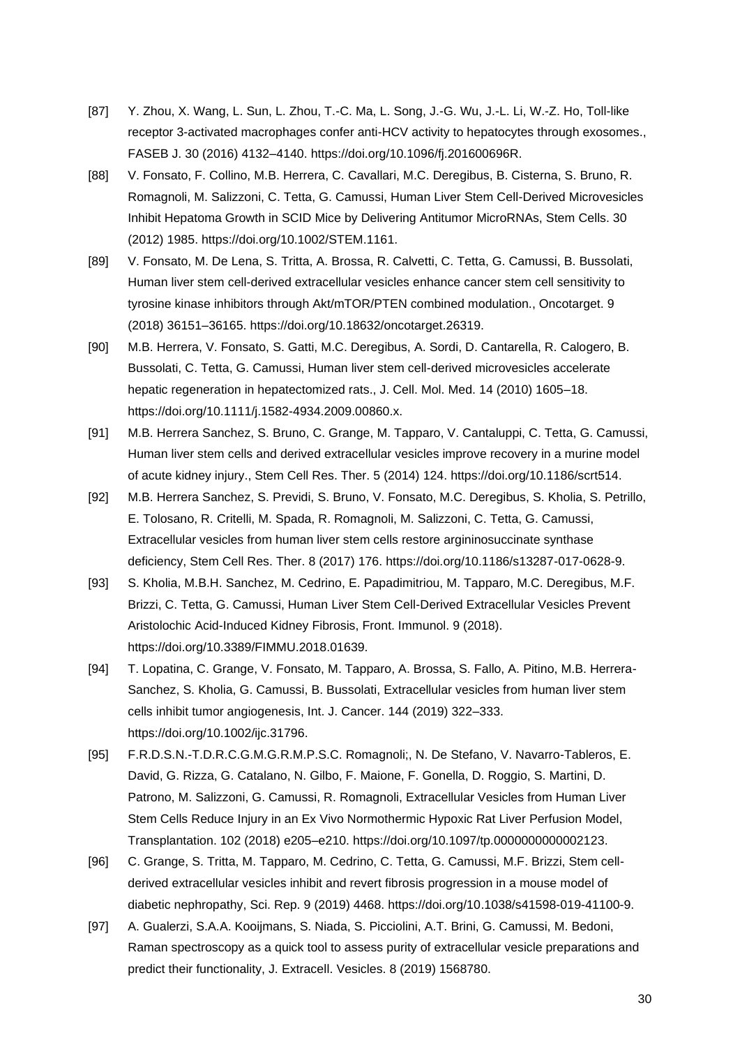[87] Y. Zhou, X. Wang, L. Sun, L. Zhou, T.-C. Ma, L. Song, J.-G. Wu, J.-L. Li, W.-Z. Ho, Toll-like receptor 3-activated macrophages confer anti-HCV activity to hepatocytes through exosomes., FASEB J. 30 (2016) 4132–4140. https://doi.org/10.1096/fj.201600696R.

[88] V. Fonsato, F. Collino, M.B. Herrera, C. Cavallari, M.C. Deregibus, B. Cisterna, S. Bruno, R. Romagnoli, M. Salizzoni, C. Tetta, G. Camussi, Human Liver Stem Cell-Derived Microvesicles Inhibit Hepatoma Growth in SCID Mice by Delivering Antitumor MicroRNAs, Stem Cells. 30 (2012) 1985. https://doi.org/10.1002/STEM.1161.

[89] V. Fonsato, M. De Lena, S. Tritta, A. Brossa, R. Calvetti, C. Tetta, G. Camussi, B. Bussolati, Human liver stem cell-derived extracellular vesicles enhance cancer stem cell sensitivity to tyrosine kinase inhibitors through Akt/mTOR/PTEN combined modulation., Oncotarget. 9 (2018) 36151–36165. https://doi.org/10.18632/oncotarget.26319.

[90] M.B. Herrera, V. Fonsato, S. Gatti, M.C. Deregibus, A. Sordi, D. Cantarella, R. Calogero, B. Bussolati, C. Tetta, G. Camussi, Human liver stem cell-derived microvesicles accelerate hepatic regeneration in hepatectomized rats., J. Cell. Mol. Med. 14 (2010) 1605–18. https://doi.org/10.1111/j.1582-4934.2009.00860.x.

[91] M.B. Herrera Sanchez, S. Bruno, C. Grange, M. Tapparo, V. Cantaluppi, C. Tetta, G. Camussi, Human liver stem cells and derived extracellular vesicles improve recovery in a murine model of acute kidney injury., Stem Cell Res. Ther. 5 (2014) 124. https://doi.org/10.1186/scrt514.

[92] M.B. Herrera Sanchez, S. Previdi, S. Bruno, V. Fonsato, M.C. Deregibus, S. Kholia, S. Petrillo, E. Tolosano, R. Critelli, M. Spada, R. Romagnoli, M. Salizzoni, C. Tetta, G. Camussi, Extracellular vesicles from human liver stem cells restore argininosuccinate synthase deficiency, Stem Cell Res. Ther. 8 (2017) 176. https://doi.org/10.1186/s13287-017-0628-9.

[93] S. Kholia, M.B.H. Sanchez, M. Cedrino, E. Papadimitriou, M. Tapparo, M.C. Deregibus, M.F. Brizzi, C. Tetta, G. Camussi, Human Liver Stem Cell-Derived Extracellular Vesicles Prevent Aristolochic Acid-Induced Kidney Fibrosis, Front. Immunol. 9 (2018). https://doi.org/10.3389/FIMMU.2018.01639.

[94] T. Lopatina, C. Grange, V. Fonsato, M. Tapparo, A. Brossa, S. Fallo, A. Pitino, M.B. Herrera-Sanchez, S. Kholia, G. Camussi, B. Bussolati, Extracellular vesicles from human liver stem cells inhibit tumor angiogenesis, Int. J. Cancer. 144 (2019) 322–333. https://doi.org/10.1002/ijc.31796.

[95] F.R.D.S.N.-T.D.R.C.G.M.G.R.M.P.S.C. Romagnoli;, N. De Stefano, V. Navarro-Tableros, E. David, G. Rizza, G. Catalano, N. Gilbo, F. Maione, F. Gonella, D. Roggio, S. Martini, D. Patrono, M. Salizzoni, G. Camussi, R. Romagnoli, Extracellular Vesicles from Human Liver Stem Cells Reduce Injury in an Ex Vivo Normothermic Hypoxic Rat Liver Perfusion Model, Transplantation. 102 (2018) e205–e210. https://doi.org/10.1097/tp.0000000000002123.

[96] C. Grange, S. Tritta, M. Tapparo, M. Cedrino, C. Tetta, G. Camussi, M.F. Brizzi, Stem cell-derived extracellular vesicles inhibit and revert fibrosis progression in a mouse model of diabetic nephropathy, Sci. Rep. 9 (2019) 4468. https://doi.org/10.1038/s41598-019-41100-9.

[97] A. Gualerzi, S.A.A. Kooijmans, S. Niada, S. Picciolini, A.T. Brini, G. Camussi, M. Bedoni, Raman spectroscopy as a quick tool to assess purity of extracellular vesicle preparations and predict their functionality, J. Extracell. Vesicles. 8 (2019) 1568780.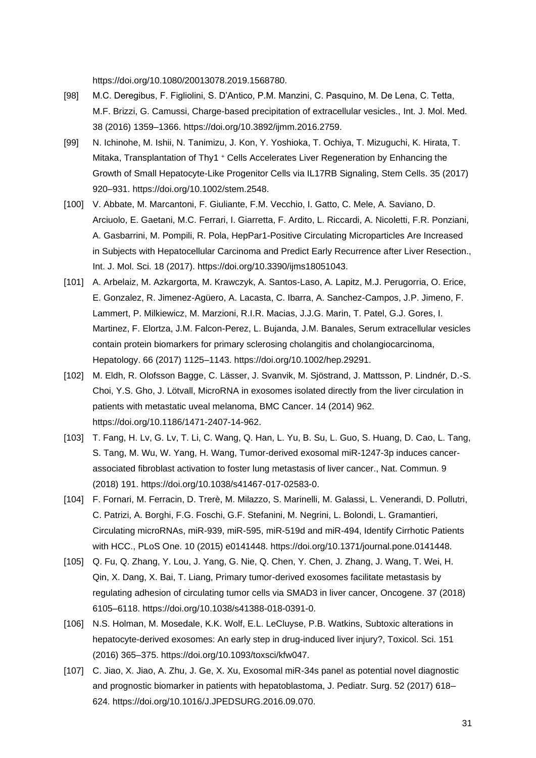https://doi.org/10.1080/20013078.2019.1568780.

[98] M.C. Deregibus, F. Figliolini, S. D'Antico, P.M. Manzini, C. Pasquino, M. De Lena, C. Tetta, M.F. Brizzi, G. Camussi, Charge-based precipitation of extracellular vesicles., Int. J. Mol. Med. 38 (2016) 1359–1366. https://doi.org/10.3892/ijmm.2016.2759.

[99] N. Ichinohe, M. Ishii, N. Tanimizu, J. Kon, Y. Yoshioka, T. Ochiya, T. Mizuguchi, K. Hirata, T. Mitaka, Transplantation of Thy1 $^{+}$ Cells Accelerates Liver Regeneration by Enhancing the Growth of Small Hepatocyte-Like Progenitor Cells via IL17RB Signaling, Stem Cells. 35 (2017) 920–931. https://doi.org/10.1002/stem.2548.

[100] V. Abbate, M. Marcantoni, F. Giuliante, F.M. Vecchio, I. Gatto, C. Mele, A. Saviano, D. Arciuolo, E. Gaetani, M.C. Ferrari, I. Giarretta, F. Ardito, L. Riccardi, A. Nicoletti, F.R. Ponziani, A. Gasbarrini, M. Pompili, R. Pola, HepPar1-Positive Circulating Microparticles Are Increased in Subjects with Hepatocellular Carcinoma and Predict Early Recurrence after Liver Resection., Int. J. Mol. Sci. 18 (2017). https://doi.org/10.3390/ijms18051043.

[101] A. Arbelaiz, M. Azkargorta, M. Krawczyk, A. Santos-Laso, A. Lapitz, M.J. Perugorria, O. Erice, E. Gonzalez, R. Jimenez-Agüero, A. Lacasta, C. Ibarra, A. Sanchez-Campos, J.P. Jimeno, F. Lammert, P. Milkiewicz, M. Marzioni, R.I.R. Macias, J.J.G. Marin, T. Patel, G.J. Gores, I. Martinez, F. Elortza, J.M. Falcon-Perez, L. Bujanda, J.M. Banales, Serum extracellular vesicles contain protein biomarkers for primary sclerosing cholangitis and cholangiocarcinoma, Hepatology. 66 (2017) 1125–1143. https://doi.org/10.1002/hep.29291.

[102] M. Eldh, R. Olofsson Bagge, C. Lässer, J. Svanvik, M. Sjöstrand, J. Mattsson, P. Lindnér, D.-S. Choi, Y.S. Gho, J. Lötvall, MicroRNA in exosomes isolated directly from the liver circulation in patients with metastatic uveal melanoma, BMC Cancer. 14 (2014) 962. https://doi.org/10.1186/1471-2407-14-962.

[103] T. Fang, H. Lv, G. Lv, T. Li, C. Wang, Q. Han, L. Yu, B. Su, L. Guo, S. Huang, D. Cao, L. Tang, S. Tang, M. Wu, W. Yang, H. Wang, Tumor-derived exosomal miR-1247-3p induces cancer-associated fibroblast activation to foster lung metastasis of liver cancer., Nat. Commun. 9 (2018) 191. https://doi.org/10.1038/s41467-017-02583-0.

[104] F. Fornari, M. Ferracin, D. Trerè, M. Milazzo, S. Marinelli, M. Galassi, L. Venerandi, D. Pollutri, C. Patrizi, A. Borghi, F.G. Foschi, G.F. Stefanini, M. Negrini, L. Bolondi, L. Gramantieri, Circulating microRNAs, miR-939, miR-595, miR-519d and miR-494, Identify Cirrhotic Patients with HCC., PLoS One. 10 (2015) e0141448. https://doi.org/10.1371/journal.pone.0141448.

[105] Q. Fu, Q. Zhang, Y. Lou, J. Yang, G. Nie, Q. Chen, Y. Chen, J. Zhang, J. Wang, T. Wei, H. Qin, X. Dang, X. Bai, T. Liang, Primary tumor-derived exosomes facilitate metastasis by regulating adhesion of circulating tumor cells via SMAD3 in liver cancer, Oncogene. 37 (2018) 6105–6118. https://doi.org/10.1038/s41388-018-0391-0.

[106] N.S. Holman, M. Mosedale, K.K. Wolf, E.L. LeCluyse, P.B. Watkins, Subtoxic alterations in hepatocyte-derived exosomes: An early step in drug-induced liver injury?, Toxicol. Sci. 151 (2016) 365–375. https://doi.org/10.1093/toxsci/kfw047.

[107] C. Jiao, X. Jiao, A. Zhu, J. Ge, X. Xu, Exosomal miR-34s panel as potential novel diagnostic and prognostic biomarker in patients with hepatoblastoma, J. Pediatr. Surg. 52 (2017) 618–624. https://doi.org/10.1016/J.JPEDSURG.2016.09.070.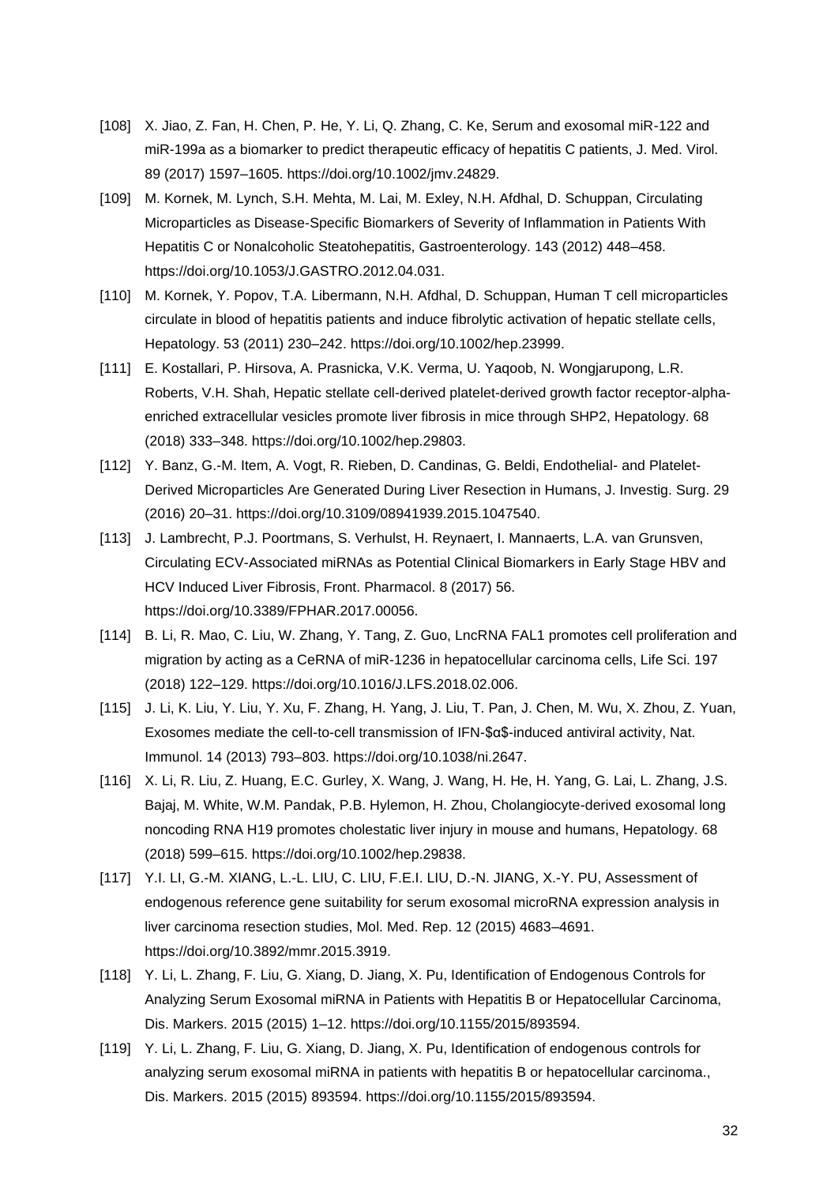[108] X. Jiao, Z. Fan, H. Chen, P. He, Y. Li, Q. Zhang, C. Ke, Serum and exosomal miR-122 and miR-199a as a biomarker to predict therapeutic efficacy of hepatitis C patients, J. Med. Virol. 89 (2017) 1597–1605. https://doi.org/10.1002/jmv.24829.

[109] M. Kornek, M. Lynch, S.H. Mehta, M. Lai, M. Exley, N.H. Afdhal, D. Schuppan, Circulating Microparticles as Disease-Specific Biomarkers of Severity of Inflammation in Patients With Hepatitis C or Nonalcoholic Steatohepatitis, Gastroenterology. 143 (2012) 448–458. https://doi.org/10.1053/J.GASTRO.2012.04.031.

[110] M. Kornek, Y. Popov, T.A. Libermann, N.H. Afdhal, D. Schuppan, Human T cell microparticles circulate in blood of hepatitis patients and induce fibrolytic activation of hepatic stellate cells, Hepatology. 53 (2011) 230–242. https://doi.org/10.1002/hep.23999.

[111] E. Kostallari, P. Hirsova, A. Prasnicka, V.K. Verma, U. Yaqoob, N. Wongjarupong, L.R. Roberts, V.H. Shah, Hepatic stellate cell-derived platelet-derived growth factor receptor-alpha-enriched extracellular vesicles promote liver fibrosis in mice through SHP2, Hepatology. 68 (2018) 333–348. https://doi.org/10.1002/hep.29803.

[112] Y. Banz, G.-M. Item, A. Vogt, R. Rieben, D. Candinas, G. Beldi, Endothelial- and Platelet-Derived Microparticles Are Generated During Liver Resection in Humans, J. Investig. Surg. 29 (2016) 20–31. https://doi.org/10.3109/08941939.2015.1047540.

[113] J. Lambrecht, P.J. Poortmans, S. Verhulst, H. Reynaert, I. Mannaerts, L.A. van Grunsven, Circulating ECV-Associated miRNAs as Potential Clinical Biomarkers in Early Stage HBV and HCV Induced Liver Fibrosis, Front. Pharmacol. 8 (2017) 56. https://doi.org/10.3389/FPHAR.2017.00056.

[114] B. Li, R. Mao, C. Liu, W. Zhang, Y. Tang, Z. Guo, LncRNA FAL1 promotes cell proliferation and migration by acting as a CeRNA of miR-1236 in hepatocellular carcinoma cells, Life Sci. 197 (2018) 122–129. https://doi.org/10.1016/J.LFS.2018.02.006.

[115] J. Li, K. Liu, Y. Liu, Y. Xu, F. Zhang, H. Yang, J. Liu, T. Pan, J. Chen, M. Wu, X. Zhou, Z. Yuan, Exosomes mediate the cell-to-cell transmission of IFN-$\alpha$-induced antiviral activity, Nat. Immunol. 14 (2013) 793–803. https://doi.org/10.1038/ni.2647.

[116] X. Li, R. Liu, Z. Huang, E.C. Gurley, X. Wang, J. Wang, H. He, H. Yang, G. Lai, L. Zhang, J.S. Bajaj, M. White, W.M. Pandak, P.B. Hylemon, H. Zhou, Cholangiocyte-derived exosomal long noncoding RNA H19 promotes cholestatic liver injury in mouse and humans, Hepatology. 68 (2018) 599–615. https://doi.org/10.1002/hep.29838.

[117] Y.I. LI, G.-M. XIANG, L.-L. LIU, C. LIU, F.E.I. LIU, D.-N. JIANG, X.-Y. PU, Assessment of endogenous reference gene suitability for serum exosomal microRNA expression analysis in liver carcinoma resection studies, Mol. Med. Rep. 12 (2015) 4683–4691. https://doi.org/10.3892/mmr.2015.3919.

[118] Y. Li, L. Zhang, F. Liu, G. Xiang, D. Jiang, X. Pu, Identification of Endogenous Controls for Analyzing Serum Exosomal miRNA in Patients with Hepatitis B or Hepatocellular Carcinoma, Dis. Markers. 2015 (2015) 1–12. https://doi.org/10.1155/2015/893594.

[119] Y. Li, L. Zhang, F. Liu, G. Xiang, D. Jiang, X. Pu, Identification of endogenous controls for analyzing serum exosomal miRNA in patients with hepatitis B or hepatocellular carcinoma., Dis. Markers. 2015 (2015) 893594. https://doi.org/10.1155/2015/893594.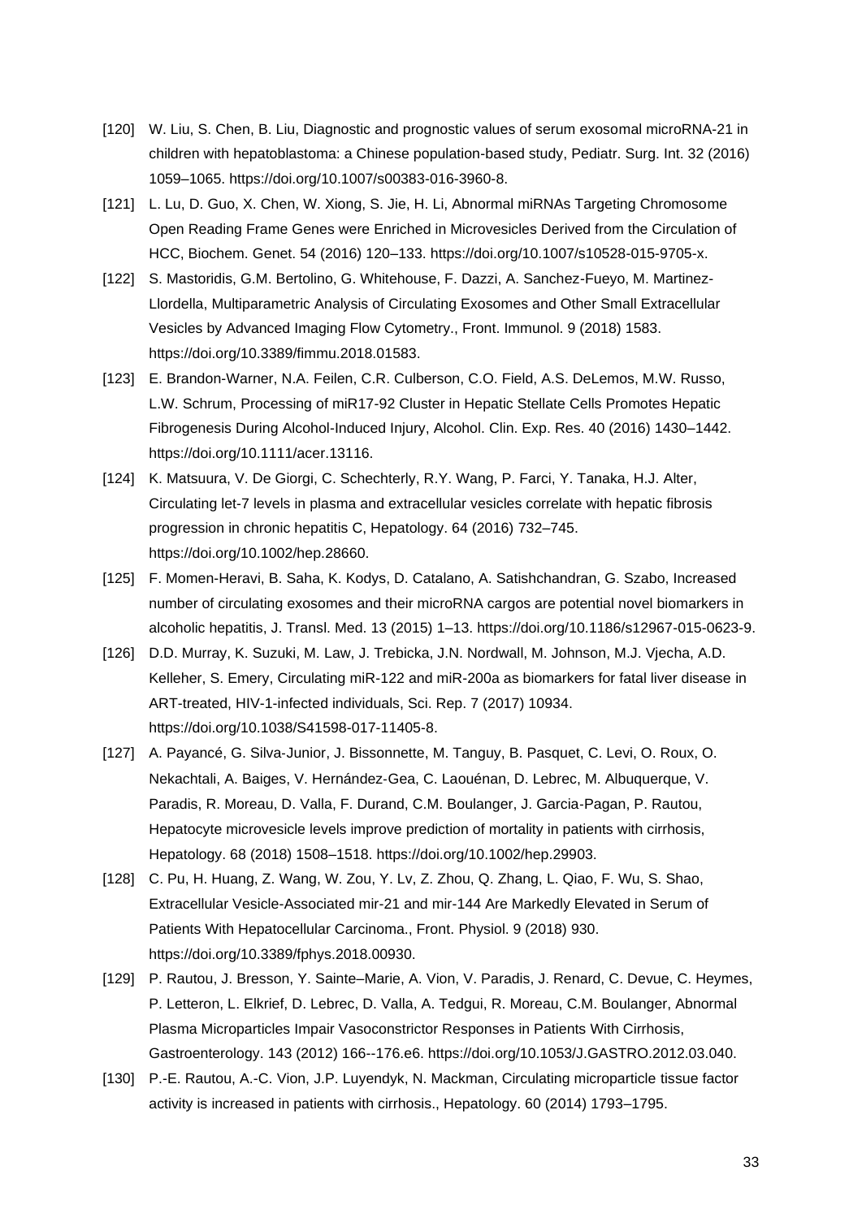[120] W. Liu, S. Chen, B. Liu, Diagnostic and prognostic values of serum exosomal microRNA-21 in children with hepatoblastoma: a Chinese population-based study, Pediatr. Surg. Int. 32 (2016) 1059–1065. https://doi.org/10.1007/s00383-016-3960-8.

[121] L. Lu, D. Guo, X. Chen, W. Xiong, S. Jie, H. Li, Abnormal miRNAs Targeting Chromosome Open Reading Frame Genes were Enriched in Microvesicles Derived from the Circulation of HCC, Biochem. Genet. 54 (2016) 120–133. https://doi.org/10.1007/s10528-015-9705-x.

[122] S. Mastoridis, G.M. Bertolino, G. Whitehouse, F. Dazzi, A. Sanchez-Fueyo, M. Martinez-Llordella, Multiparametric Analysis of Circulating Exosomes and Other Small Extracellular Vesicles by Advanced Imaging Flow Cytometry., Front. Immunol. 9 (2018) 1583. https://doi.org/10.3389/fimmu.2018.01583.

[123] E. Brandon-Warner, N.A. Feilen, C.R. Culberson, C.O. Field, A.S. DeLemos, M.W. Russo, L.W. Schrum, Processing of miR17-92 Cluster in Hepatic Stellate Cells Promotes Hepatic Fibrogenesis During Alcohol-Induced Injury, Alcohol. Clin. Exp. Res. 40 (2016) 1430–1442. https://doi.org/10.1111/acer.13116.

[124] K. Matsuura, V. De Giorgi, C. Schechterly, R.Y. Wang, P. Farci, Y. Tanaka, H.J. Alter, Circulating let-7 levels in plasma and extracellular vesicles correlate with hepatic fibrosis progression in chronic hepatitis C, Hepatology. 64 (2016) 732–745. https://doi.org/10.1002/hep.28660.

[125] F. Momen-Heravi, B. Saha, K. Kodys, D. Catalano, A. Satishchandran, G. Szabo, Increased number of circulating exosomes and their microRNA cargos are potential novel biomarkers in alcoholic hepatitis, J. Transl. Med. 13 (2015) 1–13. https://doi.org/10.1186/s12967-015-0623-9.

[126] D.D. Murray, K. Suzuki, M. Law, J. Trebicka, J.N. Nordwall, M. Johnson, M.J. Vjecha, A.D. Kelleher, S. Emery, Circulating miR-122 and miR-200a as biomarkers for fatal liver disease in ART-treated, HIV-1-infected individuals, Sci. Rep. 7 (2017) 10934. https://doi.org/10.1038/S41598-017-11405-8.

[127] A. Payancé, G. Silva-Junior, J. Bissonnette, M. Tanguy, B. Pasquet, C. Levi, O. Roux, O. Nekachtali, A. Baiges, V. Hernández-Gea, C. Laouénan, D. Lebrec, M. Albuquerque, V. Paradis, R. Moreau, D. Valla, F. Durand, C.M. Boulanger, J. Garcia-Pagan, P. Rautou, Hepatocyte microvesicle levels improve prediction of mortality in patients with cirrhosis, Hepatology. 68 (2018) 1508–1518. https://doi.org/10.1002/hep.29903.

[128] C. Pu, H. Huang, Z. Wang, W. Zou, Y. Lv, Z. Zhou, Q. Zhang, L. Qiao, F. Wu, S. Shao, Extracellular Vesicle-Associated mir-21 and mir-144 Are Markedly Elevated in Serum of Patients With Hepatocellular Carcinoma., Front. Physiol. 9 (2018) 930. https://doi.org/10.3389/fphys.2018.00930.

[129] P. Rautou, J. Bresson, Y. Sainte–Marie, A. Vion, V. Paradis, J. Renard, C. Devue, C. Heymes, P. Letteron, L. Elkrief, D. Lebrec, D. Valla, A. Tedgui, R. Moreau, C.M. Boulanger, Abnormal Plasma Microparticles Impair Vasoconstrictor Responses in Patients With Cirrhosis, Gastroenterology. 143 (2012) 166--176.e6. https://doi.org/10.1053/J.GASTRO.2012.03.040.

[130] P.-E. Rautou, A.-C. Vion, J.P. Luyendyk, N. Mackman, Circulating microparticle tissue factor activity is increased in patients with cirrhosis., Hepatology. 60 (2014) 1793–1795.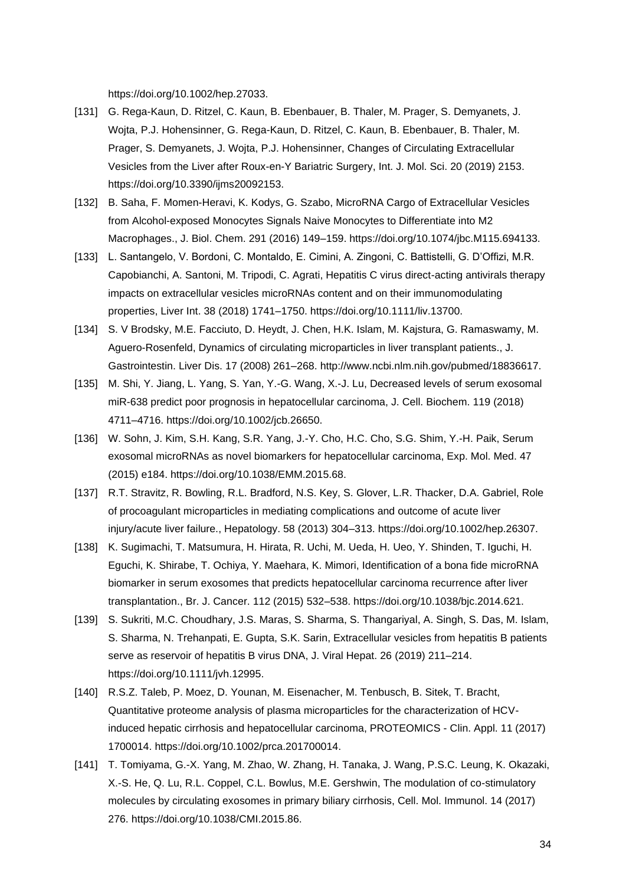https://doi.org/10.1002/hep.27033.

[131] G. Rega-Kaun, D. Ritzel, C. Kaun, B. Ebenbauer, B. Thaler, M. Prager, S. Demyanets, J. Wojta, P.J. Hohensinner, G. Rega-Kaun, D. Ritzel, C. Kaun, B. Ebenbauer, B. Thaler, M. Prager, S. Demyanets, J. Wojta, P.J. Hohensinner, Changes of Circulating Extracellular Vesicles from the Liver after Roux-en-Y Bariatric Surgery, Int. J. Mol. Sci. 20 (2019) 2153. https://doi.org/10.3390/ijms20092153.

[132] B. Saha, F. Momen-Heravi, K. Kodys, G. Szabo, MicroRNA Cargo of Extracellular Vesicles from Alcohol-exposed Monocytes Signals Naive Monocytes to Differentiate into M2 Macrophages., J. Biol. Chem. 291 (2016) 149–159. https://doi.org/10.1074/jbc.M115.694133.

[133] L. Santangelo, V. Bordoni, C. Montaldo, E. Cimini, A. Zingoni, C. Battistelli, G. D'Offizi, M.R. Capobianchi, A. Santoni, M. Tripodi, C. Agrati, Hepatitis C virus direct-acting antivirals therapy impacts on extracellular vesicles microRNAs content and on their immunomodulating properties, Liver Int. 38 (2018) 1741–1750. https://doi.org/10.1111/liv.13700.

[134] S. V Brodsky, M.E. Facciuto, D. Heydt, J. Chen, H.K. Islam, M. Kajstura, G. Ramaswamy, M. Aguero-Rosenfeld, Dynamics of circulating microparticles in liver transplant patients., J. Gastrointestin. Liver Dis. 17 (2008) 261–268. http://www.ncbi.nlm.nih.gov/pubmed/18836617.

[135] M. Shi, Y. Jiang, L. Yang, S. Yan, Y.-G. Wang, X.-J. Lu, Decreased levels of serum exosomal miR-638 predict poor prognosis in hepatocellular carcinoma, J. Cell. Biochem. 119 (2018) 4711–4716. https://doi.org/10.1002/jcb.26650.

[136] W. Sohn, J. Kim, S.H. Kang, S.R. Yang, J.-Y. Cho, H.C. Cho, S.G. Shim, Y.-H. Paik, Serum exosomal microRNAs as novel biomarkers for hepatocellular carcinoma, Exp. Mol. Med. 47 (2015) e184. https://doi.org/10.1038/EMM.2015.68.

[137] R.T. Stravitz, R. Bowling, R.L. Bradford, N.S. Key, S. Glover, L.R. Thacker, D.A. Gabriel, Role of procoagulant microparticles in mediating complications and outcome of acute liver injury/acute liver failure., Hepatology. 58 (2013) 304–313. https://doi.org/10.1002/hep.26307.

[138] K. Sugimachi, T. Matsumura, H. Hirata, R. Uchi, M. Ueda, H. Ueo, Y. Shinden, T. Iguchi, H. Eguchi, K. Shirabe, T. Ochiya, Y. Maehara, K. Mimori, Identification of a bona fide microRNA biomarker in serum exosomes that predicts hepatocellular carcinoma recurrence after liver transplantation., Br. J. Cancer. 112 (2015) 532–538. https://doi.org/10.1038/bjc.2014.621.

[139] S. Sukriti, M.C. Choudhary, J.S. Maras, S. Sharma, S. Thangariyal, A. Singh, S. Das, M. Islam, S. Sharma, N. Trehanpati, E. Gupta, S.K. Sarin, Extracellular vesicles from hepatitis B patients serve as reservoir of hepatitis B virus DNA, J. Viral Hepat. 26 (2019) 211–214. https://doi.org/10.1111/jvh.12995.

[140] R.S.Z. Taleb, P. Moez, D. Younan, M. Eisenacher, M. Tenbusch, B. Sitek, T. Bracht, Quantitative proteome analysis of plasma microparticles for the characterization of HCV-induced hepatic cirrhosis and hepatocellular carcinoma, PROTEOMICS - Clin. Appl. 11 (2017) 1700014. https://doi.org/10.1002/prca.201700014.

[141] T. Tomiyama, G.-X. Yang, M. Zhao, W. Zhang, H. Tanaka, J. Wang, P.S.C. Leung, K. Okazaki, X.-S. He, Q. Lu, R.L. Coppel, C.L. Bowlus, M.E. Gershwin, The modulation of co-stimulatory molecules by circulating exosomes in primary biliary cirrhosis, Cell. Mol. Immunol. 14 (2017) 276. https://doi.org/10.1038/CMI.2015.86.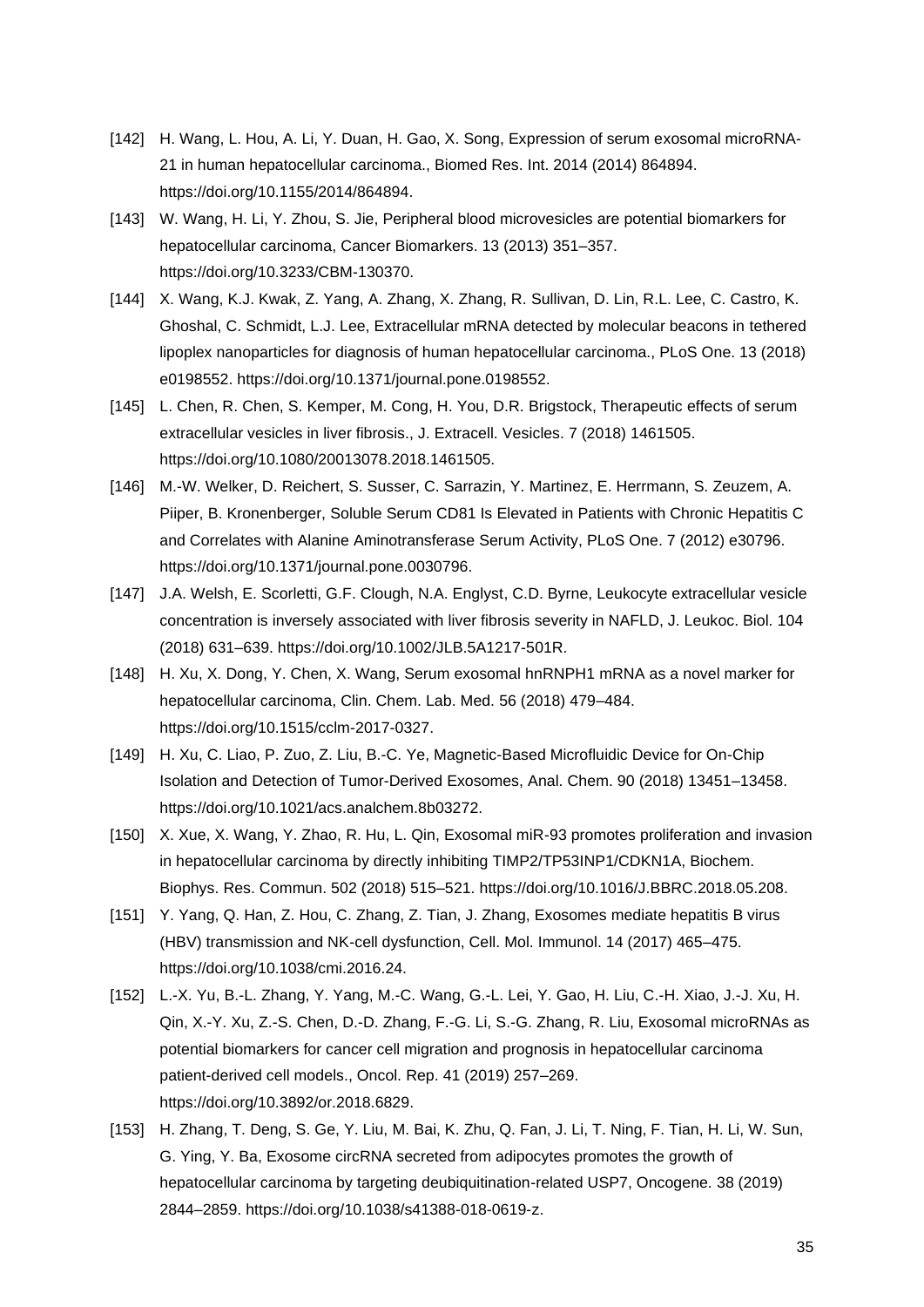[142] H. Wang, L. Hou, A. Li, Y. Duan, H. Gao, X. Song, Expression of serum exosomal microRNA-21 in human hepatocellular carcinoma., Biomed Res. Int. 2014 (2014) 864894. https://doi.org/10.1155/2014/864894.

[143] W. Wang, H. Li, Y. Zhou, S. Jie, Peripheral blood microvesicles are potential biomarkers for hepatocellular carcinoma, Cancer Biomarkers. 13 (2013) 351–357. https://doi.org/10.3233/CBM-130370.

[144] X. Wang, K.J. Kwak, Z. Yang, A. Zhang, X. Zhang, R. Sullivan, D. Lin, R.L. Lee, C. Castro, K. Ghoshal, C. Schmidt, L.J. Lee, Extracellular mRNA detected by molecular beacons in tethered lipoplex nanoparticles for diagnosis of human hepatocellular carcinoma., PLoS One. 13 (2018) e0198552. https://doi.org/10.1371/journal.pone.0198552.

[145] L. Chen, R. Chen, S. Kemper, M. Cong, H. You, D.R. Brigstock, Therapeutic effects of serum extracellular vesicles in liver fibrosis., J. Extracell. Vesicles. 7 (2018) 1461505. https://doi.org/10.1080/20013078.2018.1461505.

[146] M.-W. Welker, D. Reichert, S. Susser, C. Sarrazin, Y. Martinez, E. Herrmann, S. Zeuzem, A. Piiper, B. Kronenberger, Soluble Serum CD81 Is Elevated in Patients with Chronic Hepatitis C and Correlates with Alanine Aminotransferase Serum Activity, PLoS One. 7 (2012) e30796. https://doi.org/10.1371/journal.pone.0030796.

[147] J.A. Welsh, E. Scorletti, G.F. Clough, N.A. Englyst, C.D. Byrne, Leukocyte extracellular vesicle concentration is inversely associated with liver fibrosis severity in NAFLD, J. Leukoc. Biol. 104 (2018) 631–639. https://doi.org/10.1002/JLB.5A1217-501R.

[148] H. Xu, X. Dong, Y. Chen, X. Wang, Serum exosomal hnRNPH1 mRNA as a novel marker for hepatocellular carcinoma, Clin. Chem. Lab. Med. 56 (2018) 479–484. https://doi.org/10.1515/cclm-2017-0327.

[149] H. Xu, C. Liao, P. Zuo, Z. Liu, B.-C. Ye, Magnetic-Based Microfluidic Device for On-Chip Isolation and Detection of Tumor-Derived Exosomes, Anal. Chem. 90 (2018) 13451–13458. https://doi.org/10.1021/acs.analchem.8b03272.

[150] X. Xue, X. Wang, Y. Zhao, R. Hu, L. Qin, Exosomal miR-93 promotes proliferation and invasion in hepatocellular carcinoma by directly inhibiting TIMP2/TP53INP1/CDKN1A, Biochem. Biophys. Res. Commun. 502 (2018) 515–521. https://doi.org/10.1016/J.BBRC.2018.05.208.

[151] Y. Yang, Q. Han, Z. Hou, C. Zhang, Z. Tian, J. Zhang, Exosomes mediate hepatitis B virus (HBV) transmission and NK-cell dysfunction, Cell. Mol. Immunol. 14 (2017) 465–475. https://doi.org/10.1038/cmi.2016.24.

[152] L.-X. Yu, B.-L. Zhang, Y. Yang, M.-C. Wang, G.-L. Lei, Y. Gao, H. Liu, C.-H. Xiao, J.-J. Xu, H. Qin, X.-Y. Xu, Z.-S. Chen, D.-D. Zhang, F.-G. Li, S.-G. Zhang, R. Liu, Exosomal microRNAs as potential biomarkers for cancer cell migration and prognosis in hepatocellular carcinoma patient-derived cell models., Oncol. Rep. 41 (2019) 257–269. https://doi.org/10.3892/or.2018.6829.

[153] H. Zhang, T. Deng, S. Ge, Y. Liu, M. Bai, K. Zhu, Q. Fan, J. Li, T. Ning, F. Tian, H. Li, W. Sun, G. Ying, Y. Ba, Exosome circRNA secreted from adipocytes promotes the growth of hepatocellular carcinoma by targeting deubiquitination-related USP7, Oncogene. 38 (2019) 2844–2859. https://doi.org/10.1038/s41388-018-0619-z.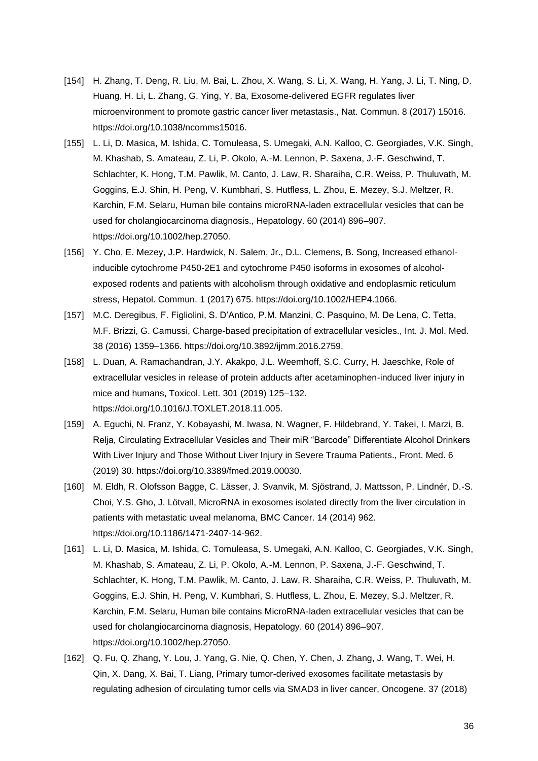[154] H. Zhang, T. Deng, R. Liu, M. Bai, L. Zhou, X. Wang, S. Li, X. Wang, H. Yang, J. Li, T. Ning, D. Huang, H. Li, L. Zhang, G. Ying, Y. Ba, Exosome-delivered EGFR regulates liver microenvironment to promote gastric cancer liver metastasis., Nat. Commun. 8 (2017) 15016. https://doi.org/10.1038/ncomms15016.

[155] L. Li, D. Masica, M. Ishida, C. Tomuleasa, S. Umegaki, A.N. Kalloo, C. Georgiades, V.K. Singh, M. Khashab, S. Amateau, Z. Li, P. Okolo, A.-M. Lennon, P. Saxena, J.-F. Geschwind, T. Schlachter, K. Hong, T.M. Pawlik, M. Canto, J. Law, R. Sharaiha, C.R. Weiss, P. Thuluvath, M. Goggins, E.J. Shin, H. Peng, V. Kumbhari, S. Hutfless, L. Zhou, E. Mezey, S.J. Meltzer, R. Karchin, F.M. Selaru, Human bile contains microRNA-laden extracellular vesicles that can be used for cholangiocarcinoma diagnosis., Hepatology. 60 (2014) 896–907. https://doi.org/10.1002/hep.27050.

[156] Y. Cho, E. Mezey, J.P. Hardwick, N. Salem, Jr., D.L. Clemens, B. Song, Increased ethanol-inducible cytochrome P450-2E1 and cytochrome P450 isoforms in exosomes of alcohol-exposed rodents and patients with alcoholism through oxidative and endoplasmic reticulum stress, Hepatol. Commun. 1 (2017) 675. https://doi.org/10.1002/HEP4.1066.

[157] M.C. Deregibus, F. Figliolini, S. D'Antico, P.M. Manzini, C. Pasquino, M. De Lena, C. Tetta, M.F. Brizzi, G. Camussi, Charge-based precipitation of extracellular vesicles., Int. J. Mol. Med. 38 (2016) 1359–1366. https://doi.org/10.3892/ijmm.2016.2759.

[158] L. Duan, A. Ramachandran, J.Y. Akakpo, J.L. Weemhoff, S.C. Curry, H. Jaeschke, Role of extracellular vesicles in release of protein adducts after acetaminophen-induced liver injury in mice and humans, Toxicol. Lett. 301 (2019) 125–132. https://doi.org/10.1016/J.TOXLET.2018.11.005.

[159] A. Eguchi, N. Franz, Y. Kobayashi, M. Iwasa, N. Wagner, F. Hildebrand, Y. Takei, I. Marzi, B. Relja, Circulating Extracellular Vesicles and Their miR "Barcode" Differentiate Alcohol Drinkers With Liver Injury and Those Without Liver Injury in Severe Trauma Patients., Front. Med. 6 (2019) 30. https://doi.org/10.3389/fmed.2019.00030.

[160] M. Eldh, R. Olofsson Bagge, C. Lässer, J. Svanvik, M. Sjöstrand, J. Mattsson, P. Lindnér, D.-S. Choi, Y.S. Gho, J. Lötvall, MicroRNA in exosomes isolated directly from the liver circulation in patients with metastatic uveal melanoma, BMC Cancer. 14 (2014) 962. https://doi.org/10.1186/1471-2407-14-962.

[161] L. Li, D. Masica, M. Ishida, C. Tomuleasa, S. Umegaki, A.N. Kalloo, C. Georgiades, V.K. Singh, M. Khashab, S. Amateau, Z. Li, P. Okolo, A.-M. Lennon, P. Saxena, J.-F. Geschwind, T. Schlachter, K. Hong, T.M. Pawlik, M. Canto, J. Law, R. Sharaiha, C.R. Weiss, P. Thuluvath, M. Goggins, E.J. Shin, H. Peng, V. Kumbhari, S. Hutfless, L. Zhou, E. Mezey, S.J. Meltzer, R. Karchin, F.M. Selaru, Human bile contains MicroRNA-laden extracellular vesicles that can be used for cholangiocarcinoma diagnosis, Hepatology. 60 (2014) 896–907. https://doi.org/10.1002/hep.27050.

[162] Q. Fu, Q. Zhang, Y. Lou, J. Yang, G. Nie, Q. Chen, Y. Chen, J. Zhang, J. Wang, T. Wei, H. Qin, X. Dang, X. Bai, T. Liang, Primary tumor-derived exosomes facilitate metastasis by regulating adhesion of circulating tumor cells via SMAD3 in liver cancer, Oncogene. 37 (2018)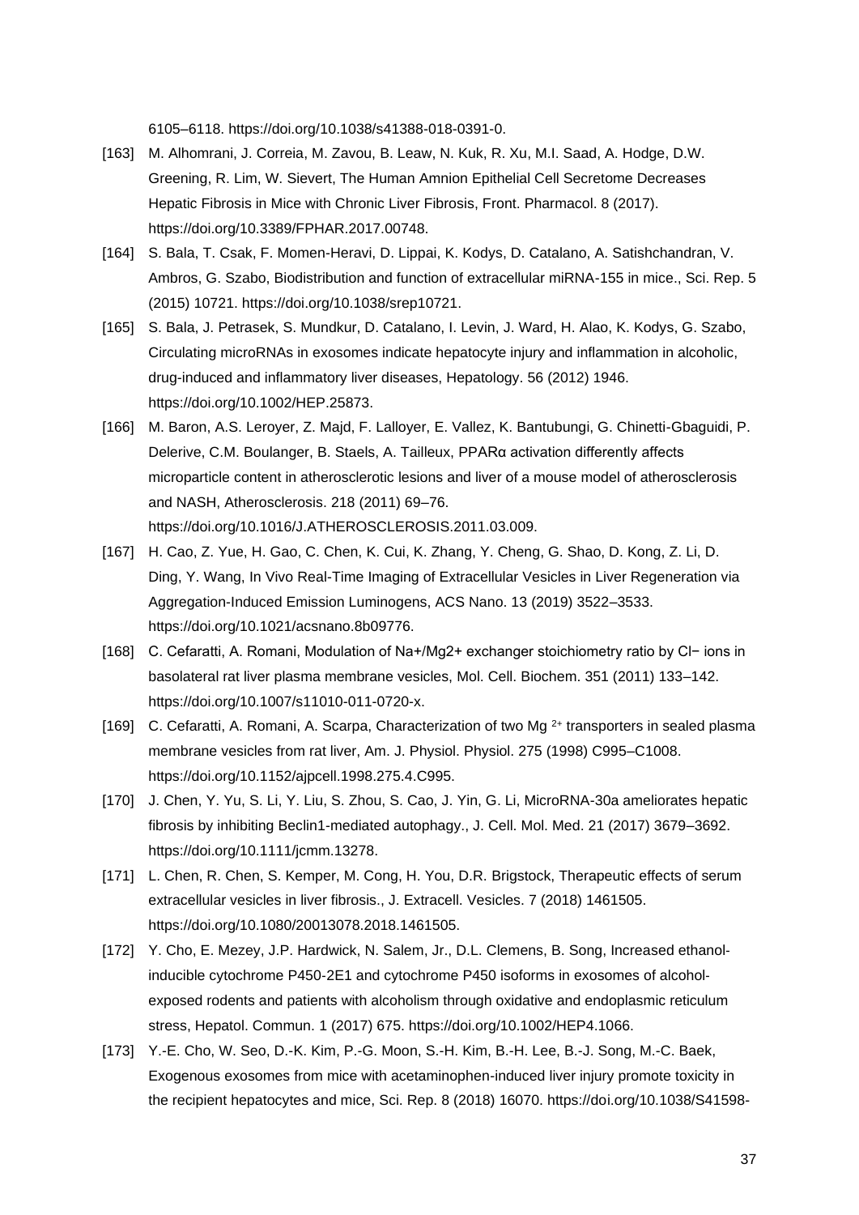6105–6118. https://doi.org/10.1038/s41388-018-0391-0.

[163] M. Alhomrani, J. Correia, M. Zavou, B. Leaw, N. Kuk, R. Xu, M.I. Saad, A. Hodge, D.W. Greening, R. Lim, W. Sievert, The Human Amnion Epithelial Cell Secretome Decreases Hepatic Fibrosis in Mice with Chronic Liver Fibrosis, Front. Pharmacol. 8 (2017). https://doi.org/10.3389/FPHAR.2017.00748.

[164] S. Bala, T. Csak, F. Momen-Heravi, D. Lippai, K. Kodys, D. Catalano, A. Satishchandran, V. Ambros, G. Szabo, Biodistribution and function of extracellular miRNA-155 in mice., Sci. Rep. 5 (2015) 10721. https://doi.org/10.1038/srep10721.

[165] S. Bala, J. Petrasek, S. Mundkur, D. Catalano, I. Levin, J. Ward, H. Alao, K. Kodys, G. Szabo, Circulating microRNAs in exosomes indicate hepatocyte injury and inflammation in alcoholic, drug-induced and inflammatory liver diseases, Hepatology. 56 (2012) 1946. https://doi.org/10.1002/HEP.25873.

[166] M. Baron, A.S. Leroyer, Z. Majd, F. Lalloyer, E. Vallez, K. Bantubungi, G. Chinetti-Gbaguidi, P. Delerive, C.M. Boulanger, B. Staels, A. Tailleux, PPARα activation differently affects microparticle content in atherosclerotic lesions and liver of a mouse model of atherosclerosis and NASH, Atherosclerosis. 218 (2011) 69–76. https://doi.org/10.1016/J.ATHEROSCLEROSIS.2011.03.009.

[167] H. Cao, Z. Yue, H. Gao, C. Chen, K. Cui, K. Zhang, Y. Cheng, G. Shao, D. Kong, Z. Li, D. Ding, Y. Wang, In Vivo Real-Time Imaging of Extracellular Vesicles in Liver Regeneration via Aggregation-Induced Emission Luminogens, ACS Nano. 13 (2019) 3522–3533. https://doi.org/10.1021/acsnano.8b09776.

[168] C. Cefaratti, A. Romani, Modulation of $Na^+/Mg^{2+}$ exchanger stoichiometry ratio by $Cl^-$ ions in basolateral rat liver plasma membrane vesicles, Mol. Cell. Biochem. 351 (2011) 133–142. https://doi.org/10.1007/s11010-011-0720-x.

[169] C. Cefaratti, A. Romani, A. Scarpa, Characterization of two $Mg^{2+}$ transporters in sealed plasma membrane vesicles from rat liver, Am. J. Physiol. Physiol. 275 (1998) C995–C1008. https://doi.org/10.1152/ajpcell.1998.275.4.C995.

[170] J. Chen, Y. Yu, S. Li, Y. Liu, S. Zhou, S. Cao, J. Yin, G. Li, MicroRNA-30a ameliorates hepatic fibrosis by inhibiting Beclin1-mediated autophagy., J. Cell. Mol. Med. 21 (2017) 3679–3692. https://doi.org/10.1111/jcmm.13278.

[171] L. Chen, R. Chen, S. Kemper, M. Cong, H. You, D.R. Brigstock, Therapeutic effects of serum extracellular vesicles in liver fibrosis., J. Extracell. Vesicles. 7 (2018) 1461505. https://doi.org/10.1080/20013078.2018.1461505.

[172] Y. Cho, E. Mezey, J.P. Hardwick, N. Salem, Jr., D.L. Clemens, B. Song, Increased ethanol-inducible cytochrome P450-2E1 and cytochrome P450 isoforms in exosomes of alcohol-exposed rodents and patients with alcoholism through oxidative and endoplasmic reticulum stress, Hepatol. Commun. 1 (2017) 675. https://doi.org/10.1002/HEP4.1066.

[173] Y.-E. Cho, W. Seo, D.-K. Kim, P.-G. Moon, S.-H. Kim, B.-H. Lee, B.-J. Song, M.-C. Baek, Exogenous exosomes from mice with acetaminophen-induced liver injury promote toxicity in the recipient hepatocytes and mice, Sci. Rep. 8 (2018) 16070. https://doi.org/10.1038/S41598-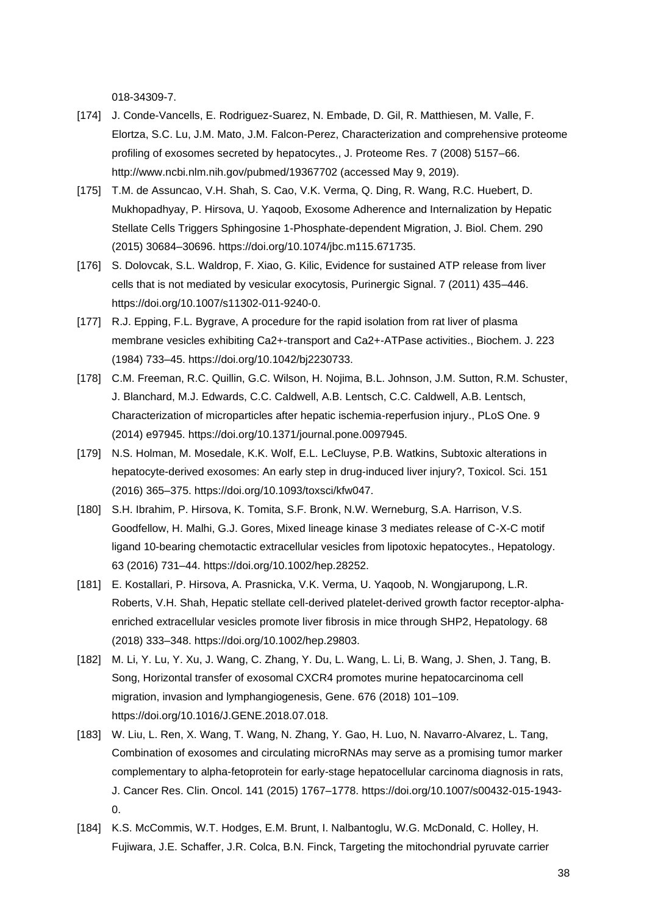018-34309-7.

[174] J. Conde-Vancells, E. Rodriguez-Suarez, N. Embade, D. Gil, R. Matthiesen, M. Valle, F. Elortza, S.C. Lu, J.M. Mato, J.M. Falcon-Perez, Characterization and comprehensive proteome profiling of exosomes secreted by hepatocytes., J. Proteome Res. 7 (2008) 5157–66. http://www.ncbi.nlm.nih.gov/pubmed/19367702 (accessed May 9, 2019).

[175] T.M. de Assuncao, V.H. Shah, S. Cao, V.K. Verma, Q. Ding, R. Wang, R.C. Huebert, D. Mukhopadhyay, P. Hirsova, U. Yaqoob, Exosome Adherence and Internalization by Hepatic Stellate Cells Triggers Sphingosine 1-Phosphate-dependent Migration, J. Biol. Chem. 290 (2015) 30684–30696. https://doi.org/10.1074/jbc.m115.671735.

[176] S. Dolovcak, S.L. Waldrop, F. Xiao, G. Kilic, Evidence for sustained ATP release from liver cells that is not mediated by vesicular exocytosis, Purinergic Signal. 7 (2011) 435–446. https://doi.org/10.1007/s11302-011-9240-0.

[177] R.J. Epping, F.L. Bygrave, A procedure for the rapid isolation from rat liver of plasma membrane vesicles exhibiting Ca2+-transport and Ca2+-ATPase activities., Biochem. J. 223 (1984) 733–45. https://doi.org/10.1042/bj2230733.

[178] C.M. Freeman, R.C. Quillin, G.C. Wilson, H. Nojima, B.L. Johnson, J.M. Sutton, R.M. Schuster, J. Blanchard, M.J. Edwards, C.C. Caldwell, A.B. Lentsch, C.C. Caldwell, A.B. Lentsch, Characterization of microparticles after hepatic ischemia-reperfusion injury., PLoS One. 9 (2014) e97945. https://doi.org/10.1371/journal.pone.0097945.

[179] N.S. Holman, M. Mosedale, K.K. Wolf, E.L. LeCluyse, P.B. Watkins, Subtoxic alterations in hepatocyte-derived exosomes: An early step in drug-induced liver injury?, Toxicol. Sci. 151 (2016) 365–375. https://doi.org/10.1093/toxsci/kfw047.

[180] S.H. Ibrahim, P. Hirsova, K. Tomita, S.F. Bronk, N.W. Werneburg, S.A. Harrison, V.S. Goodfellow, H. Malhi, G.J. Gores, Mixed lineage kinase 3 mediates release of C-X-C motif ligand 10-bearing chemotactic extracellular vesicles from lipotoxic hepatocytes., Hepatology. 63 (2016) 731–44. https://doi.org/10.1002/hep.28252.

[181] E. Kostallari, P. Hirsova, A. Prasnicka, V.K. Verma, U. Yaqoob, N. Wongjarupong, L.R. Roberts, V.H. Shah, Hepatic stellate cell-derived platelet-derived growth factor receptor-alpha-enriched extracellular vesicles promote liver fibrosis in mice through SHP2, Hepatology. 68 (2018) 333–348. https://doi.org/10.1002/hep.29803.

[182] M. Li, Y. Lu, Y. Xu, J. Wang, C. Zhang, Y. Du, L. Wang, L. Li, B. Wang, J. Shen, J. Tang, B. Song, Horizontal transfer of exosomal CXCR4 promotes murine hepatocarcinoma cell migration, invasion and lymphangiogenesis, Gene. 676 (2018) 101–109. https://doi.org/10.1016/J.GENE.2018.07.018.

[183] W. Liu, L. Ren, X. Wang, T. Wang, N. Zhang, Y. Gao, H. Luo, N. Navarro-Alvarez, L. Tang, Combination of exosomes and circulating microRNAs may serve as a promising tumor marker complementary to alpha-fetoprotein for early-stage hepatocellular carcinoma diagnosis in rats, J. Cancer Res. Clin. Oncol. 141 (2015) 1767–1778. https://doi.org/10.1007/s00432-015-1943-0.

[184] K.S. McCommis, W.T. Hodges, E.M. Brunt, I. Nalbantoglu, W.G. McDonald, C. Holley, H. Fujiwara, J.E. Schaffer, J.R. Colca, B.N. Finck, Targeting the mitochondrial pyruvate carrier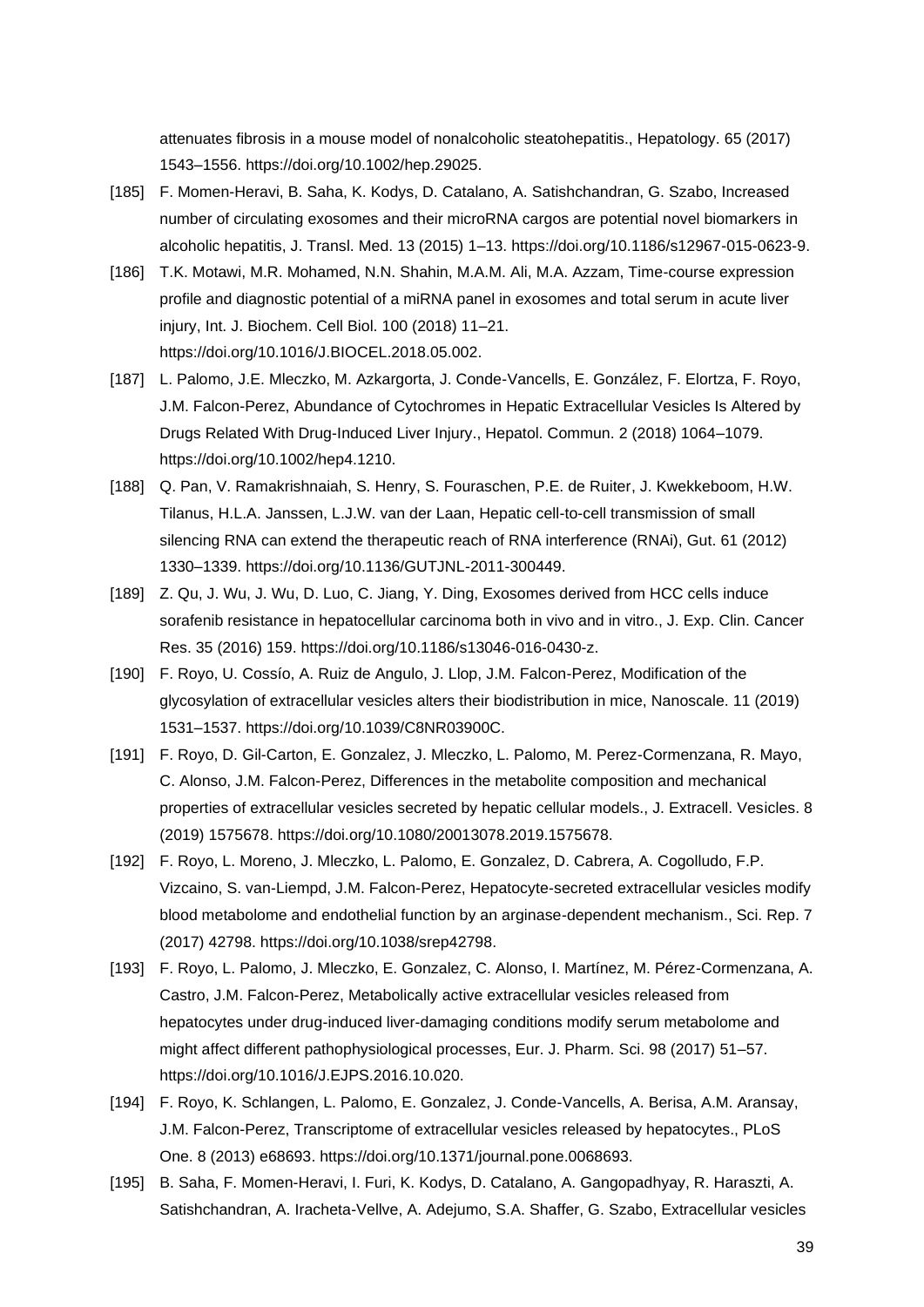attenuates fibrosis in a mouse model of nonalcoholic steatohepatitis., Hepatology. 65 (2017) 1543–1556. https://doi.org/10.1002/hep.29025.

[185] F. Momen-Heravi, B. Saha, K. Kodys, D. Catalano, A. Satishchandran, G. Szabo, Increased number of circulating exosomes and their microRNA cargos are potential novel biomarkers in alcoholic hepatitis, J. Transl. Med. 13 (2015) 1–13. https://doi.org/10.1186/s12967-015-0623-9.

[186] T.K. Motawi, M.R. Mohamed, N.N. Shahin, M.A.M. Ali, M.A. Azzam, Time-course expression profile and diagnostic potential of a miRNA panel in exosomes and total serum in acute liver injury, Int. J. Biochem. Cell Biol. 100 (2018) 11–21. https://doi.org/10.1016/J.BIOCEL.2018.05.002.

[187] L. Palomo, J.E. Mleczko, M. Azkargorta, J. Conde-Vancells, E. González, F. Elortza, F. Royo, J.M. Falcon-Perez, Abundance of Cytochromes in Hepatic Extracellular Vesicles Is Altered by Drugs Related With Drug-Induced Liver Injury., Hepatol. Commun. 2 (2018) 1064–1079. https://doi.org/10.1002/hep4.1210.

[188] Q. Pan, V. Ramakrishnaiah, S. Henry, S. Fouraschen, P.E. de Ruiter, J. Kwekkeboom, H.W. Tilanus, H.L.A. Janssen, L.J.W. van der Laan, Hepatic cell-to-cell transmission of small silencing RNA can extend the therapeutic reach of RNA interference (RNAi), Gut. 61 (2012) 1330–1339. https://doi.org/10.1136/GUTJNL-2011-300449.

[189] Z. Qu, J. Wu, J. Wu, D. Luo, C. Jiang, Y. Ding, Exosomes derived from HCC cells induce sorafenib resistance in hepatocellular carcinoma both in vivo and in vitro., J. Exp. Clin. Cancer Res. 35 (2016) 159. https://doi.org/10.1186/s13046-016-0430-z.

[190] F. Royo, U. Cossío, A. Ruiz de Angulo, J. Llop, J.M. Falcon-Perez, Modification of the glycosylation of extracellular vesicles alters their biodistribution in mice, Nanoscale. 11 (2019) 1531–1537. https://doi.org/10.1039/C8NR03900C.

[191] F. Royo, D. Gil-Carton, E. Gonzalez, J. Mleczko, L. Palomo, M. Perez-Cormenzana, R. Mayo, C. Alonso, J.M. Falcon-Perez, Differences in the metabolite composition and mechanical properties of extracellular vesicles secreted by hepatic cellular models., J. Extracell. Vesicles. 8 (2019) 1575678. https://doi.org/10.1080/20013078.2019.1575678.

[192] F. Royo, L. Moreno, J. Mleczko, L. Palomo, E. Gonzalez, D. Cabrera, A. Cogolludo, F.P. Vizcaino, S. van-Liempd, J.M. Falcon-Perez, Hepatocyte-secreted extracellular vesicles modify blood metabolome and endothelial function by an arginase-dependent mechanism., Sci. Rep. 7 (2017) 42798. https://doi.org/10.1038/srep42798.

[193] F. Royo, L. Palomo, J. Mleczko, E. Gonzalez, C. Alonso, I. Martínez, M. Pérez-Cormenzana, A. Castro, J.M. Falcon-Perez, Metabolically active extracellular vesicles released from hepatocytes under drug-induced liver-damaging conditions modify serum metabolome and might affect different pathophysiological processes, Eur. J. Pharm. Sci. 98 (2017) 51–57. https://doi.org/10.1016/J.EJPS.2016.10.020.

[194] F. Royo, K. Schlangen, L. Palomo, E. Gonzalez, J. Conde-Vancells, A. Berisa, A.M. Aransay, J.M. Falcon-Perez, Transcriptome of extracellular vesicles released by hepatocytes., PLoS One. 8 (2013) e68693. https://doi.org/10.1371/journal.pone.0068693.

[195] B. Saha, F. Momen-Heravi, I. Furi, K. Kodys, D. Catalano, A. Gangopadhyay, R. Haraszti, A. Satishchandran, A. Iracheta-Vellve, A. Adejumo, S.A. Shaffer, G. Szabo, Extracellular vesicles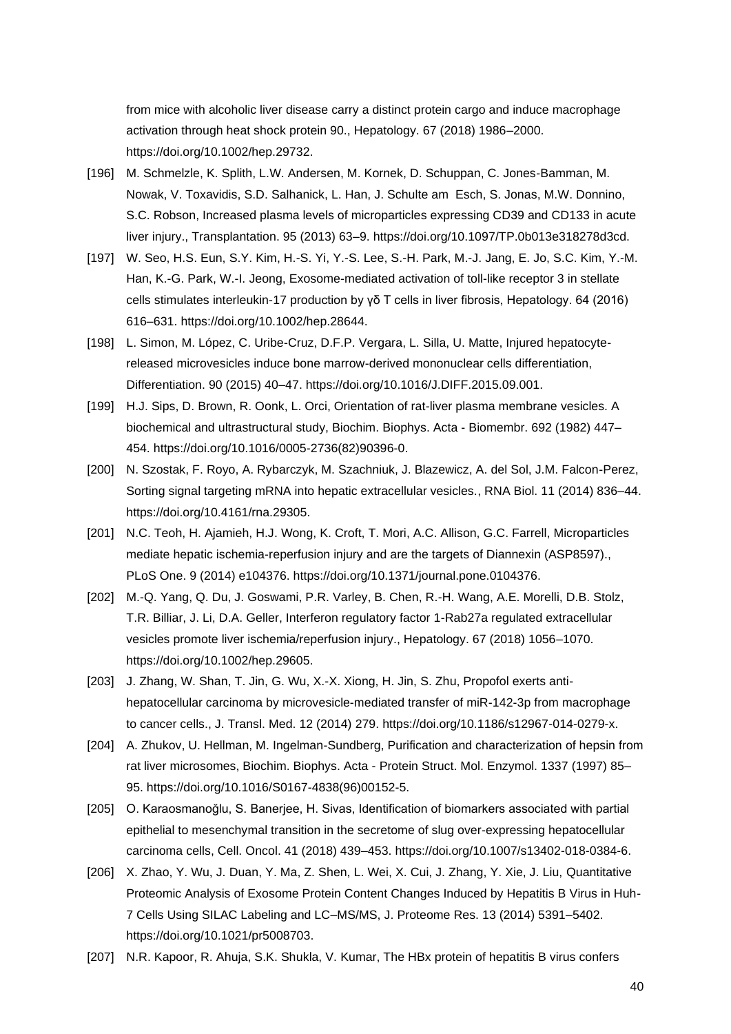from mice with alcoholic liver disease carry a distinct protein cargo and induce macrophage activation through heat shock protein 90., Hepatology. 67 (2018) 1986–2000. https://doi.org/10.1002/hep.29732.

[196] M. Schmelzle, K. Splith, L.W. Andersen, M. Kornek, D. Schuppan, C. Jones-Bamman, M. Nowak, V. Toxavidis, S.D. Salhanick, L. Han, J. Schulte am Esch, S. Jonas, M.W. Donnino, S.C. Robson, Increased plasma levels of microparticles expressing CD39 and CD133 in acute liver injury., Transplantation. 95 (2013) 63–9. https://doi.org/10.1097/TP.0b013e318278d3cd.

[197] W. Seo, H.S. Eun, S.Y. Kim, H.-S. Yi, Y.-S. Lee, S.-H. Park, M.-J. Jang, E. Jo, S.C. Kim, Y.-M. Han, K.-G. Park, W.-I. Jeong, Exosome-mediated activation of toll-like receptor 3 in stellate cells stimulates interleukin-17 production by γδ T cells in liver fibrosis, Hepatology. 64 (2016) 616–631. https://doi.org/10.1002/hep.28644.

[198] L. Simon, M. López, C. Uribe-Cruz, D.F.P. Vergara, L. Silla, U. Matte, Injured hepatocyte-released microvesicles induce bone marrow-derived mononuclear cells differentiation, Differentiation. 90 (2015) 40–47. https://doi.org/10.1016/J.DIFF.2015.09.001.

[199] H.J. Sips, D. Brown, R. Oonk, L. Orci, Orientation of rat-liver plasma membrane vesicles. A biochemical and ultrastructural study, Biochim. Biophys. Acta - Biomembr. 692 (1982) 447–454. https://doi.org/10.1016/0005-2736(82)90396-0.

[200] N. Szostak, F. Royo, A. Rybarczyk, M. Szachniuk, J. Blazewicz, A. del Sol, J.M. Falcon-Perez, Sorting signal targeting mRNA into hepatic extracellular vesicles., RNA Biol. 11 (2014) 836–44. https://doi.org/10.4161/rna.29305.

[201] N.C. Teoh, H. Ajamieh, H.J. Wong, K. Croft, T. Mori, A.C. Allison, G.C. Farrell, Microparticles mediate hepatic ischemia-reperfusion injury and are the targets of Diannexin (ASP8597)., PLoS One. 9 (2014) e104376. https://doi.org/10.1371/journal.pone.0104376.

[202] M.-Q. Yang, Q. Du, J. Goswami, P.R. Varley, B. Chen, R.-H. Wang, A.E. Morelli, D.B. Stolz, T.R. Billiar, J. Li, D.A. Geller, Interferon regulatory factor 1-Rab27a regulated extracellular vesicles promote liver ischemia/reperfusion injury., Hepatology. 67 (2018) 1056–1070. https://doi.org/10.1002/hep.29605.

[203] J. Zhang, W. Shan, T. Jin, G. Wu, X.-X. Xiong, H. Jin, S. Zhu, Propofol exerts anti-hepatocellular carcinoma by microvesicle-mediated transfer of miR-142-3p from macrophage to cancer cells., J. Transl. Med. 12 (2014) 279. https://doi.org/10.1186/s12967-014-0279-x.

[204] A. Zhukov, U. Hellman, M. Ingelman-Sundberg, Purification and characterization of hepsin from rat liver microsomes, Biochim. Biophys. Acta - Protein Struct. Mol. Enzymol. 1337 (1997) 85–95. https://doi.org/10.1016/S0167-4838(96)00152-5.

[205] O. Karaosmanoğlu, S. Banerjee, H. Sivas, Identification of biomarkers associated with partial epithelial to mesenchymal transition in the secretome of slug over-expressing hepatocellular carcinoma cells, Cell. Oncol. 41 (2018) 439–453. https://doi.org/10.1007/s13402-018-0384-6.

[206] X. Zhao, Y. Wu, J. Duan, Y. Ma, Z. Shen, L. Wei, X. Cui, J. Zhang, Y. Xie, J. Liu, Quantitative Proteomic Analysis of Exosome Protein Content Changes Induced by Hepatitis B Virus in Huh-7 Cells Using SILAC Labeling and LC–MS/MS, J. Proteome Res. 13 (2014) 5391–5402. https://doi.org/10.1021/pr5008703.

[207] N.R. Kapoor, R. Ahuja, S.K. Shukla, V. Kumar, The HBx protein of hepatitis B virus confers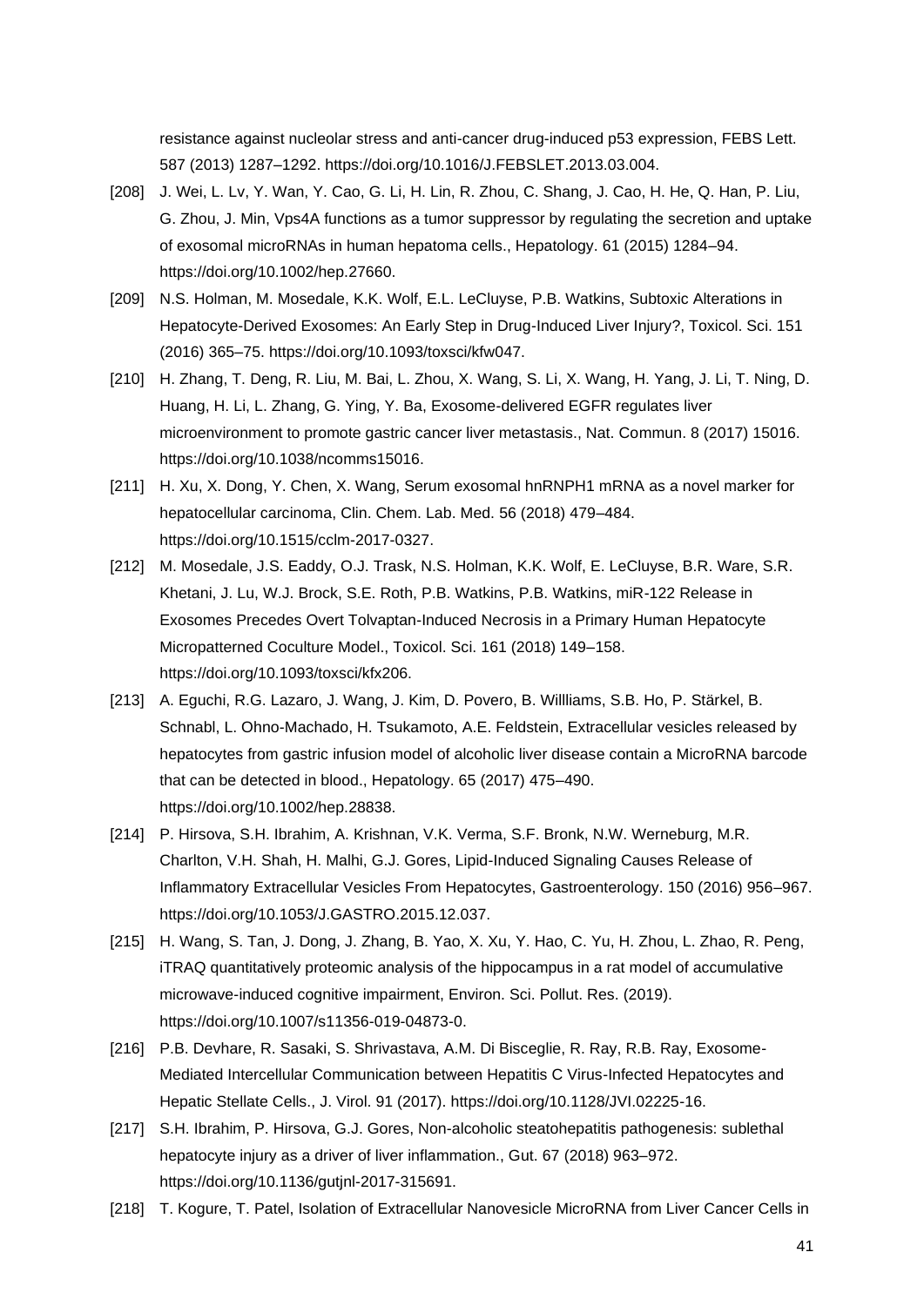resistance against nucleolar stress and anti-cancer drug-induced p53 expression, FEBS Lett. 587 (2013) 1287–1292. https://doi.org/10.1016/J.FEBSLET.2013.03.004.

[208] J. Wei, L. Lv, Y. Wan, Y. Cao, G. Li, H. Lin, R. Zhou, C. Shang, J. Cao, H. He, Q. Han, P. Liu, G. Zhou, J. Min, Vps4A functions as a tumor suppressor by regulating the secretion and uptake of exosomal microRNAs in human hepatoma cells., Hepatology. 61 (2015) 1284–94. https://doi.org/10.1002/hep.27660.

[209] N.S. Holman, M. Mosedale, K.K. Wolf, E.L. LeCluyse, P.B. Watkins, Subtoxic Alterations in Hepatocyte-Derived Exosomes: An Early Step in Drug-Induced Liver Injury?, Toxicol. Sci. 151 (2016) 365–75. https://doi.org/10.1093/toxsci/kfw047.

[210] H. Zhang, T. Deng, R. Liu, M. Bai, L. Zhou, X. Wang, S. Li, X. Wang, H. Yang, J. Li, T. Ning, D. Huang, H. Li, L. Zhang, G. Ying, Y. Ba, Exosome-delivered EGFR regulates liver microenvironment to promote gastric cancer liver metastasis., Nat. Commun. 8 (2017) 15016. https://doi.org/10.1038/ncomms15016.

[211] H. Xu, X. Dong, Y. Chen, X. Wang, Serum exosomal hnRNPH1 mRNA as a novel marker for hepatocellular carcinoma, Clin. Chem. Lab. Med. 56 (2018) 479–484. https://doi.org/10.1515/cclm-2017-0327.

[212] M. Mosedale, J.S. Eaddy, O.J. Trask, N.S. Holman, K.K. Wolf, E. LeCluyse, B.R. Ware, S.R. Khetani, J. Lu, W.J. Brock, S.E. Roth, P.B. Watkins, P.B. Watkins, miR-122 Release in Exosomes Precedes Overt Tolvaptan-Induced Necrosis in a Primary Human Hepatocyte Micropatterned Coculture Model., Toxicol. Sci. 161 (2018) 149–158. https://doi.org/10.1093/toxsci/kfx206.

[213] A. Eguchi, R.G. Lazaro, J. Wang, J. Kim, D. Povero, B. Willliams, S.B. Ho, P. Stärkel, B. Schnabl, L. Ohno-Machado, H. Tsukamoto, A.E. Feldstein, Extracellular vesicles released by hepatocytes from gastric infusion model of alcoholic liver disease contain a MicroRNA barcode that can be detected in blood., Hepatology. 65 (2017) 475–490. https://doi.org/10.1002/hep.28838.

[214] P. Hirsova, S.H. Ibrahim, A. Krishnan, V.K. Verma, S.F. Bronk, N.W. Werneburg, M.R. Charlton, V.H. Shah, H. Malhi, G.J. Gores, Lipid-Induced Signaling Causes Release of Inflammatory Extracellular Vesicles From Hepatocytes, Gastroenterology. 150 (2016) 956–967. https://doi.org/10.1053/J.GASTRO.2015.12.037.

[215] H. Wang, S. Tan, J. Dong, J. Zhang, B. Yao, X. Xu, Y. Hao, C. Yu, H. Zhou, L. Zhao, R. Peng, iTRAQ quantitatively proteomic analysis of the hippocampus in a rat model of accumulative microwave-induced cognitive impairment, Environ. Sci. Pollut. Res. (2019). https://doi.org/10.1007/s11356-019-04873-0.

[216] P.B. Devhare, R. Sasaki, S. Shrivastava, A.M. Di Bisceglie, R. Ray, R.B. Ray, Exosome-Mediated Intercellular Communication between Hepatitis C Virus-Infected Hepatocytes and Hepatic Stellate Cells., J. Virol. 91 (2017). https://doi.org/10.1128/JVI.02225-16.

[217] S.H. Ibrahim, P. Hirsova, G.J. Gores, Non-alcoholic steatohepatitis pathogenesis: sublethal hepatocyte injury as a driver of liver inflammation., Gut. 67 (2018) 963–972. https://doi.org/10.1136/gutjnl-2017-315691.

[218] T. Kogure, T. Patel, Isolation of Extracellular Nanovesicle MicroRNA from Liver Cancer Cells in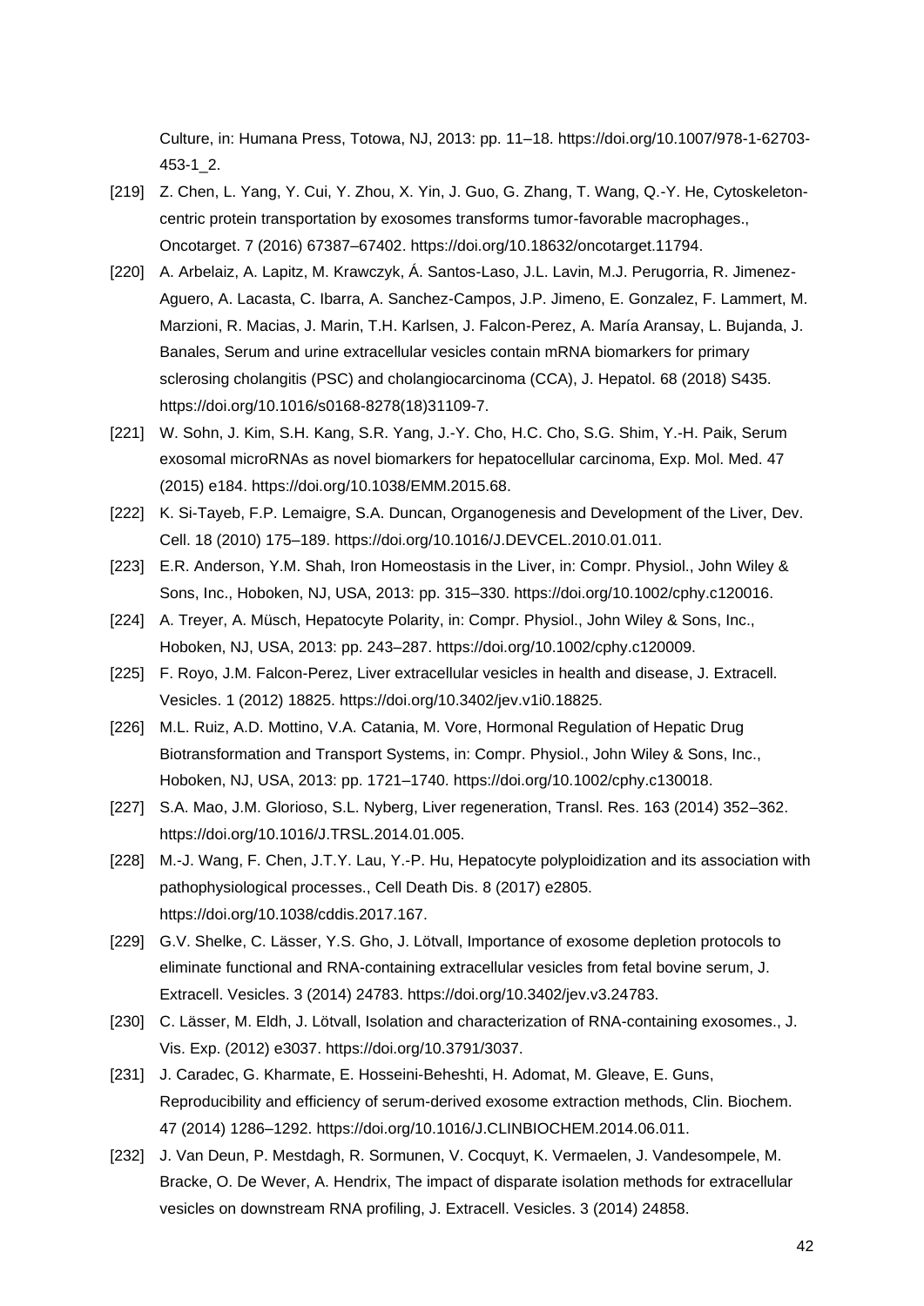Culture, in: Humana Press, Totowa, NJ, 2013: pp. 11–18. https://doi.org/10.1007/978-1-62703-453-1_2.

[219] Z. Chen, L. Yang, Y. Cui, Y. Zhou, X. Yin, J. Guo, G. Zhang, T. Wang, Q.-Y. He, Cytoskeleton-centric protein transportation by exosomes transforms tumor-favorable macrophages., Oncotarget. 7 (2016) 67387–67402. https://doi.org/10.18632/oncotarget.11794.

[220] A. Arbelaiz, A. Lapitz, M. Krawczyk, Á. Santos-Laso, J.L. Lavin, M.J. Perugorria, R. Jimenez-Aguero, A. Lacasta, C. Ibarra, A. Sanchez-Campos, J.P. Jimeno, E. Gonzalez, F. Lammert, M. Marzioni, R. Macias, J. Marin, T.H. Karlsen, J. Falcon-Perez, A. María Aransay, L. Bujanda, J. Banales, Serum and urine extracellular vesicles contain mRNA biomarkers for primary sclerosing cholangitis (PSC) and cholangiocarcinoma (CCA), J. Hepatol. 68 (2018) S435. https://doi.org/10.1016/s0168-8278(18)31109-7.

[221] W. Sohn, J. Kim, S.H. Kang, S.R. Yang, J.-Y. Cho, H.C. Cho, S.G. Shim, Y.-H. Paik, Serum exosomal microRNAs as novel biomarkers for hepatocellular carcinoma, Exp. Mol. Med. 47 (2015) e184. https://doi.org/10.1038/EMM.2015.68.

[222] K. Si-Tayeb, F.P. Lemaigre, S.A. Duncan, Organogenesis and Development of the Liver, Dev. Cell. 18 (2010) 175–189. https://doi.org/10.1016/J.DEVCEL.2010.01.011.

[223] E.R. Anderson, Y.M. Shah, Iron Homeostasis in the Liver, in: Compr. Physiol., John Wiley & Sons, Inc., Hoboken, NJ, USA, 2013: pp. 315–330. https://doi.org/10.1002/cphy.c120016.

[224] A. Treyer, A. Müsch, Hepatocyte Polarity, in: Compr. Physiol., John Wiley & Sons, Inc., Hoboken, NJ, USA, 2013: pp. 243–287. https://doi.org/10.1002/cphy.c120009.

[225] F. Royo, J.M. Falcon-Perez, Liver extracellular vesicles in health and disease, J. Extracell. Vesicles. 1 (2012) 18825. https://doi.org/10.3402/jev.v1i0.18825.

[226] M.L. Ruiz, A.D. Mottino, V.A. Catania, M. Vore, Hormonal Regulation of Hepatic Drug Biotransformation and Transport Systems, in: Compr. Physiol., John Wiley & Sons, Inc., Hoboken, NJ, USA, 2013: pp. 1721–1740. https://doi.org/10.1002/cphy.c130018.

[227] S.A. Mao, J.M. Glorioso, S.L. Nyberg, Liver regeneration, Transl. Res. 163 (2014) 352–362. https://doi.org/10.1016/J.TRSL.2014.01.005.

[228] M.-J. Wang, F. Chen, J.T.Y. Lau, Y.-P. Hu, Hepatocyte polyploidization and its association with pathophysiological processes., Cell Death Dis. 8 (2017) e2805. https://doi.org/10.1038/cddis.2017.167.

[229] G.V. Shelke, C. Lässer, Y.S. Gho, J. Lötvall, Importance of exosome depletion protocols to eliminate functional and RNA-containing extracellular vesicles from fetal bovine serum, J. Extracell. Vesicles. 3 (2014) 24783. https://doi.org/10.3402/jev.v3.24783.

[230] C. Lässer, M. Eldh, J. Lötvall, Isolation and characterization of RNA-containing exosomes., J. Vis. Exp. (2012) e3037. https://doi.org/10.3791/3037.

[231] J. Caradec, G. Kharmate, E. Hosseini-Beheshti, H. Adomat, M. Gleave, E. Guns, Reproducibility and efficiency of serum-derived exosome extraction methods, Clin. Biochem. 47 (2014) 1286–1292. https://doi.org/10.1016/J.CLINBIOCHEM.2014.06.011.

[232] J. Van Deun, P. Mestdagh, R. Sormunen, V. Cocquyt, K. Vermaelen, J. Vandesompele, M. Bracke, O. De Wever, A. Hendrix, The impact of disparate isolation methods for extracellular vesicles on downstream RNA profiling, J. Extracell. Vesicles. 3 (2014) 24858.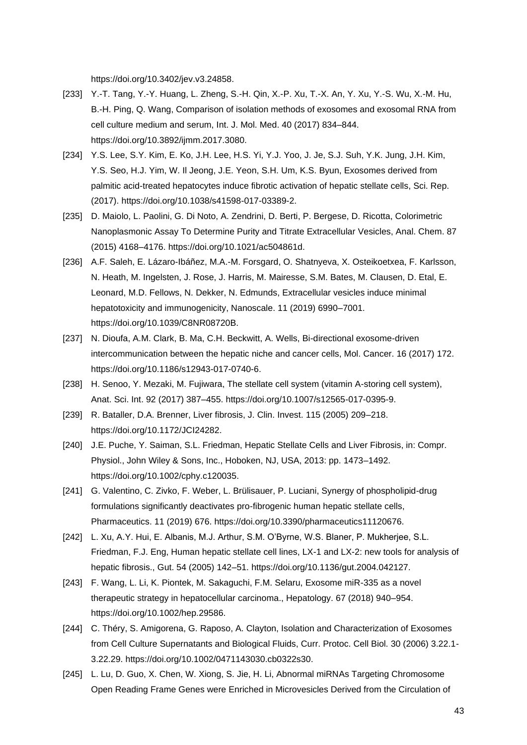https://doi.org/10.3402/jev.v3.24858.

[233] Y.-T. Tang, Y.-Y. Huang, L. Zheng, S.-H. Qin, X.-P. Xu, T.-X. An, Y. Xu, Y.-S. Wu, X.-M. Hu, B.-H. Ping, Q. Wang, Comparison of isolation methods of exosomes and exosomal RNA from cell culture medium and serum, Int. J. Mol. Med. 40 (2017) 834–844. https://doi.org/10.3892/ijmm.2017.3080.

[234] Y.S. Lee, S.Y. Kim, E. Ko, J.H. Lee, H.S. Yi, Y.J. Yoo, J. Je, S.J. Suh, Y.K. Jung, J.H. Kim, Y.S. Seo, H.J. Yim, W. Il Jeong, J.E. Yeon, S.H. Um, K.S. Byun, Exosomes derived from palmitic acid-treated hepatocytes induce fibrotic activation of hepatic stellate cells, Sci. Rep. (2017). https://doi.org/10.1038/s41598-017-03389-2.

[235] D. Maiolo, L. Paolini, G. Di Noto, A. Zendrini, D. Berti, P. Bergese, D. Ricotta, Colorimetric Nanoplasmonic Assay To Determine Purity and Titrate Extracellular Vesicles, Anal. Chem. 87 (2015) 4168–4176. https://doi.org/10.1021/ac504861d.

[236] A.F. Saleh, E. Lázaro-Ibáñez, M.A.-M. Forsgard, O. Shatnyeva, X. Osteikoetxea, F. Karlsson, N. Heath, M. Ingelsten, J. Rose, J. Harris, M. Mairesse, S.M. Bates, M. Clausen, D. Etal, E. Leonard, M.D. Fellows, N. Dekker, N. Edmunds, Extracellular vesicles induce minimal hepatotoxicity and immunogenicity, Nanoscale. 11 (2019) 6990–7001. https://doi.org/10.1039/C8NR08720B.

[237] N. Dioufa, A.M. Clark, B. Ma, C.H. Beckwitt, A. Wells, Bi-directional exosome-driven intercommunication between the hepatic niche and cancer cells, Mol. Cancer. 16 (2017) 172. https://doi.org/10.1186/s12943-017-0740-6.

[238] H. Senoo, Y. Mezaki, M. Fujiwara, The stellate cell system (vitamin A-storing cell system), Anat. Sci. Int. 92 (2017) 387–455. https://doi.org/10.1007/s12565-017-0395-9.

[239] R. Bataller, D.A. Brenner, Liver fibrosis, J. Clin. Invest. 115 (2005) 209–218. https://doi.org/10.1172/JCI24282.

[240] J.E. Puche, Y. Saiman, S.L. Friedman, Hepatic Stellate Cells and Liver Fibrosis, in: Compr. Physiol., John Wiley & Sons, Inc., Hoboken, NJ, USA, 2013: pp. 1473–1492. https://doi.org/10.1002/cphy.c120035.

[241] G. Valentino, C. Zivko, F. Weber, L. Brülisauer, P. Luciani, Synergy of phospholipid-drug formulations significantly deactivates pro-fibrogenic human hepatic stellate cells, Pharmaceutics. 11 (2019) 676. https://doi.org/10.3390/pharmaceutics11120676.

[242] L. Xu, A.Y. Hui, E. Albanis, M.J. Arthur, S.M. O'Byrne, W.S. Blaner, P. Mukherjee, S.L. Friedman, F.J. Eng, Human hepatic stellate cell lines, LX-1 and LX-2: new tools for analysis of hepatic fibrosis., Gut. 54 (2005) 142–51. https://doi.org/10.1136/gut.2004.042127.

[243] F. Wang, L. Li, K. Piontek, M. Sakaguchi, F.M. Selaru, Exosome miR-335 as a novel therapeutic strategy in hepatocellular carcinoma., Hepatology. 67 (2018) 940–954. https://doi.org/10.1002/hep.29586.

[244] C. Théry, S. Amigorena, G. Raposo, A. Clayton, Isolation and Characterization of Exosomes from Cell Culture Supernatants and Biological Fluids, Curr. Protoc. Cell Biol. 30 (2006) 3.22.1-3.22.29. https://doi.org/10.1002/0471143030.cb0322s30.

[245] L. Lu, D. Guo, X. Chen, W. Xiong, S. Jie, H. Li, Abnormal miRNAs Targeting Chromosome Open Reading Frame Genes were Enriched in Microvesicles Derived from the Circulation of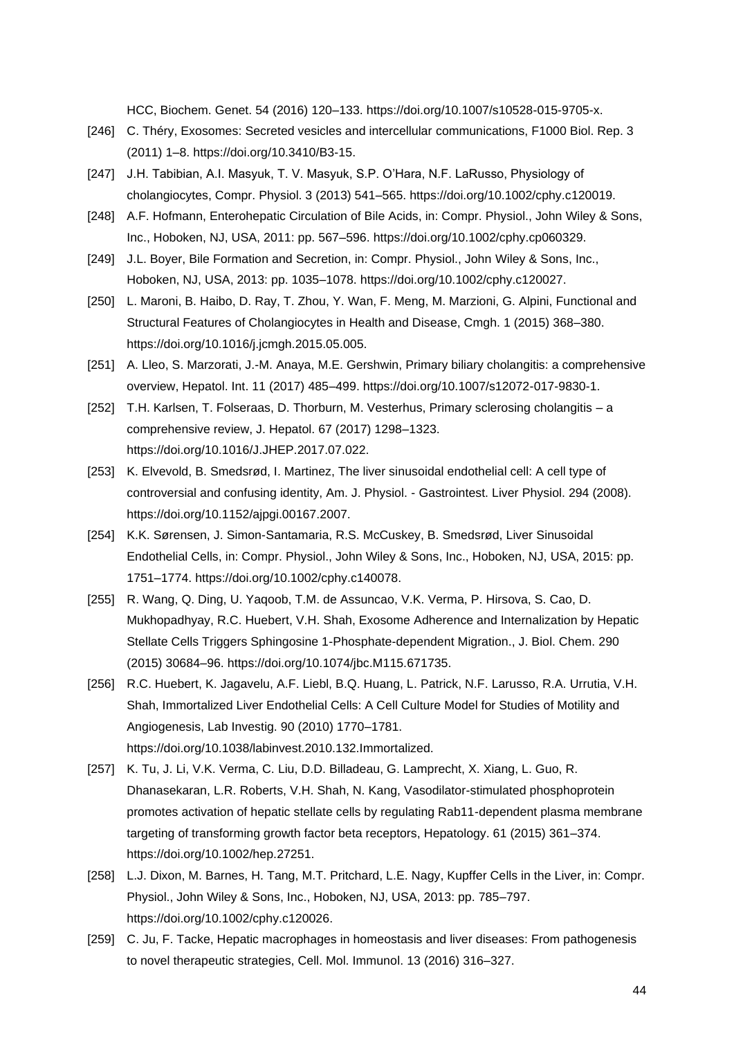HCC, Biochem. Genet. 54 (2016) 120–133. https://doi.org/10.1007/s10528-015-9705-x.

[246] C. Théry, Exosomes: Secreted vesicles and intercellular communications, F1000 Biol. Rep. 3 (2011) 1–8. https://doi.org/10.3410/B3-15.

[247] J.H. Tabibian, A.I. Masyuk, T. V. Masyuk, S.P. O'Hara, N.F. LaRusso, Physiology of cholangiocytes, Compr. Physiol. 3 (2013) 541–565. https://doi.org/10.1002/cphy.c120019.

[248] A.F. Hofmann, Enterohepatic Circulation of Bile Acids, in: Compr. Physiol., John Wiley & Sons, Inc., Hoboken, NJ, USA, 2011: pp. 567–596. https://doi.org/10.1002/cphy.cp060329.

[249] J.L. Boyer, Bile Formation and Secretion, in: Compr. Physiol., John Wiley & Sons, Inc., Hoboken, NJ, USA, 2013: pp. 1035–1078. https://doi.org/10.1002/cphy.c120027.

[250] L. Maroni, B. Haibo, D. Ray, T. Zhou, Y. Wan, F. Meng, M. Marzioni, G. Alpini, Functional and Structural Features of Cholangiocytes in Health and Disease, Cmgh. 1 (2015) 368–380. https://doi.org/10.1016/j.jcmgh.2015.05.005.

[251] A. Lleo, S. Marzorati, J.-M. Anaya, M.E. Gershwin, Primary biliary cholangitis: a comprehensive overview, Hepatol. Int. 11 (2017) 485–499. https://doi.org/10.1007/s12072-017-9830-1.

[252] T.H. Karlsen, T. Folseraas, D. Thorburn, M. Vesterhus, Primary sclerosing cholangitis – a comprehensive review, J. Hepatol. 67 (2017) 1298–1323. https://doi.org/10.1016/J.JHEP.2017.07.022.

[253] K. Elvevold, B. Smedsrød, I. Martinez, The liver sinusoidal endothelial cell: A cell type of controversial and confusing identity, Am. J. Physiol. - Gastrointest. Liver Physiol. 294 (2008). https://doi.org/10.1152/ajpgi.00167.2007.

[254] K.K. Sørensen, J. Simon-Santamaria, R.S. McCuskey, B. Smedsrød, Liver Sinusoidal Endothelial Cells, in: Compr. Physiol., John Wiley & Sons, Inc., Hoboken, NJ, USA, 2015: pp. 1751–1774. https://doi.org/10.1002/cphy.c140078.

[255] R. Wang, Q. Ding, U. Yaqoob, T.M. de Assuncao, V.K. Verma, P. Hirsova, S. Cao, D. Mukhopadhyay, R.C. Huebert, V.H. Shah, Exosome Adherence and Internalization by Hepatic Stellate Cells Triggers Sphingosine 1-Phosphate-dependent Migration., J. Biol. Chem. 290 (2015) 30684–96. https://doi.org/10.1074/jbc.M115.671735.

[256] R.C. Huebert, K. Jagavelu, A.F. Liebl, B.Q. Huang, L. Patrick, N.F. Larusso, R.A. Urrutia, V.H. Shah, Immortalized Liver Endothelial Cells: A Cell Culture Model for Studies of Motility and Angiogenesis, Lab Investig. 90 (2010) 1770–1781. https://doi.org/10.1038/labinvest.2010.132.Immortalized.

[257] K. Tu, J. Li, V.K. Verma, C. Liu, D.D. Billadeau, G. Lamprecht, X. Xiang, L. Guo, R. Dhanasekaran, L.R. Roberts, V.H. Shah, N. Kang, Vasodilator-stimulated phosphoprotein promotes activation of hepatic stellate cells by regulating Rab11-dependent plasma membrane targeting of transforming growth factor beta receptors, Hepatology. 61 (2015) 361–374. https://doi.org/10.1002/hep.27251.

[258] L.J. Dixon, M. Barnes, H. Tang, M.T. Pritchard, L.E. Nagy, Kupffer Cells in the Liver, in: Compr. Physiol., John Wiley & Sons, Inc., Hoboken, NJ, USA, 2013: pp. 785–797. https://doi.org/10.1002/cphy.c120026.

[259] C. Ju, F. Tacke, Hepatic macrophages in homeostasis and liver diseases: From pathogenesis to novel therapeutic strategies, Cell. Mol. Immunol. 13 (2016) 316–327.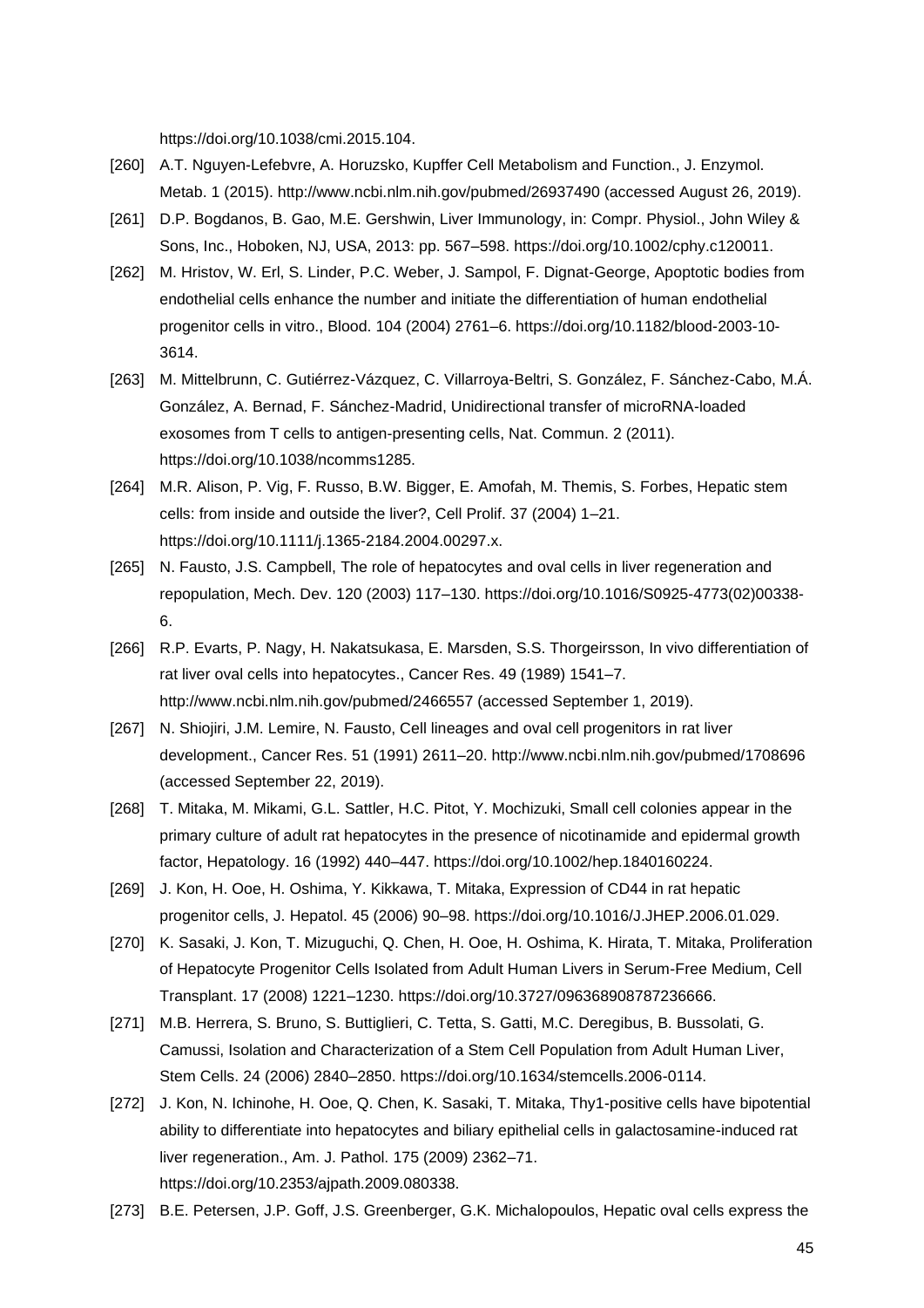https://doi.org/10.1038/cmi.2015.104.

[260] A.T. Nguyen-Lefebvre, A. Horuzsko, Kupffer Cell Metabolism and Function., J. Enzymol. Metab. 1 (2015). http://www.ncbi.nlm.nih.gov/pubmed/26937490 (accessed August 26, 2019).

[261] D.P. Bogdanos, B. Gao, M.E. Gershwin, Liver Immunology, in: Compr. Physiol., John Wiley & Sons, Inc., Hoboken, NJ, USA, 2013: pp. 567–598. https://doi.org/10.1002/cphy.c120011.

[262] M. Hristov, W. Erl, S. Linder, P.C. Weber, J. Sampol, F. Dignat-George, Apoptotic bodies from endothelial cells enhance the number and initiate the differentiation of human endothelial progenitor cells in vitro., Blood. 104 (2004) 2761–6. https://doi.org/10.1182/blood-2003-10-3614.

[263] M. Mittelbrunn, C. Gutiérrez-Vázquez, C. Villarroya-Beltri, S. González, F. Sánchez-Cabo, M.Á. González, A. Bernad, F. Sánchez-Madrid, Unidirectional transfer of microRNA-loaded exosomes from T cells to antigen-presenting cells, Nat. Commun. 2 (2011). https://doi.org/10.1038/ncomms1285.

[264] M.R. Alison, P. Vig, F. Russo, B.W. Bigger, E. Amofah, M. Themis, S. Forbes, Hepatic stem cells: from inside and outside the liver?, Cell Prolif. 37 (2004) 1–21. https://doi.org/10.1111/j.1365-2184.2004.00297.x.

[265] N. Fausto, J.S. Campbell, The role of hepatocytes and oval cells in liver regeneration and repopulation, Mech. Dev. 120 (2003) 117–130. https://doi.org/10.1016/S0925-4773(02)00338-6.

[266] R.P. Evarts, P. Nagy, H. Nakatsukasa, E. Marsden, S.S. Thorgeirsson, In vivo differentiation of rat liver oval cells into hepatocytes., Cancer Res. 49 (1989) 1541–7. http://www.ncbi.nlm.nih.gov/pubmed/2466557 (accessed September 1, 2019).

[267] N. Shiojiri, J.M. Lemire, N. Fausto, Cell lineages and oval cell progenitors in rat liver development., Cancer Res. 51 (1991) 2611–20. http://www.ncbi.nlm.nih.gov/pubmed/1708696 (accessed September 22, 2019).

[268] T. Mitaka, M. Mikami, G.L. Sattler, H.C. Pitot, Y. Mochizuki, Small cell colonies appear in the primary culture of adult rat hepatocytes in the presence of nicotinamide and epidermal growth factor, Hepatology. 16 (1992) 440–447. https://doi.org/10.1002/hep.1840160224.

[269] J. Kon, H. Ooe, H. Oshima, Y. Kikkawa, T. Mitaka, Expression of CD44 in rat hepatic progenitor cells, J. Hepatol. 45 (2006) 90–98. https://doi.org/10.1016/J.JHEP.2006.01.029.

[270] K. Sasaki, J. Kon, T. Mizuguchi, Q. Chen, H. Ooe, H. Oshima, K. Hirata, T. Mitaka, Proliferation of Hepatocyte Progenitor Cells Isolated from Adult Human Livers in Serum-Free Medium, Cell Transplant. 17 (2008) 1221–1230. https://doi.org/10.3727/096368908787236666.

[271] M.B. Herrera, S. Bruno, S. Buttiglieri, C. Tetta, S. Gatti, M.C. Deregibus, B. Bussolati, G. Camussi, Isolation and Characterization of a Stem Cell Population from Adult Human Liver, Stem Cells. 24 (2006) 2840–2850. https://doi.org/10.1634/stemcells.2006-0114.

[272] J. Kon, N. Ichinohe, H. Ooe, Q. Chen, K. Sasaki, T. Mitaka, Thy1-positive cells have bipotential ability to differentiate into hepatocytes and biliary epithelial cells in galactosamine-induced rat liver regeneration., Am. J. Pathol. 175 (2009) 2362–71. https://doi.org/10.2353/ajpath.2009.080338.

[273] B.E. Petersen, J.P. Goff, J.S. Greenberger, G.K. Michalopoulos, Hepatic oval cells express the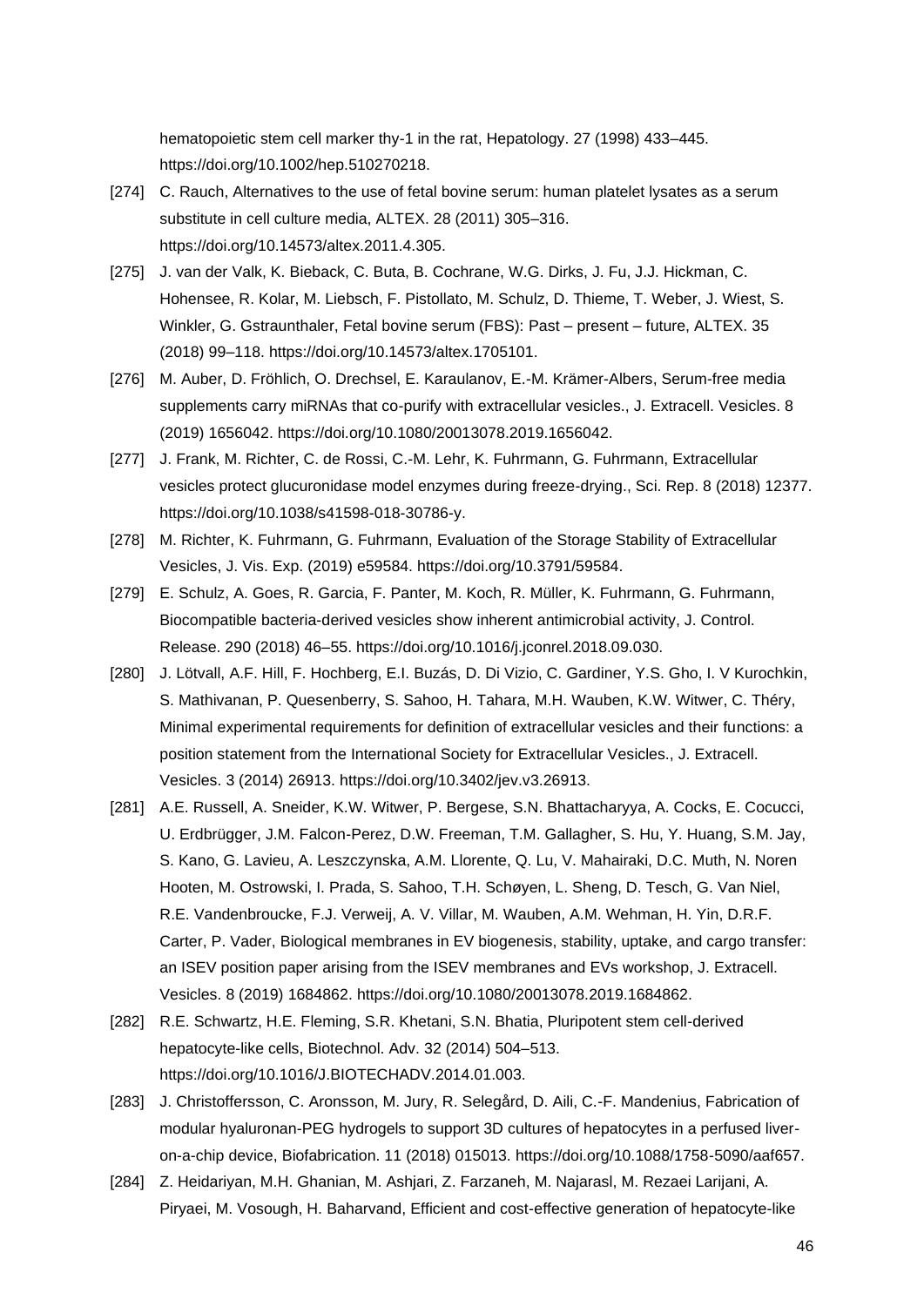hematopoietic stem cell marker thy-1 in the rat, Hepatology. 27 (1998) 433–445. https://doi.org/10.1002/hep.510270218.

[274] C. Rauch, Alternatives to the use of fetal bovine serum: human platelet lysates as a serum substitute in cell culture media, ALTEX. 28 (2011) 305–316. https://doi.org/10.14573/altex.2011.4.305.

[275] J. van der Valk, K. Bieback, C. Buta, B. Cochrane, W.G. Dirks, J. Fu, J.J. Hickman, C. Hohensee, R. Kolar, M. Liebsch, F. Pistollato, M. Schulz, D. Thieme, T. Weber, J. Wiest, S. Winkler, G. Gstraunthaler, Fetal bovine serum (FBS): Past – present – future, ALTEX. 35 (2018) 99–118. https://doi.org/10.14573/altex.1705101.

[276] M. Auber, D. Fröhlich, O. Drechsel, E. Karaulanov, E.-M. Krämer-Albers, Serum-free media supplements carry miRNAs that co-purify with extracellular vesicles., J. Extracell. Vesicles. 8 (2019) 1656042. https://doi.org/10.1080/20013078.2019.1656042.

[277] J. Frank, M. Richter, C. de Rossi, C.-M. Lehr, K. Fuhrmann, G. Fuhrmann, Extracellular vesicles protect glucuronidase model enzymes during freeze-drying., Sci. Rep. 8 (2018) 12377. https://doi.org/10.1038/s41598-018-30786-y.

[278] M. Richter, K. Fuhrmann, G. Fuhrmann, Evaluation of the Storage Stability of Extracellular Vesicles, J. Vis. Exp. (2019) e59584. https://doi.org/10.3791/59584.

[279] E. Schulz, A. Goes, R. Garcia, F. Panter, M. Koch, R. Müller, K. Fuhrmann, G. Fuhrmann, Biocompatible bacteria-derived vesicles show inherent antimicrobial activity, J. Control. Release. 290 (2018) 46–55. https://doi.org/10.1016/j.jconrel.2018.09.030.

[280] J. Lötvall, A.F. Hill, F. Hochberg, E.I. Buzás, D. Di Vizio, C. Gardiner, Y.S. Gho, I. V Kurochkin, S. Mathivanan, P. Quesenberry, S. Sahoo, H. Tahara, M.H. Wauben, K.W. Witwer, C. Théry, Minimal experimental requirements for definition of extracellular vesicles and their functions: a position statement from the International Society for Extracellular Vesicles., J. Extracell. Vesicles. 3 (2014) 26913. https://doi.org/10.3402/jev.v3.26913.

[281] A.E. Russell, A. Sneider, K.W. Witwer, P. Bergese, S.N. Bhattacharyya, A. Cocks, E. Cocucci, U. Erdbrügger, J.M. Falcon-Perez, D.W. Freeman, T.M. Gallagher, S. Hu, Y. Huang, S.M. Jay, S. Kano, G. Lavieu, A. Leszczynska, A.M. Llorente, Q. Lu, V. Mahairaki, D.C. Muth, N. Noren Hooten, M. Ostrowski, I. Prada, S. Sahoo, T.H. Schøyen, L. Sheng, D. Tesch, G. Van Niel, R.E. Vandenbroucke, F.J. Verweij, A. V. Villar, M. Wauben, A.M. Wehman, H. Yin, D.R.F. Carter, P. Vader, Biological membranes in EV biogenesis, stability, uptake, and cargo transfer: an ISEV position paper arising from the ISEV membranes and EVs workshop, J. Extracell. Vesicles. 8 (2019) 1684862. https://doi.org/10.1080/20013078.2019.1684862.

[282] R.E. Schwartz, H.E. Fleming, S.R. Khetani, S.N. Bhatia, Pluripotent stem cell-derived hepatocyte-like cells, Biotechnol. Adv. 32 (2014) 504–513. https://doi.org/10.1016/J.BIOTECHADV.2014.01.003.

[283] J. Christoffersson, C. Aronsson, M. Jury, R. Selegård, D. Aili, C.-F. Mandenius, Fabrication of modular hyaluronan-PEG hydrogels to support 3D cultures of hepatocytes in a perfused liver-on-a-chip device, Biofabrication. 11 (2018) 015013. https://doi.org/10.1088/1758-5090/aaf657.

[284] Z. Heidariyan, M.H. Ghanian, M. Ashjari, Z. Farzaneh, M. Najarasl, M. Rezaei Larijani, A. Piryaei, M. Vosough, H. Baharvand, Efficient and cost-effective generation of hepatocyte-like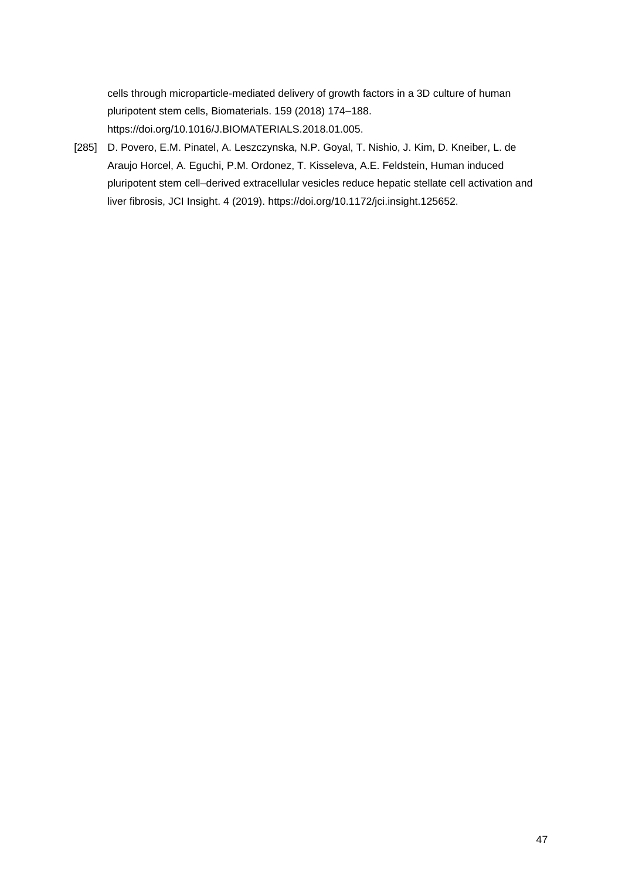cells through microparticle-mediated delivery of growth factors in a 3D culture of human pluripotent stem cells, Biomaterials. 159 (2018) 174–188. https://doi.org/10.1016/J.BIOMATERIALS.2018.01.005.

[285] D. Povero, E.M. Pinatel, A. Leszczynska, N.P. Goyal, T. Nishio, J. Kim, D. Kneiber, L. de Araujo Horcel, A. Eguchi, P.M. Ordonez, T. Kisseleva, A.E. Feldstein, Human induced pluripotent stem cell–derived extracellular vesicles reduce hepatic stellate cell activation and liver fibrosis, JCI Insight. 4 (2019). https://doi.org/10.1172/jci.insight.125652.